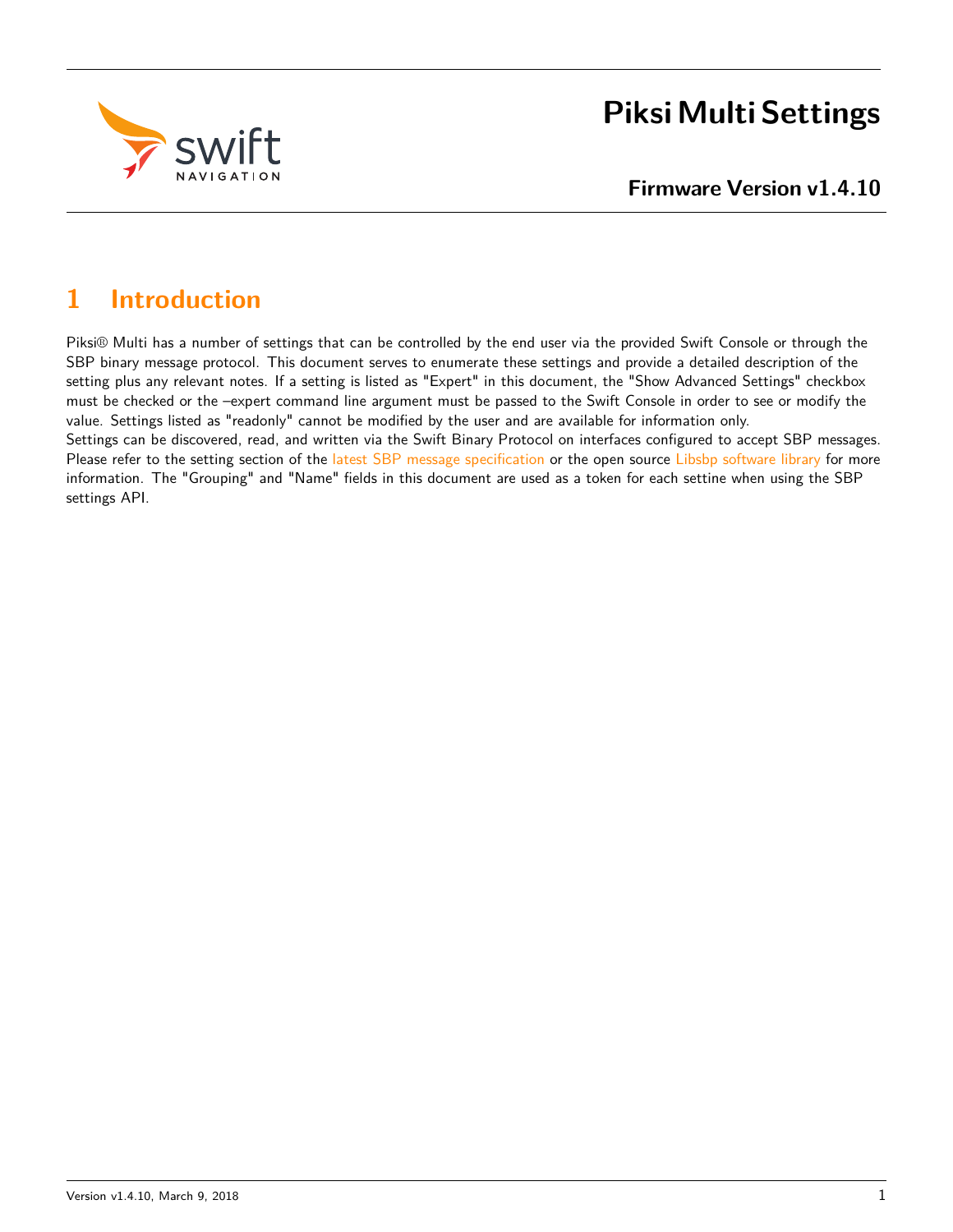# Piksi Multi Settings

**Firmware Version v1.4.10**

## 1 Introduction

Piksi® Multi has a number of settings that can be controlled by the end user via the provided Swift Console or through the SBP binary message protocol. This document serves to enumerate these settings and provide a detailed description of the setting plus any relevant notes. If a setting is listed as "Expert" in this document, the "Show Advanced Settings" checkbox must be checked or the –expert command line argument must be passed to the Swift Console in order to see or modify the value. Settings listed as "readonly" cannot be modified by the user and are available for information only.
Settings can be discovered, read, and written via the Swift Binary Protocol on interfaces configured to accept SBP messages. Please refer to the setting section of the latest SBP message specification or the open source Libsbp software library for more information. The "Grouping" and "Name" fields in this document are used as a token for each settine when using the SBP settings API.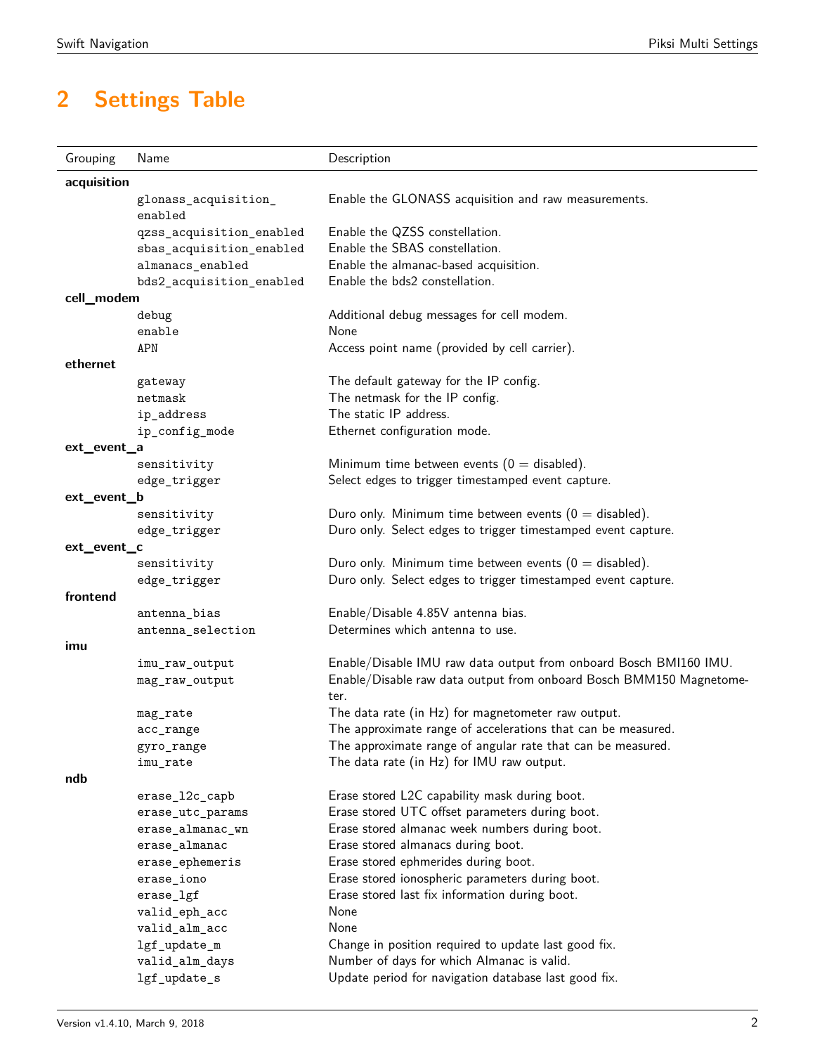# 2 Settings Table

| Grouping | Name | Description |
|---|---|---|
| **acquisition** | | |
| | glonass_acquisition_enabled | Enable the GLONASS acquisition and raw measurements. |
| | qzss_acquisition_enabled | Enable the QZSS constellation. |
| | sbas_acquisition_enabled | Enable the SBAS constellation. |
| | almanacs_enabled | Enable the almanac-based acquisition. |
| | bds2_acquisition_enabled | Enable the bds2 constellation. |
| **cell_modem** | | |
| | debug | Additional debug messages for cell modem. |
| | enable | None |
| | APN | Access point name (provided by cell carrier). |
| **ethernet** | | |
| | gateway | The default gateway for the IP config. |
| | netmask | The netmask for the IP config. |
| | ip_address | The static IP address. |
| | ip_config_mode | Ethernet configuration mode. |
| **ext_event_a** | | |
| | sensitivity | Minimum time between events (0 = disabled). |
| | edge_trigger | Select edges to trigger timestamped event capture. |
| **ext_event_b** | | |
| | sensitivity | Duro only. Minimum time between events (0 = disabled). |
| | edge_trigger | Duro only. Select edges to trigger timestamped event capture. |
| **ext_event_c** | | |
| | sensitivity | Duro only. Minimum time between events (0 = disabled). |
| | edge_trigger | Duro only. Select edges to trigger timestamped event capture. |
| **frontend** | | |
| | antenna_bias | Enable/Disable 4.85V antenna bias. |
| | antenna_selection | Determines which antenna to use. |
| **imu** | | |
| | imu_raw_output | Enable/Disable IMU raw data output from onboard Bosch BMI160 IMU. |
| | mag_raw_output | Enable/Disable raw data output from onboard Bosch BMM150 Magnetometer. |
| | mag_rate | The data rate (in Hz) for magnetometer raw output. |
| | acc_range | The approximate range of accelerations that can be measured. |
| | gyro_range | The approximate range of angular rate that can be measured. |
| | imu_rate | The data rate (in Hz) for IMU raw output. |
| **ndb** | | |
| | erase_l2c_capb | Erase stored L2C capability mask during boot. |
| | erase_utc_params | Erase stored UTC offset parameters during boot. |
| | erase_almanac_wn | Erase stored almanac week numbers during boot. |
| | erase_almanac | Erase stored almanacs during boot. |
| | erase_ephemeris | Erase stored ephmerides during boot. |
| | erase_iono | Erase stored ionospheric parameters during boot. |
| | erase_lgf | Erase stored last fix information during boot. |
| | valid_eph_acc | None |
| | valid_alm_acc | None |
| | lgf_update_m | Change in position required to update last good fix. |
| | valid_alm_days | Number of days for which Almanac is valid. |
| | lgf_update_s | Update period for navigation database last good fix. |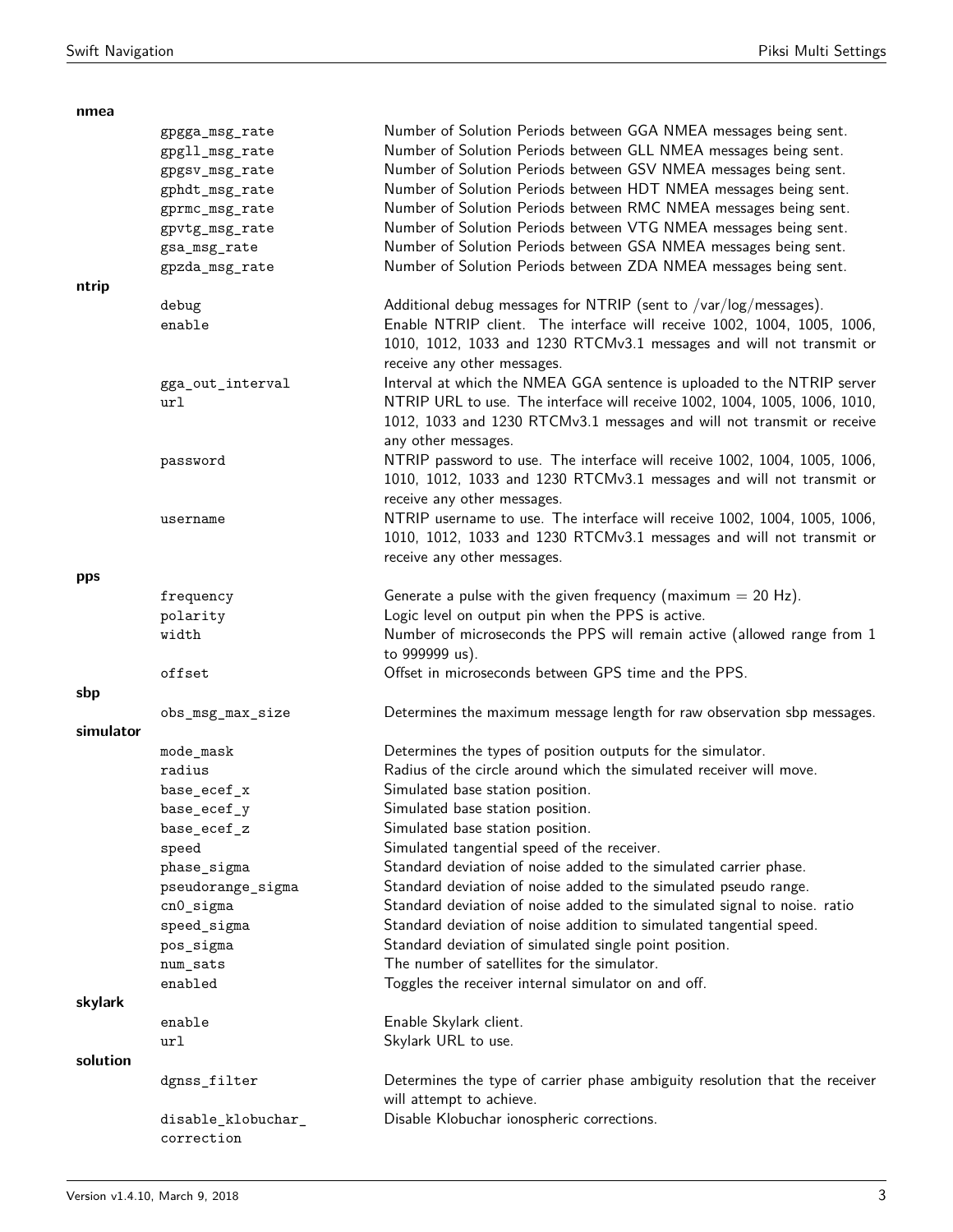**nmea**

| | | |
|---|---|---|
| | `gpgga_msg_rate` | Number of Solution Periods between GGA NMEA messages being sent. |
| | `gpgll_msg_rate` | Number of Solution Periods between GLL NMEA messages being sent. |
| | `gpgsv_msg_rate` | Number of Solution Periods between GSV NMEA messages being sent. |
| | `gphdt_msg_rate` | Number of Solution Periods between HDT NMEA messages being sent. |
| | `gprmc_msg_rate` | Number of Solution Periods between RMC NMEA messages being sent. |
| | `gpvtg_msg_rate` | Number of Solution Periods between VTG NMEA messages being sent. |
| | `gsa_msg_rate` | Number of Solution Periods between GSA NMEA messages being sent. |
| | `gpzda_msg_rate` | Number of Solution Periods between ZDA NMEA messages being sent. |

**ntrip**

| | | |
|---|---|---|
| | `debug` | Additional debug messages for NTRIP (sent to /var/log/messages). |
| | `enable` | Enable NTRIP client. The interface will receive 1002, 1004, 1005, 1006, 1010, 1012, 1033 and 1230 RTCMv3.1 messages and will not transmit or receive any other messages. |
| | `gga_out_interval` | Interval at which the NMEA GGA sentence is uploaded to the NTRIP server |
| | `url` | NTRIP URL to use. The interface will receive 1002, 1004, 1005, 1006, 1010, 1012, 1033 and 1230 RTCMv3.1 messages and will not transmit or receive any other messages. |
| | `password` | NTRIP password to use. The interface will receive 1002, 1004, 1005, 1006, 1010, 1012, 1033 and 1230 RTCMv3.1 messages and will not transmit or receive any other messages. |
| | `username` | NTRIP username to use. The interface will receive 1002, 1004, 1005, 1006, 1010, 1012, 1033 and 1230 RTCMv3.1 messages and will not transmit or receive any other messages. |

**pps**

| | | |
|---|---|---|
| | `frequency` | Generate a pulse with the given frequency (maximum = 20 Hz). |
| | `polarity` | Logic level on output pin when the PPS is active. |
| | `width` | Number of microseconds the PPS will remain active (allowed range from 1 to 999999 us). |
| | `offset` | Offset in microseconds between GPS time and the PPS. |

**sbp**

| | | |
|---|---|---|
| | `obs_msg_max_size` | Determines the maximum message length for raw observation sbp messages. |

**simulator**

| | | |
|---|---|---|
| | `mode_mask` | Determines the types of position outputs for the simulator. |
| | `radius` | Radius of the circle around which the simulated receiver will move. |
| | `base_ecef_x` | Simulated base station position. |
| | `base_ecef_y` | Simulated base station position. |
| | `base_ecef_z` | Simulated base station position. |
| | `speed` | Simulated tangential speed of the receiver. |
| | `phase_sigma` | Standard deviation of noise added to the simulated carrier phase. |
| | `pseudorange_sigma` | Standard deviation of noise added to the simulated pseudo range. |
| | `cn0_sigma` | Standard deviation of noise added to the simulated signal to noise. ratio |
| | `speed_sigma` | Standard deviation of noise addition to simulated tangential speed. |
| | `pos_sigma` | Standard deviation of simulated single point position. |
| | `num_sats` | The number of satellites for the simulator. |
| | `enabled` | Toggles the receiver internal simulator on and off. |

**skylark**

| | | |
|---|---|---|
| | `enable` | Enable Skylark client. |
| | `url` | Skylark URL to use. |

**solution**

| | | |
|---|---|---|
| | `dgnss_filter` | Determines the type of carrier phase ambiguity resolution that the receiver will attempt to achieve. |
| | `disable_klobuchar_correction` | Disable Klobuchar ionospheric corrections. |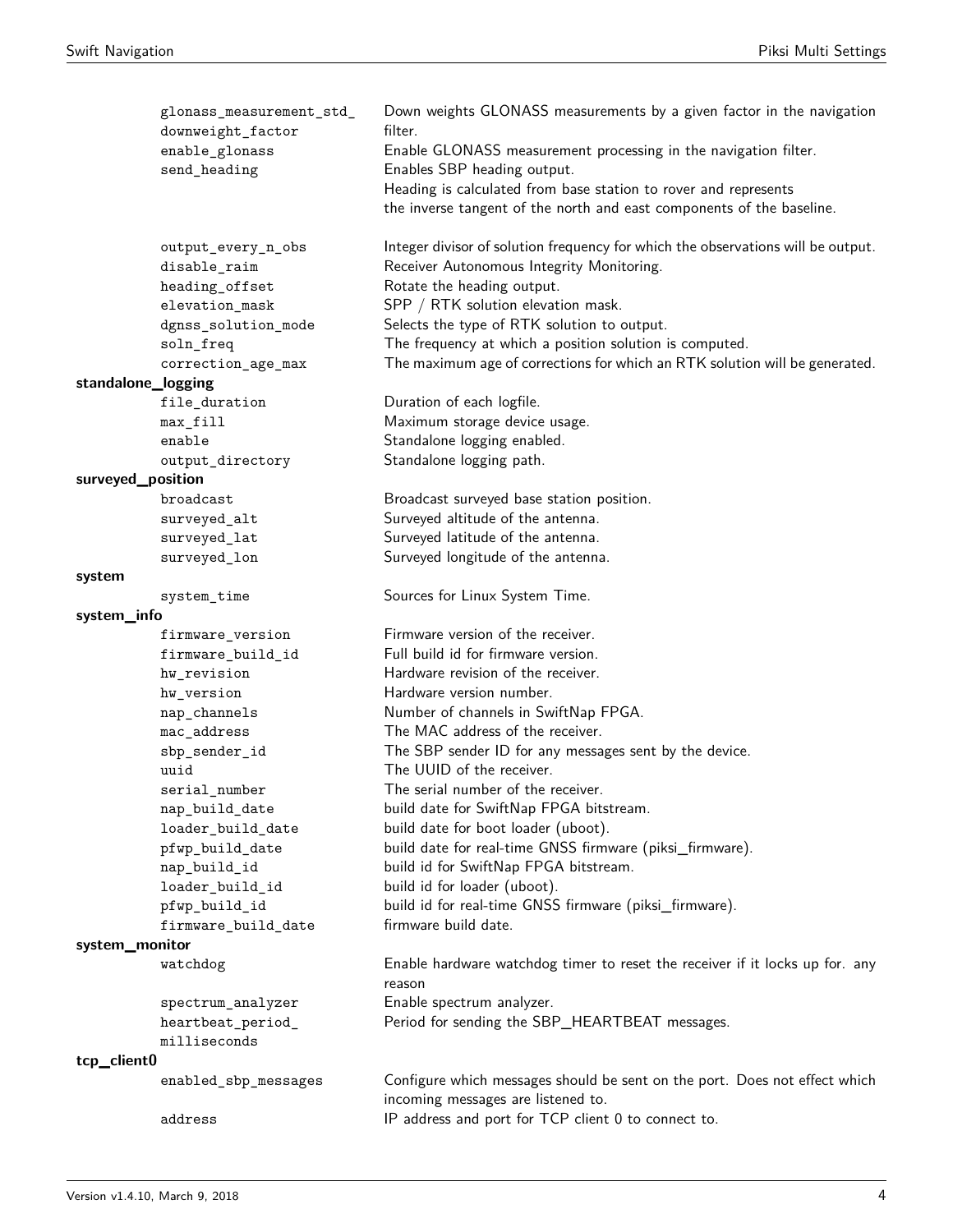| | | |
|---|---|---|
| | glonass_measurement_std_downweight_factor | Down weights GLONASS measurements by a given factor in the navigation filter. |
| | enable_glonass | Enable GLONASS measurement processing in the navigation filter. |
| | send_heading | Enables SBP heading output. Heading is calculated from base station to rover and represents the inverse tangent of the north and east components of the baseline. |
| | output_every_n_obs | Integer divisor of solution frequency for which the observations will be output. |
| | disable_raim | Receiver Autonomous Integrity Monitoring. |
| | heading_offset | Rotate the heading output. |
| | elevation_mask | SPP / RTK solution elevation mask. |
| | dgnss_solution_mode | Selects the type of RTK solution to output. |
| | soln_freq | The frequency at which a position solution is computed. |
| | correction_age_max | The maximum age of corrections for which an RTK solution will be generated. |
| **standalone_logging** | | |
| | file_duration | Duration of each logfile. |
| | max_fill | Maximum storage device usage. |
| | enable | Standalone logging enabled. |
| | output_directory | Standalone logging path. |
| **surveyed_position** | | |
| | broadcast | Broadcast surveyed base station position. |
| | surveyed_alt | Surveyed altitude of the antenna. |
| | surveyed_lat | Surveyed latitude of the antenna. |
| | surveyed_lon | Surveyed longitude of the antenna. |
| **system** | | |
| | system_time | Sources for Linux System Time. |
| **system_info** | | |
| | firmware_version | Firmware version of the receiver. |
| | firmware_build_id | Full build id for firmware version. |
| | hw_revision | Hardware revision of the receiver. |
| | hw_version | Hardware version number. |
| | nap_channels | Number of channels in SwiftNap FPGA. |
| | mac_address | The MAC address of the receiver. |
| | sbp_sender_id | The SBP sender ID for any messages sent by the device. |
| | uuid | The UUID of the receiver. |
| | serial_number | The serial number of the receiver. |
| | nap_build_date | build date for SwiftNap FPGA bitstream. |
| | loader_build_date | build date for boot loader (uboot). |
| | pfwp_build_date | build date for real-time GNSS firmware (piksi_firmware). |
| | nap_build_id | build id for SwiftNap FPGA bitstream. |
| | loader_build_id | build id for loader (uboot). |
| | pfwp_build_id | build id for real-time GNSS firmware (piksi_firmware). |
| | firmware_build_date | firmware build date. |
| **system_monitor** | | |
| | watchdog | Enable hardware watchdog timer to reset the receiver if it locks up for. any reason |
| | spectrum_analyzer | Enable spectrum analyzer. |
| | heartbeat_period_milliseconds | Period for sending the SBP_HEARTBEAT messages. |
| **tcp_client0** | | |
| | enabled_sbp_messages | Configure which messages should be sent on the port. Does not effect which incoming messages are listened to. |
| | address | IP address and port for TCP client 0 to connect to. |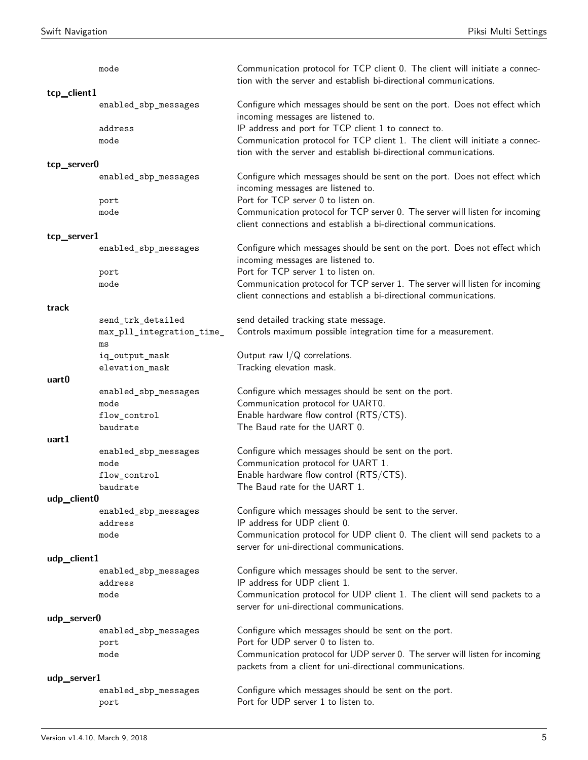| | |
|---|---|
| mode | Communication protocol for TCP client 0. The client will initiate a connection with the server and establish bi-directional communications. |
| **tcp_client1** | |
| enabled_sbp_messages | Configure which messages should be sent on the port. Does not effect which incoming messages are listened to. |
| address | IP address and port for TCP client 1 to connect to. |
| mode | Communication protocol for TCP client 1. The client will initiate a connection with the server and establish bi-directional communications. |
| **tcp_server0** | |
| enabled_sbp_messages | Configure which messages should be sent on the port. Does not effect which incoming messages are listened to. |
| port | Port for TCP server 0 to listen on. |
| mode | Communication protocol for TCP server 0. The server will listen for incoming client connections and establish a bi-directional communications. |
| **tcp_server1** | |
| enabled_sbp_messages | Configure which messages should be sent on the port. Does not effect which incoming messages are listened to. |
| port | Port for TCP server 1 to listen on. |
| mode | Communication protocol for TCP server 1. The server will listen for incoming client connections and establish a bi-directional communications. |
| **track** | |
| send_trk_detailed | send detailed tracking state message. |
| max_pll_integration_time_ms | Controls maximum possible integration time for a measurement. |
| iq_output_mask | Output raw I/Q correlations. |
| elevation_mask | Tracking elevation mask. |
| **uart0** | |
| enabled_sbp_messages | Configure which messages should be sent on the port. |
| mode | Communication protocol for UART0. |
| flow_control | Enable hardware flow control (RTS/CTS). |
| baudrate | The Baud rate for the UART 0. |
| **uart1** | |
| enabled_sbp_messages | Configure which messages should be sent on the port. |
| mode | Communication protocol for UART 1. |
| flow_control | Enable hardware flow control (RTS/CTS). |
| baudrate | The Baud rate for the UART 1. |
| **udp_client0** | |
| enabled_sbp_messages | Configure which messages should be sent to the server. |
| address | IP address for UDP client 0. |
| mode | Communication protocol for UDP client 0. The client will send packets to a server for uni-directional communications. |
| **udp_client1** | |
| enabled_sbp_messages | Configure which messages should be sent to the server. |
| address | IP address for UDP client 1. |
| mode | Communication protocol for UDP client 1. The client will send packets to a server for uni-directional communications. |
| **udp_server0** | |
| enabled_sbp_messages | Configure which messages should be sent on the port. |
| port | Port for UDP server 0 to listen to. |
| mode | Communication protocol for UDP server 0. The server will listen for incoming packets from a client for uni-directional communications. |
| **udp_server1** | |
| enabled_sbp_messages | Configure which messages should be sent on the port. |
| port | Port for UDP server 1 to listen to. |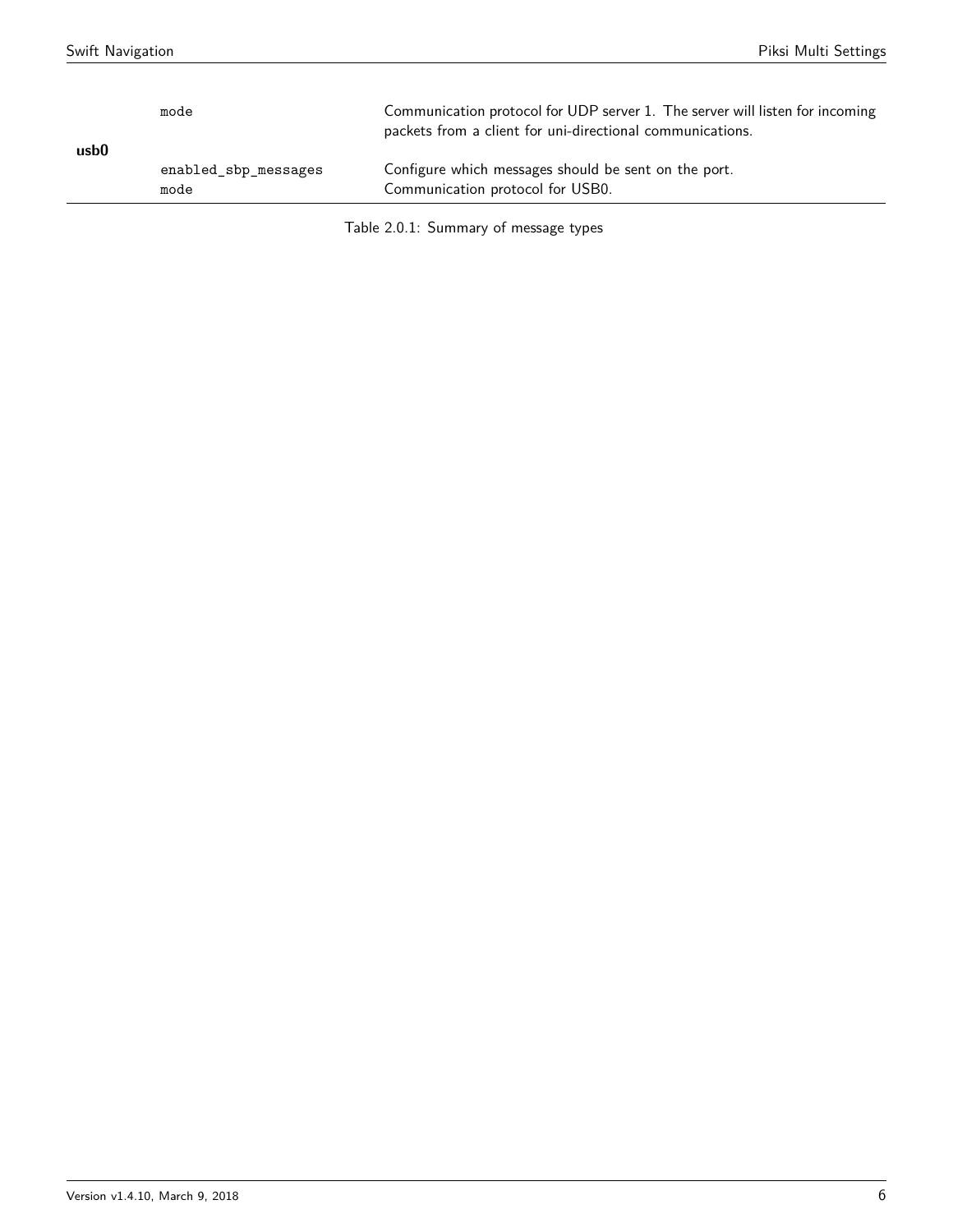| | | |
|---|---|---|
| | mode | Communication protocol for UDP server 1. The server will listen for incoming packets from a client for uni-directional communications. |
| **usb0** | enabled_sbp_messages | Configure which messages should be sent on the port. |
| | mode | Communication protocol for USB0. |

Table 2.0.1: Summary of message types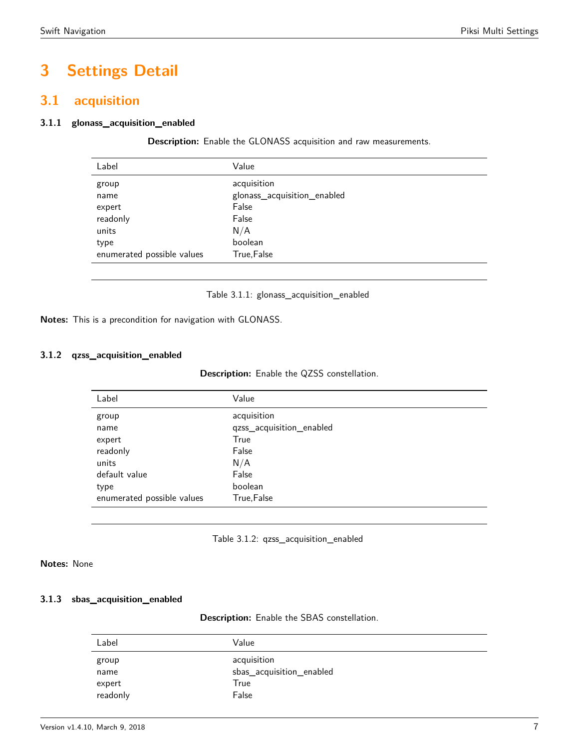# 3 Settings Detail

## 3.1 acquisition

### 3.1.1 glonass_acquisition_enabled

**Description:** Enable the GLONASS acquisition and raw measurements.

| Label | Value |
|---|---|
| group | acquisition |
| name | glonass_acquisition_enabled |
| expert | False |
| readonly | False |
| units | N/A |
| type | boolean |
| enumerated possible values | True,False |

Table 3.1.1: glonass_acquisition_enabled

**Notes:** This is a precondition for navigation with GLONASS.

### 3.1.2 qzss_acquisition_enabled

**Description:** Enable the QZSS constellation.

| Label | Value |
|---|---|
| group | acquisition |
| name | qzss_acquisition_enabled |
| expert | True |
| readonly | False |
| units | N/A |
| default value | False |
| type | boolean |
| enumerated possible values | True,False |

Table 3.1.2: qzss_acquisition_enabled

**Notes:** None

### 3.1.3 sbas_acquisition_enabled

**Description:** Enable the SBAS constellation.

| Label | Value |
|---|---|
| group | acquisition |
| name | sbas_acquisition_enabled |
| expert | True |
| readonly | False |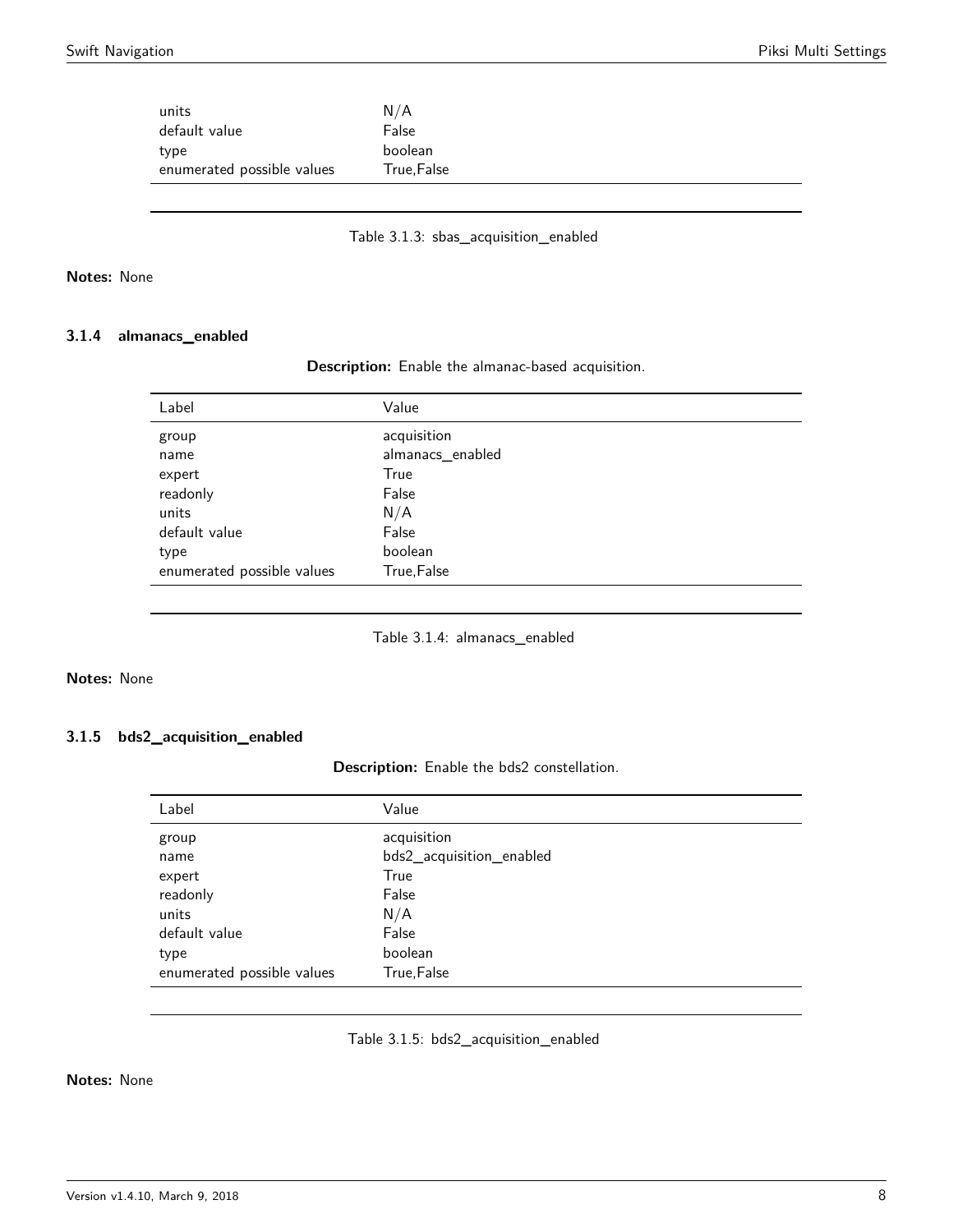| Label | Value |
|---|---|
| units | N/A |
| default value | False |
| type | boolean |
| enumerated possible values | True,False |

Table 3.1.3: sbas_acquisition_enabled

**Notes:** None

### 3.1.4 almanacs_enabled

**Description:** Enable the almanac-based acquisition.

| Label | Value |
|---|---|
| group | acquisition |
| name | almanacs_enabled |
| expert | True |
| readonly | False |
| units | N/A |
| default value | False |
| type | boolean |
| enumerated possible values | True,False |

Table 3.1.4: almanacs_enabled

**Notes:** None

### 3.1.5 bds2_acquisition_enabled

**Description:** Enable the bds2 constellation.

| Label | Value |
|---|---|
| group | acquisition |
| name | bds2_acquisition_enabled |
| expert | True |
| readonly | False |
| units | N/A |
| default value | False |
| type | boolean |
| enumerated possible values | True,False |

Table 3.1.5: bds2_acquisition_enabled

**Notes:** None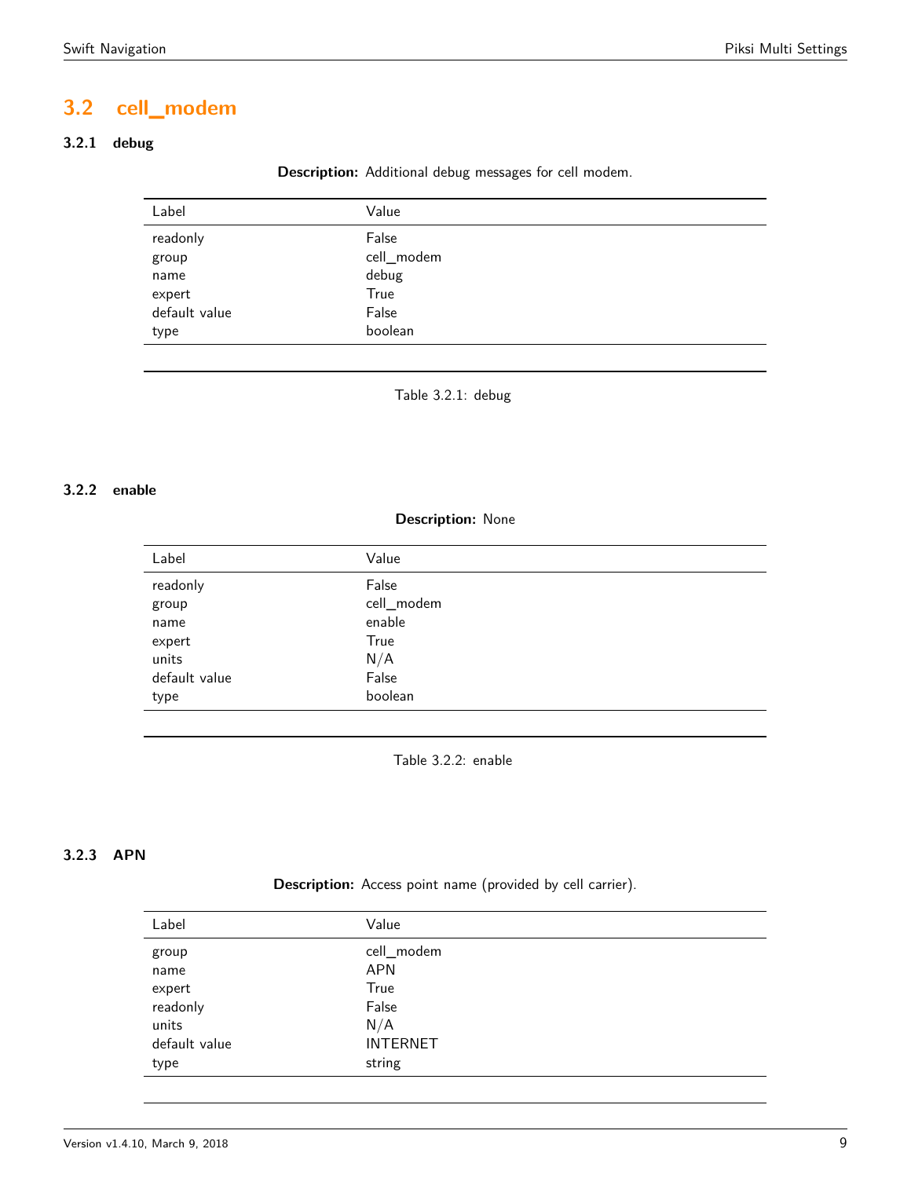## 3.2 cell_modem

### 3.2.1 debug

**Description:** Additional debug messages for cell modem.

| Label | Value |
|---|---|
| readonly | False |
| group | cell_modem |
| name | debug |
| expert | True |
| default value | False |
| type | boolean |

Table 3.2.1: debug

### 3.2.2 enable

**Description:** None

| Label | Value |
|---|---|
| readonly | False |
| group | cell_modem |
| name | enable |
| expert | True |
| units | N/A |
| default value | False |
| type | boolean |

Table 3.2.2: enable

### 3.2.3 APN

**Description:** Access point name (provided by cell carrier).

| Label | Value |
|---|---|
| group | cell_modem |
| name | APN |
| expert | True |
| readonly | False |
| units | N/A |
| default value | INTERNET |
| type | string |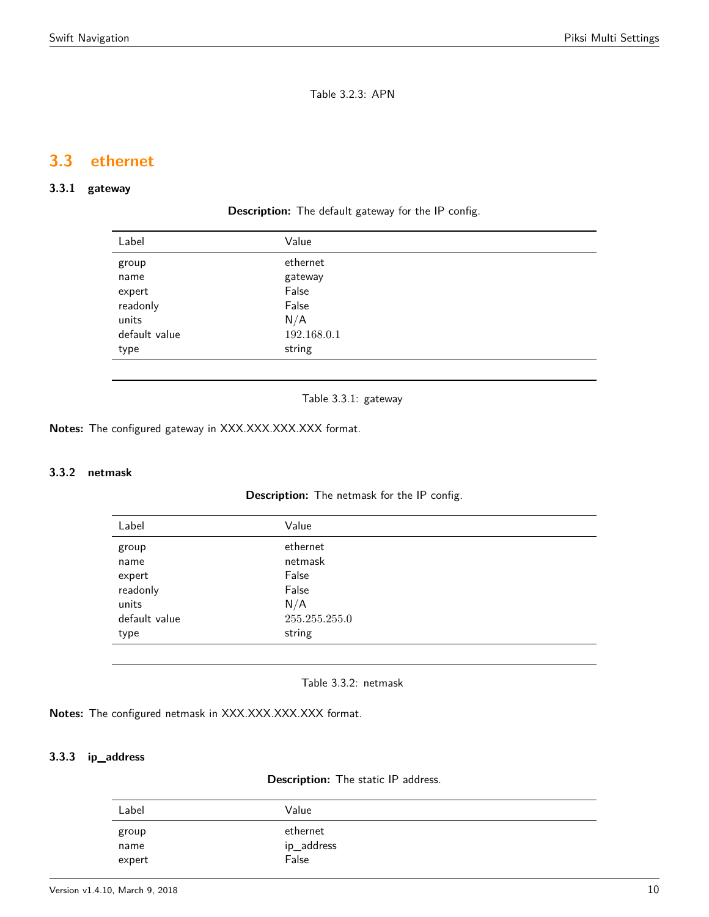Table 3.2.3: APN

## 3.3 ethernet

### 3.3.1 gateway

**Description:** The default gateway for the IP config.

| Label | Value |
|---|---|
| group | ethernet |
| name | gateway |
| expert | False |
| readonly | False |
| units | N/A |
| default value | 192.168.0.1 |
| type | string |

Table 3.3.1: gateway

**Notes:** The configured gateway in XXX.XXX.XXX.XXX format.

### 3.3.2 netmask

**Description:** The netmask for the IP config.

| Label | Value |
|---|---|
| group | ethernet |
| name | netmask |
| expert | False |
| readonly | False |
| units | N/A |
| default value | 255.255.255.0 |
| type | string |

Table 3.3.2: netmask

**Notes:** The configured netmask in XXX.XXX.XXX.XXX format.

### 3.3.3 ip_address

**Description:** The static IP address.

| Label | Value |
|---|---|
| group | ethernet |
| name | ip_address |
| expert | False |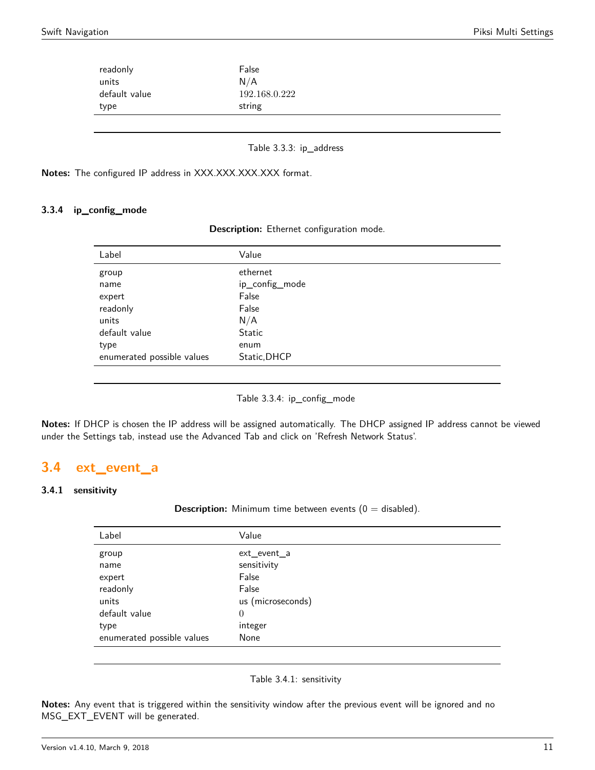| Label | Value |
|---|---|
| readonly | False |
| units | N/A |
| default value | 192.168.0.222 |
| type | string |

Table 3.3.3: ip_address

**Notes:** The configured IP address in XXX.XXX.XXX.XXX format.

### 3.3.4 ip_config_mode

**Description:** Ethernet configuration mode.

| Label | Value |
|---|---|
| group | ethernet |
| name | ip_config_mode |
| expert | False |
| readonly | False |
| units | N/A |
| default value | Static |
| type | enum |
| enumerated possible values | Static,DHCP |

Table 3.3.4: ip_config_mode

**Notes:** If DHCP is chosen the IP address will be assigned automatically. The DHCP assigned IP address cannot be viewed under the Settings tab, instead use the Advanced Tab and click on 'Refresh Network Status'.

## 3.4 ext_event_a

### 3.4.1 sensitivity

**Description:** Minimum time between events (0 = disabled).

| Label | Value |
|---|---|
| group | ext_event_a |
| name | sensitivity |
| expert | False |
| readonly | False |
| units | us (microseconds) |
| default value | 0 |
| type | integer |
| enumerated possible values | None |

Table 3.4.1: sensitivity

**Notes:** Any event that is triggered within the sensitivity window after the previous event will be ignored and no MSG_EXT_EVENT will be generated.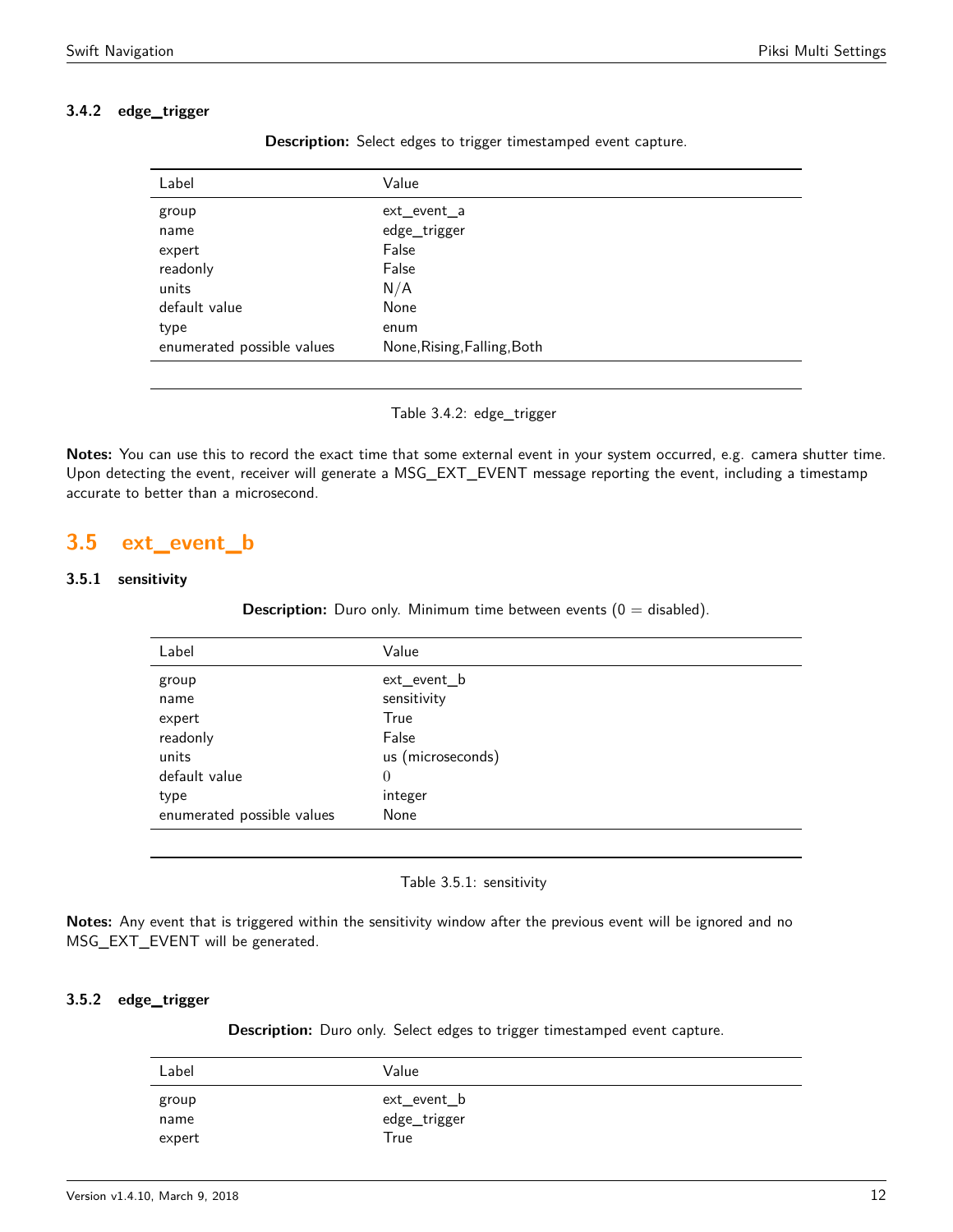### 3.4.2 edge_trigger

**Description:** Select edges to trigger timestamped event capture.

| Label | Value |
|---|---|
| group | ext_event_a |
| name | edge_trigger |
| expert | False |
| readonly | False |
| units | N/A |
| default value | None |
| type | enum |
| enumerated possible values | None,Rising,Falling,Both |

Table 3.4.2: edge_trigger

**Notes:** You can use this to record the exact time that some external event in your system occurred, e.g. camera shutter time. Upon detecting the event, receiver will generate a MSG_EXT_EVENT message reporting the event, including a timestamp accurate to better than a microsecond.

## 3.5 ext_event_b

### 3.5.1 sensitivity

**Description:** Duro only. Minimum time between events (0 = disabled).

| Label | Value |
|---|---|
| group | ext_event_b |
| name | sensitivity |
| expert | True |
| readonly | False |
| units | us (microseconds) |
| default value | 0 |
| type | integer |
| enumerated possible values | None |

Table 3.5.1: sensitivity

**Notes:** Any event that is triggered within the sensitivity window after the previous event will be ignored and no MSG_EXT_EVENT will be generated.

### 3.5.2 edge_trigger

**Description:** Duro only. Select edges to trigger timestamped event capture.

| Label | Value |
|---|---|
| group | ext_event_b |
| name | edge_trigger |
| expert | True |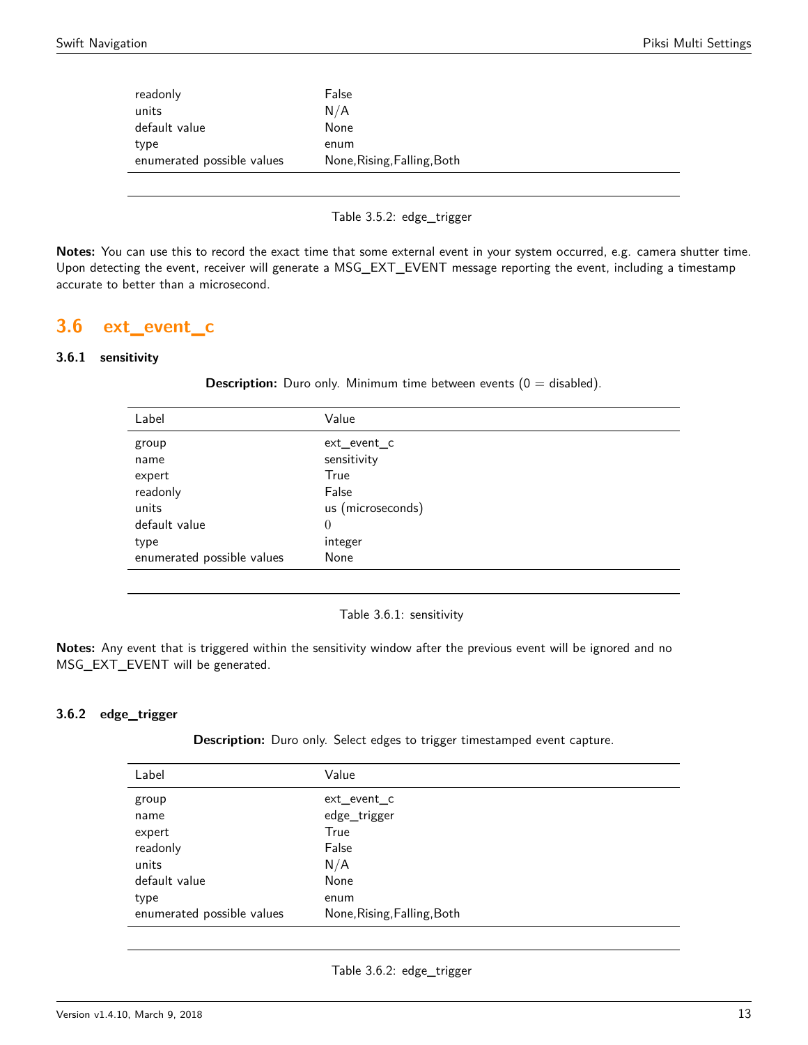| | |
|---|---|
| readonly | False |
| units | N/A |
| default value | None |
| type | enum |
| enumerated possible values | None,Rising,Falling,Both |

Table 3.5.2: edge_trigger

**Notes:** You can use this to record the exact time that some external event in your system occurred, e.g. camera shutter time. Upon detecting the event, receiver will generate a MSG_EXT_EVENT message reporting the event, including a timestamp accurate to better than a microsecond.

## 3.6 ext_event_c

### 3.6.1 sensitivity

**Description:** Duro only. Minimum time between events (0 = disabled).

| Label | Value |
|---|---|
| group | ext_event_c |
| name | sensitivity |
| expert | True |
| readonly | False |
| units | us (microseconds) |
| default value | 0 |
| type | integer |
| enumerated possible values | None |

Table 3.6.1: sensitivity

**Notes:** Any event that is triggered within the sensitivity window after the previous event will be ignored and no MSG_EXT_EVENT will be generated.

### 3.6.2 edge_trigger

**Description:** Duro only. Select edges to trigger timestamped event capture.

| Label | Value |
|---|---|
| group | ext_event_c |
| name | edge_trigger |
| expert | True |
| readonly | False |
| units | N/A |
| default value | None |
| type | enum |
| enumerated possible values | None,Rising,Falling,Both |

Table 3.6.2: edge_trigger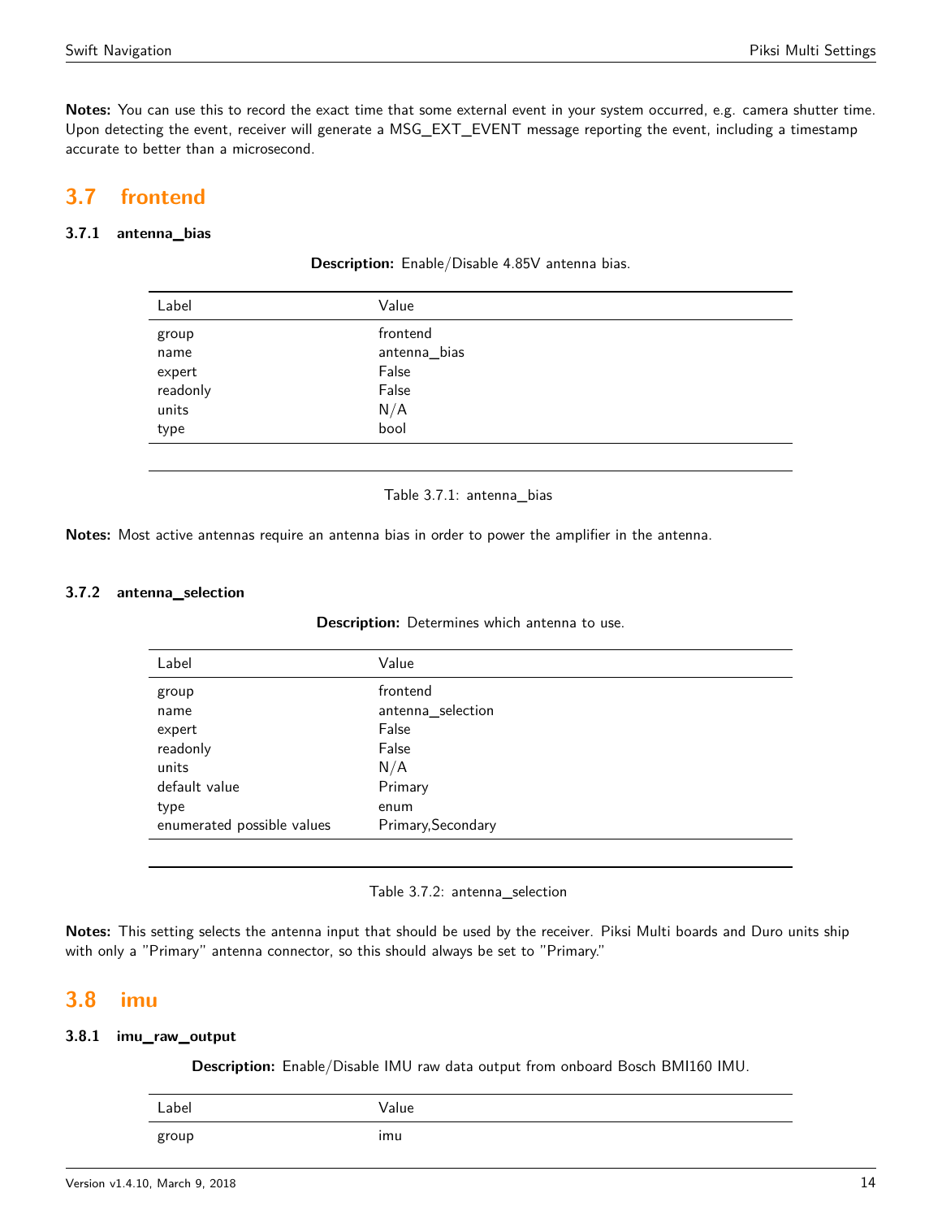**Notes:** You can use this to record the exact time that some external event in your system occurred, e.g. camera shutter time. Upon detecting the event, receiver will generate a MSG_EXT_EVENT message reporting the event, including a timestamp accurate to better than a microsecond.

## 3.7 frontend

### 3.7.1 antenna_bias

**Description:** Enable/Disable 4.85V antenna bias.

| Label | Value |
|---|---|
| group | frontend |
| name | antenna_bias |
| expert | False |
| readonly | False |
| units | N/A |
| type | bool |

Table 3.7.1: antenna_bias

**Notes:** Most active antennas require an antenna bias in order to power the amplifier in the antenna.

### 3.7.2 antenna_selection

**Description:** Determines which antenna to use.

| Label | Value |
|---|---|
| group | frontend |
| name | antenna_selection |
| expert | False |
| readonly | False |
| units | N/A |
| default value | Primary |
| type | enum |
| enumerated possible values | Primary,Secondary |

Table 3.7.2: antenna_selection

**Notes:** This setting selects the antenna input that should be used by the receiver. Piksi Multi boards and Duro units ship with only a "Primary" antenna connector, so this should always be set to "Primary."

## 3.8 imu

### 3.8.1 imu_raw_output

**Description:** Enable/Disable IMU raw data output from onboard Bosch BMI160 IMU.

| Label | Value |
|---|---|
| group | imu |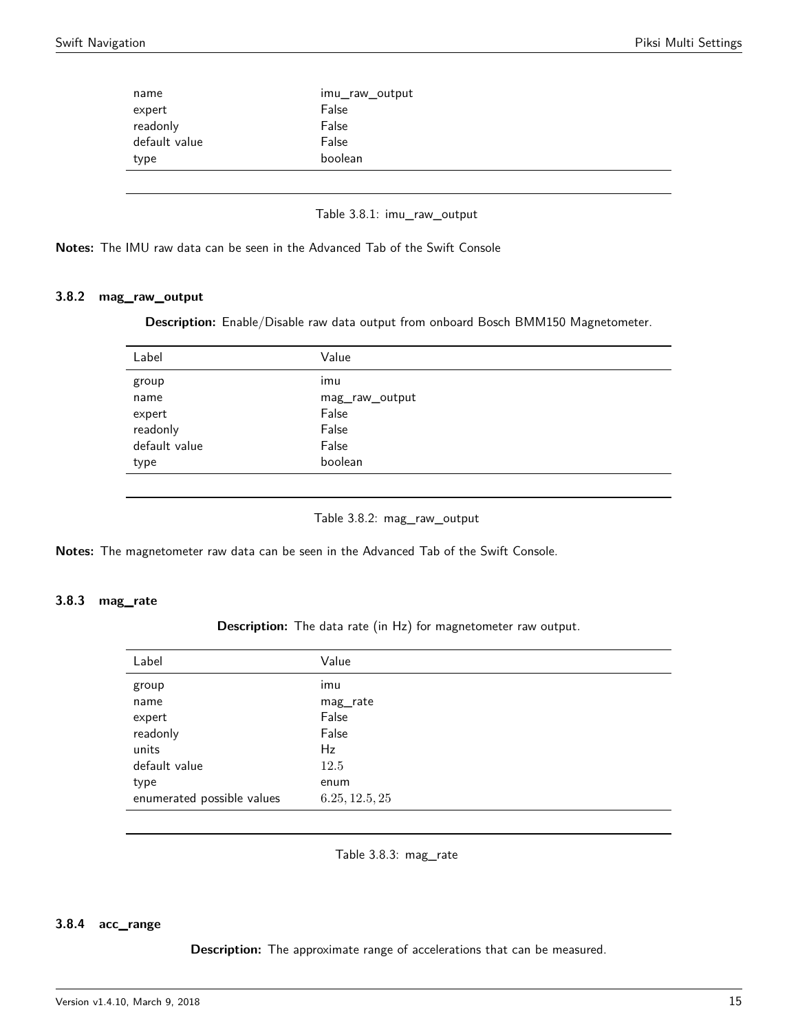| name | imu_raw_output |
|---|---|
| expert | False |
| readonly | False |
| default value | False |
| type | boolean |

Table 3.8.1: imu_raw_output

**Notes:** The IMU raw data can be seen in the Advanced Tab of the Swift Console

### 3.8.2 mag_raw_output

**Description:** Enable/Disable raw data output from onboard Bosch BMM150 Magnetometer.

| Label | Value |
|---|---|
| group | imu |
| name | mag_raw_output |
| expert | False |
| readonly | False |
| default value | False |
| type | boolean |

Table 3.8.2: mag_raw_output

**Notes:** The magnetometer raw data can be seen in the Advanced Tab of the Swift Console.

### 3.8.3 mag_rate

**Description:** The data rate (in Hz) for magnetometer raw output.

| Label | Value |
|---|---|
| group | imu |
| name | mag_rate |
| expert | False |
| readonly | False |
| units | Hz |
| default value | $12.5$ |
| type | enum |
| enumerated possible values | $6.25, 12.5, 25$ |

Table 3.8.3: mag_rate

### 3.8.4 acc_range

**Description:** The approximate range of accelerations that can be measured.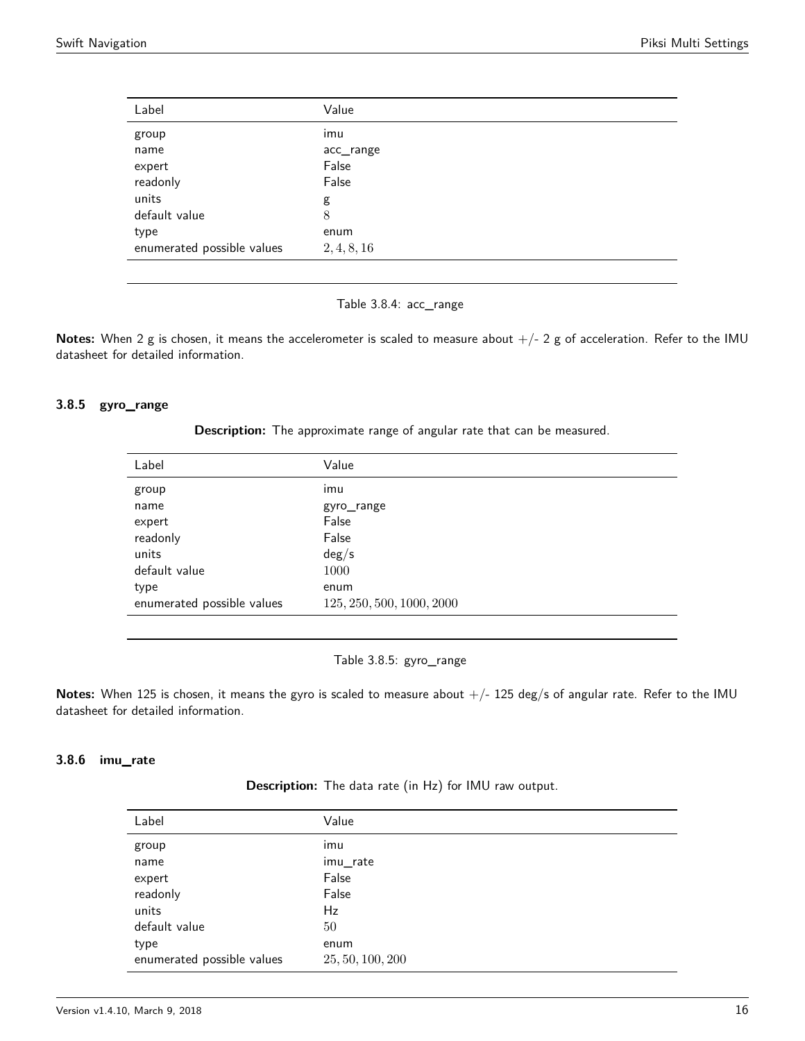| Label | Value |
|---|---|
| group | imu |
| name | acc_range |
| expert | False |
| readonly | False |
| units | g |
| default value | $8$ |
| type | enum |
| enumerated possible values | $2, 4, 8, 16$ |

Table 3.8.4: acc_range

**Notes:** When 2 g is chosen, it means the accelerometer is scaled to measure about +/- 2 g of acceleration. Refer to the IMU datasheet for detailed information.

### 3.8.5 gyro_range

**Description:** The approximate range of angular rate that can be measured.

| Label | Value |
|---|---|
| group | imu |
| name | gyro_range |
| expert | False |
| readonly | False |
| units | deg/s |
| default value | $1000$ |
| type | enum |
| enumerated possible values | $125, 250, 500, 1000, 2000$ |

Table 3.8.5: gyro_range

**Notes:** When 125 is chosen, it means the gyro is scaled to measure about +/- 125 deg/s of angular rate. Refer to the IMU datasheet for detailed information.

### 3.8.6 imu_rate

**Description:** The data rate (in Hz) for IMU raw output.

| Label | Value |
|---|---|
| group | imu |
| name | imu_rate |
| expert | False |
| readonly | False |
| units | Hz |
| default value | $50$ |
| type | enum |
| enumerated possible values | $25, 50, 100, 200$ |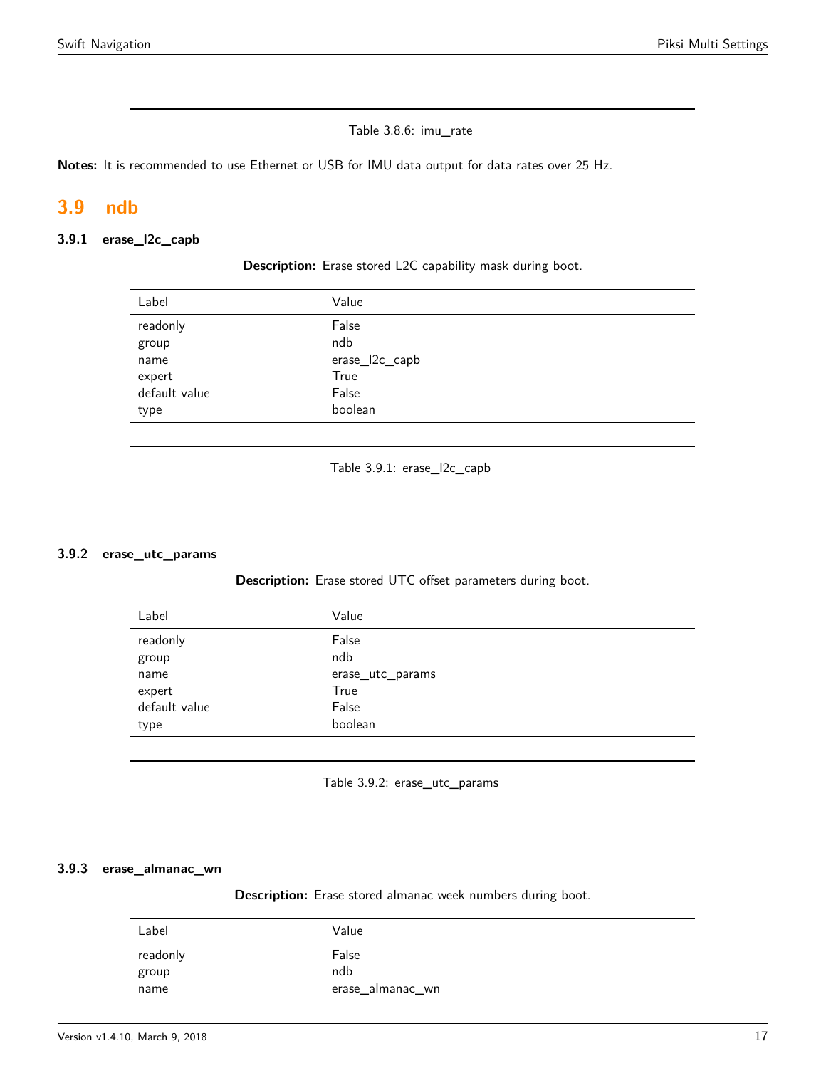Table 3.8.6: imu_rate

**Notes:** It is recommended to use Ethernet or USB for IMU data output for data rates over 25 Hz.

## 3.9 ndb

### 3.9.1 erase_l2c_capb

**Description:** Erase stored L2C capability mask during boot.

| Label | Value |
|---|---|
| readonly | False |
| group | ndb |
| name | erase_l2c_capb |
| expert | True |
| default value | False |
| type | boolean |

Table 3.9.1: erase_l2c_capb

### 3.9.2 erase_utc_params

**Description:** Erase stored UTC offset parameters during boot.

| Label | Value |
|---|---|
| readonly | False |
| group | ndb |
| name | erase_utc_params |
| expert | True |
| default value | False |
| type | boolean |

Table 3.9.2: erase_utc_params

### 3.9.3 erase_almanac_wn

**Description:** Erase stored almanac week numbers during boot.

| Label | Value |
|---|---|
| readonly | False |
| group | ndb |
| name | erase_almanac_wn |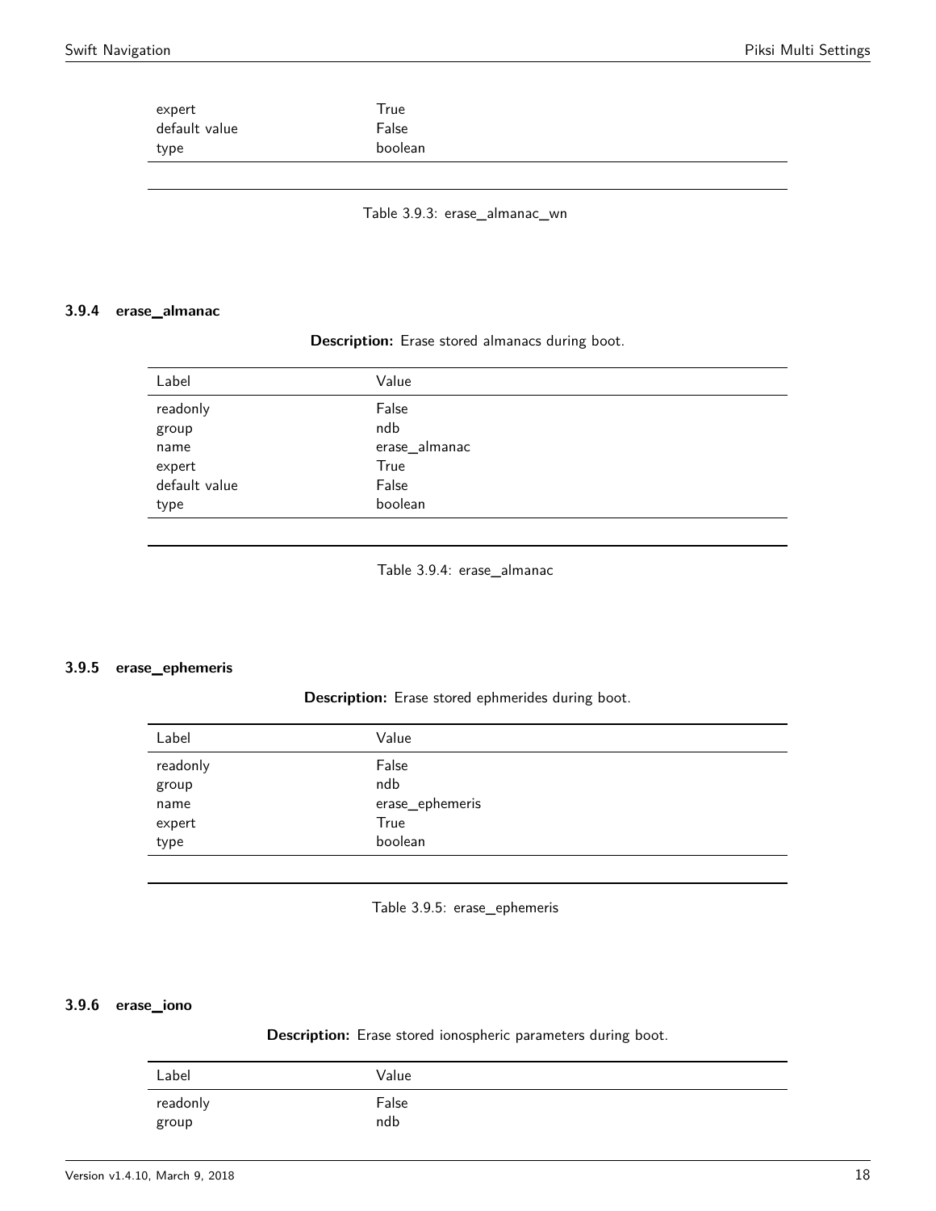| Label | Value |
|---|---|
| expert | True |
| default value | False |
| type | boolean |

Table 3.9.3: erase_almanac_wn

### 3.9.4 erase_almanac

**Description:** Erase stored almanacs during boot.

| Label | Value |
|---|---|
| readonly | False |
| group | ndb |
| name | erase_almanac |
| expert | True |
| default value | False |
| type | boolean |

Table 3.9.4: erase_almanac

### 3.9.5 erase_ephemeris

**Description:** Erase stored ephmerides during boot.

| Label | Value |
|---|---|
| readonly | False |
| group | ndb |
| name | erase_ephemeris |
| expert | True |
| type | boolean |

Table 3.9.5: erase_ephemeris

### 3.9.6 erase_iono

**Description:** Erase stored ionospheric parameters during boot.

| Label | Value |
|---|---|
| readonly | False |
| group | ndb |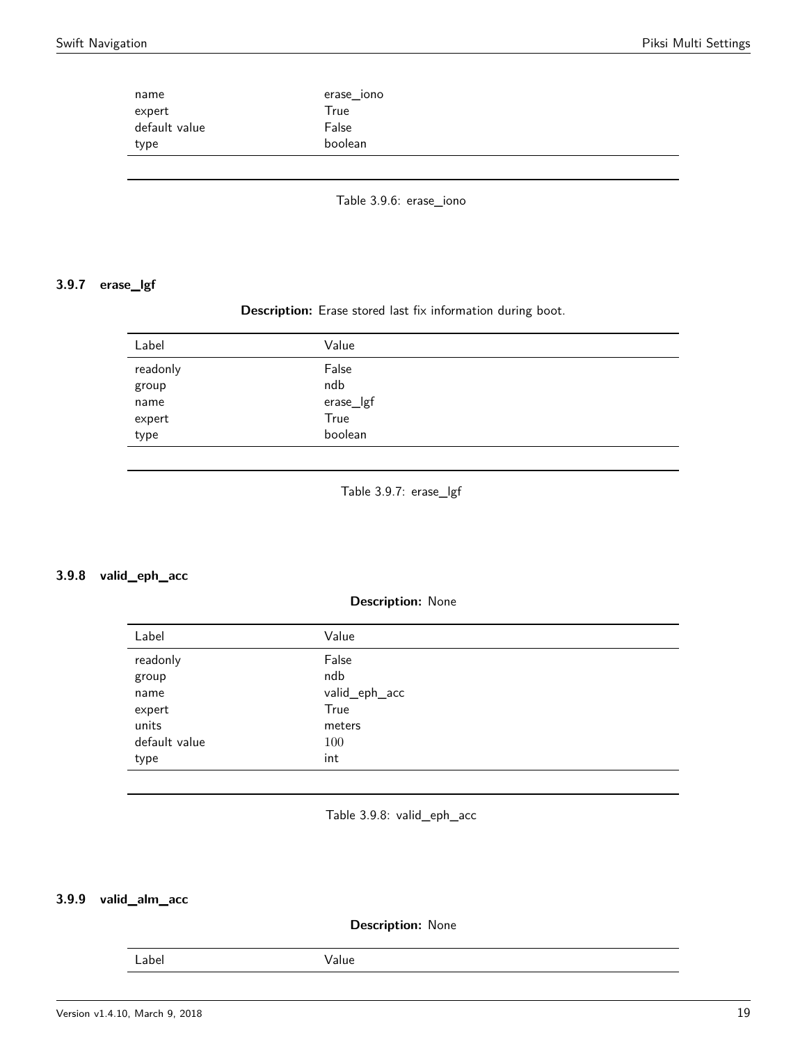| Label | Value |
|---|---|
| name | erase_iono |
| expert | True |
| default value | False |
| type | boolean |

Table 3.9.6: erase_iono

### 3.9.7 erase_lgf

**Description:** Erase stored last fix information during boot.

| Label | Value |
|---|---|
| readonly | False |
| group | ndb |
| name | erase_lgf |
| expert | True |
| type | boolean |

Table 3.9.7: erase_lgf

### 3.9.8 valid_eph_acc

**Description:** None

| Label | Value |
|---|---|
| readonly | False |
| group | ndb |
| name | valid_eph_acc |
| expert | True |
| units | meters |
| default value | 100 |
| type | int |

Table 3.9.8: valid_eph_acc

### 3.9.9 valid_alm_acc

**Description:** None

| Label | Value |
|---|---|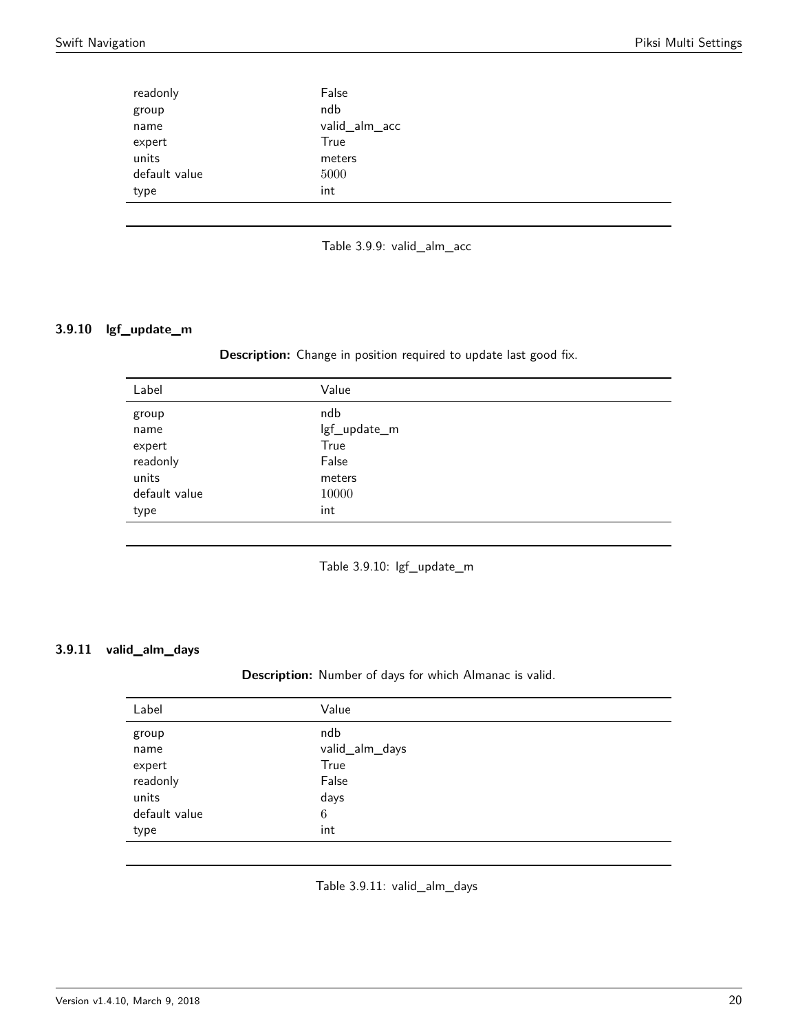| Label | Value |
|---|---|
| readonly | False |
| group | ndb |
| name | valid_alm_acc |
| expert | True |
| units | meters |
| default value | 5000 |
| type | int |

Table 3.9.9: valid_alm_acc

### 3.9.10 lgf_update_m

**Description:** Change in position required to update last good fix.

| Label | Value |
|---|---|
| group | ndb |
| name | lgf_update_m |
| expert | True |
| readonly | False |
| units | meters |
| default value | 10000 |
| type | int |

Table 3.9.10: lgf_update_m

### 3.9.11 valid_alm_days

**Description:** Number of days for which Almanac is valid.

| Label | Value |
|---|---|
| group | ndb |
| name | valid_alm_days |
| expert | True |
| readonly | False |
| units | days |
| default value | 6 |
| type | int |

Table 3.9.11: valid_alm_days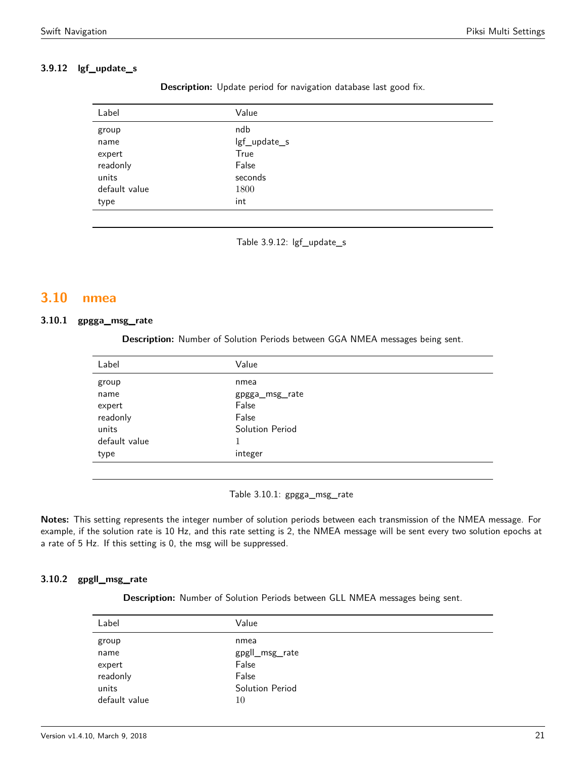#### 3.9.12 lgf_update_s

**Description:** Update period for navigation database last good fix.

| Label | Value |
| --- | --- |
| group | ndb |
| name | lgf_update_s |
| expert | True |
| readonly | False |
| units | seconds |
| default value | 1800 |
| type | int |

Table 3.9.12: lgf_update_s

## 3.10 nmea

#### 3.10.1 gpgga_msg_rate

**Description:** Number of Solution Periods between GGA NMEA messages being sent.

| Label | Value |
| --- | --- |
| group | nmea |
| name | gpgga_msg_rate |
| expert | False |
| readonly | False |
| units | Solution Period |
| default value | 1 |
| type | integer |

Table 3.10.1: gpgga_msg_rate

**Notes:** This setting represents the integer number of solution periods between each transmission of the NMEA message. For example, if the solution rate is 10 Hz, and this rate setting is 2, the NMEA message will be sent every two solution epochs at a rate of 5 Hz. If this setting is 0, the msg will be suppressed.

#### 3.10.2 gpgll_msg_rate

**Description:** Number of Solution Periods between GLL NMEA messages being sent.

| Label | Value |
| --- | --- |
| group | nmea |
| name | gpgll_msg_rate |
| expert | False |
| readonly | False |
| units | Solution Period |
| default value | 10 |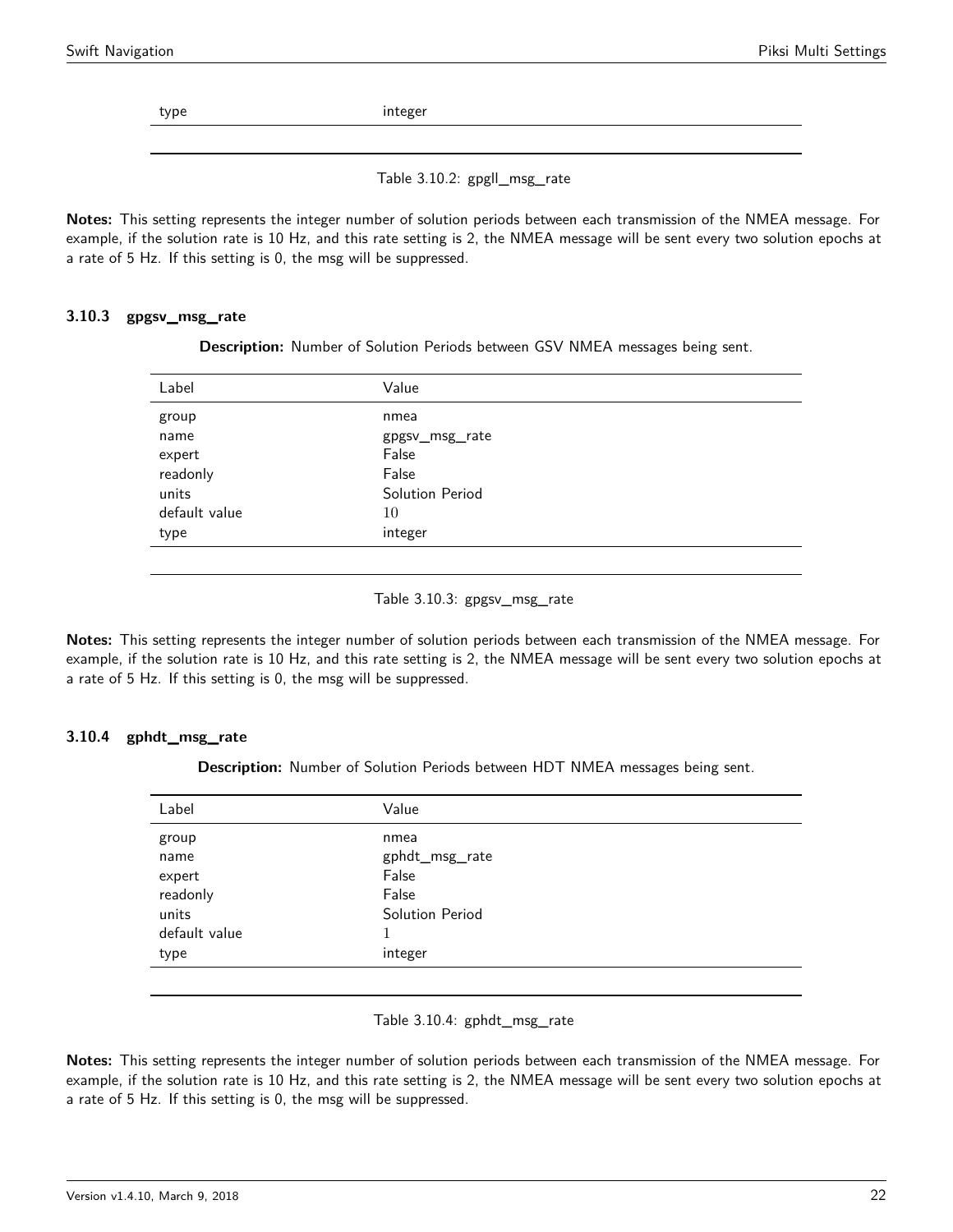| type | integer |
|---|---|

Table 3.10.2: gpgll_msg_rate

**Notes:** This setting represents the integer number of solution periods between each transmission of the NMEA message. For example, if the solution rate is 10 Hz, and this rate setting is 2, the NMEA message will be sent every two solution epochs at a rate of 5 Hz. If this setting is 0, the msg will be suppressed.

### 3.10.3 gpgsv_msg_rate

**Description:** Number of Solution Periods between GSV NMEA messages being sent.

| Label | Value |
|---|---|
| group | nmea |
| name | gpgsv_msg_rate |
| expert | False |
| readonly | False |
| units | Solution Period |
| default value | 10 |
| type | integer |

Table 3.10.3: gpgsv_msg_rate

**Notes:** This setting represents the integer number of solution periods between each transmission of the NMEA message. For example, if the solution rate is 10 Hz, and this rate setting is 2, the NMEA message will be sent every two solution epochs at a rate of 5 Hz. If this setting is 0, the msg will be suppressed.

### 3.10.4 gphdt_msg_rate

**Description:** Number of Solution Periods between HDT NMEA messages being sent.

| Label | Value |
|---|---|
| group | nmea |
| name | gphdt_msg_rate |
| expert | False |
| readonly | False |
| units | Solution Period |
| default value | 1 |
| type | integer |

Table 3.10.4: gphdt_msg_rate

**Notes:** This setting represents the integer number of solution periods between each transmission of the NMEA message. For example, if the solution rate is 10 Hz, and this rate setting is 2, the NMEA message will be sent every two solution epochs at a rate of 5 Hz. If this setting is 0, the msg will be suppressed.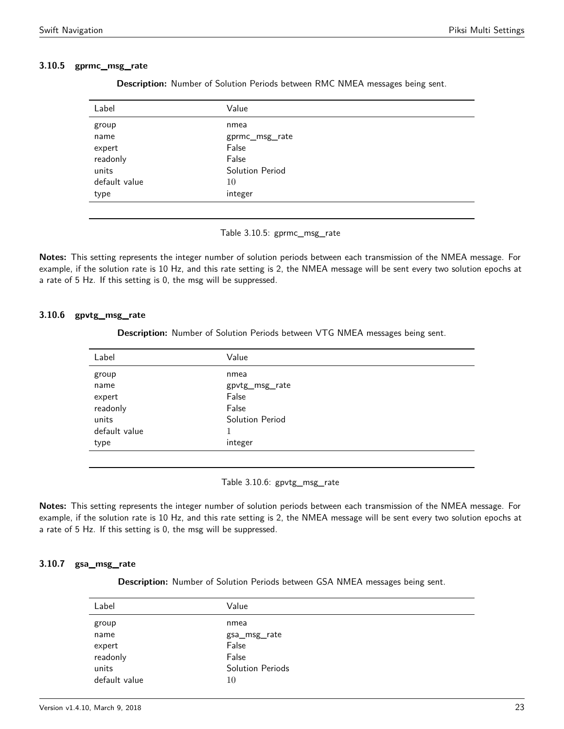### 3.10.5 gprmc_msg_rate

**Description:** Number of Solution Periods between RMC NMEA messages being sent.

| Label | Value |
| --- | --- |
| group | nmea |
| name | gprmc_msg_rate |
| expert | False |
| readonly | False |
| units | Solution Period |
| default value | 10 |
| type | integer |

Table 3.10.5: gprmc_msg_rate

**Notes:** This setting represents the integer number of solution periods between each transmission of the NMEA message. For example, if the solution rate is 10 Hz, and this rate setting is 2, the NMEA message will be sent every two solution epochs at a rate of 5 Hz. If this setting is 0, the msg will be suppressed.

### 3.10.6 gpvtg_msg_rate

**Description:** Number of Solution Periods between VTG NMEA messages being sent.

| Label | Value |
| --- | --- |
| group | nmea |
| name | gpvtg_msg_rate |
| expert | False |
| readonly | False |
| units | Solution Period |
| default value | 1 |
| type | integer |

Table 3.10.6: gpvtg_msg_rate

**Notes:** This setting represents the integer number of solution periods between each transmission of the NMEA message. For example, if the solution rate is 10 Hz, and this rate setting is 2, the NMEA message will be sent every two solution epochs at a rate of 5 Hz. If this setting is 0, the msg will be suppressed.

### 3.10.7 gsa_msg_rate

**Description:** Number of Solution Periods between GSA NMEA messages being sent.

| Label | Value |
| --- | --- |
| group | nmea |
| name | gsa_msg_rate |
| expert | False |
| readonly | False |
| units | Solution Periods |
| default value | 10 |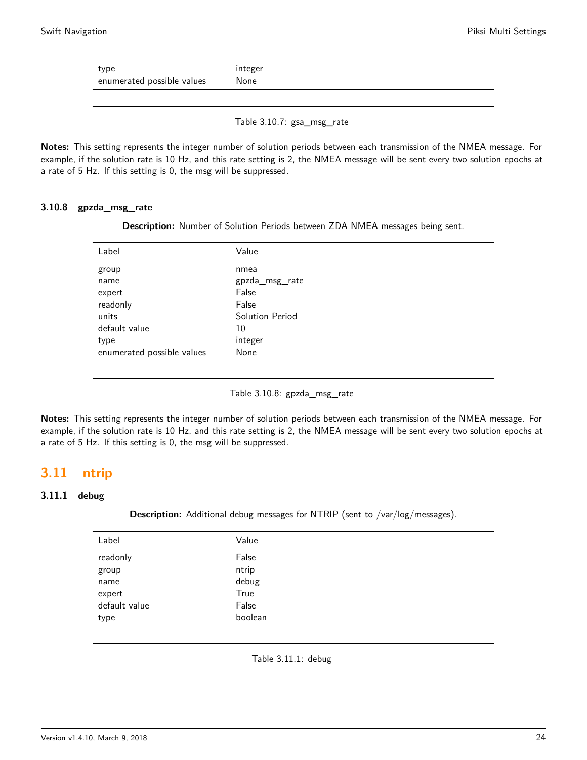| | |
|---|---|
| type | integer |
| enumerated possible values | None |

Table 3.10.7: gsa_msg_rate

**Notes:** This setting represents the integer number of solution periods between each transmission of the NMEA message. For example, if the solution rate is 10 Hz, and this rate setting is 2, the NMEA message will be sent every two solution epochs at a rate of 5 Hz. If this setting is 0, the msg will be suppressed.

### 3.10.8 gpzda_msg_rate

**Description:** Number of Solution Periods between ZDA NMEA messages being sent.

| Label | Value |
|---|---|
| group | nmea |
| name | gpzda_msg_rate |
| expert | False |
| readonly | False |
| units | Solution Period |
| default value | 10 |
| type | integer |
| enumerated possible values | None |

Table 3.10.8: gpzda_msg_rate

**Notes:** This setting represents the integer number of solution periods between each transmission of the NMEA message. For example, if the solution rate is 10 Hz, and this rate setting is 2, the NMEA message will be sent every two solution epochs at a rate of 5 Hz. If this setting is 0, the msg will be suppressed.

## 3.11 ntrip

### 3.11.1 debug

**Description:** Additional debug messages for NTRIP (sent to /var/log/messages).

| Label | Value |
|---|---|
| readonly | False |
| group | ntrip |
| name | debug |
| expert | True |
| default value | False |
| type | boolean |

Table 3.11.1: debug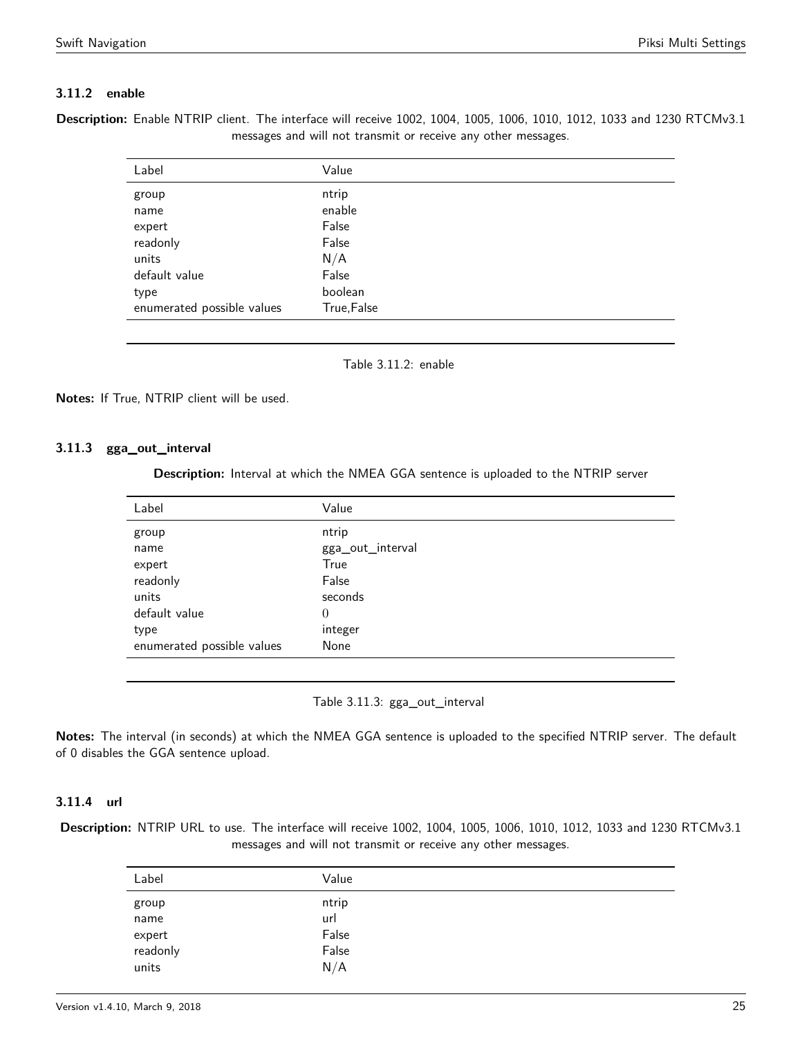### 3.11.2 enable

**Description:** Enable NTRIP client. The interface will receive 1002, 1004, 1005, 1006, 1010, 1012, 1033 and 1230 RTCMv3.1 messages and will not transmit or receive any other messages.

| Label | Value |
|---|---|
| group | ntrip |
| name | enable |
| expert | False |
| readonly | False |
| units | N/A |
| default value | False |
| type | boolean |
| enumerated possible values | True,False |

Table 3.11.2: enable

**Notes:** If True, NTRIP client will be used.

### 3.11.3 gga_out_interval

**Description:** Interval at which the NMEA GGA sentence is uploaded to the NTRIP server

| Label | Value |
|---|---|
| group | ntrip |
| name | gga_out_interval |
| expert | True |
| readonly | False |
| units | seconds |
| default value | 0 |
| type | integer |
| enumerated possible values | None |

Table 3.11.3: gga_out_interval

**Notes:** The interval (in seconds) at which the NMEA GGA sentence is uploaded to the specified NTRIP server. The default of 0 disables the GGA sentence upload.

### 3.11.4 url

**Description:** NTRIP URL to use. The interface will receive 1002, 1004, 1005, 1006, 1010, 1012, 1033 and 1230 RTCMv3.1 messages and will not transmit or receive any other messages.

| Label | Value |
|---|---|
| group | ntrip |
| name | url |
| expert | False |
| readonly | False |
| units | N/A |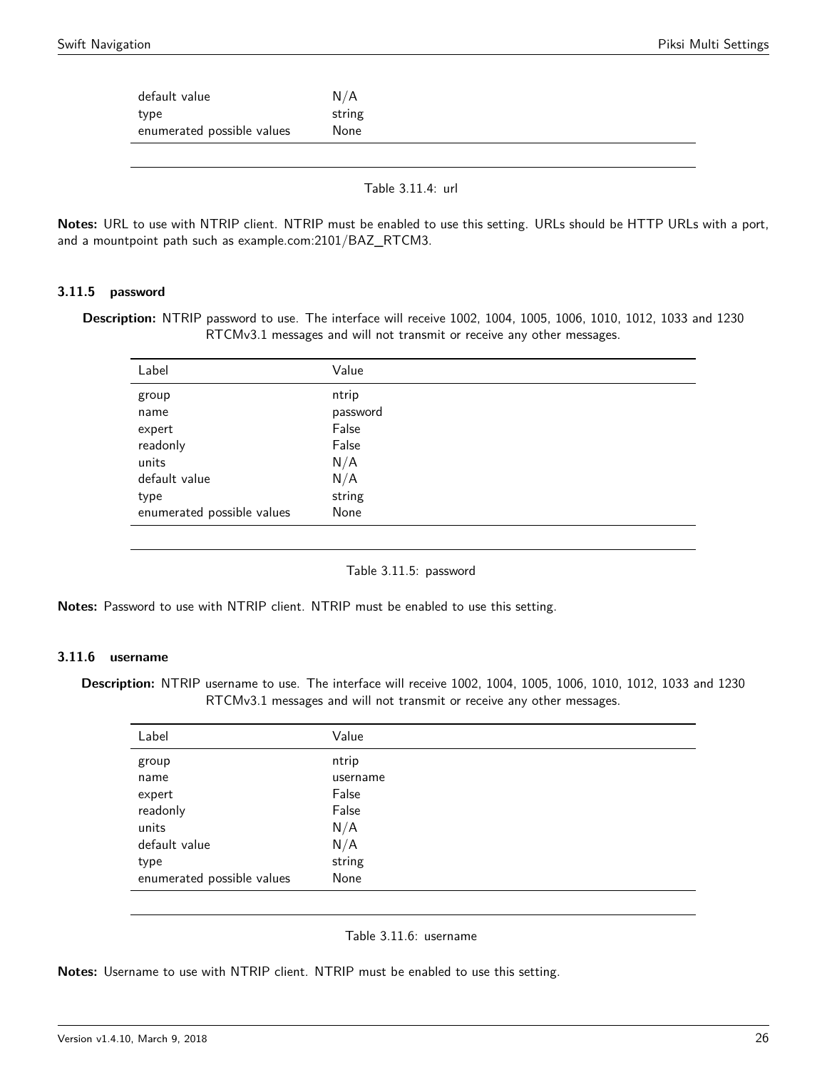| Label | Value |
|---|---|
| default value | N/A |
| type | string |
| enumerated possible values | None |

Table 3.11.4: url

**Notes:** URL to use with NTRIP client. NTRIP must be enabled to use this setting. URLs should be HTTP URLs with a port, and a mountpoint path such as example.com:2101/BAZ_RTCM3.

### 3.11.5 password

**Description:** NTRIP password to use. The interface will receive 1002, 1004, 1005, 1006, 1010, 1012, 1033 and 1230 RTCMv3.1 messages and will not transmit or receive any other messages.

| Label | Value |
|---|---|
| group | ntrip |
| name | password |
| expert | False |
| readonly | False |
| units | N/A |
| default value | N/A |
| type | string |
| enumerated possible values | None |

Table 3.11.5: password

**Notes:** Password to use with NTRIP client. NTRIP must be enabled to use this setting.

### 3.11.6 username

**Description:** NTRIP username to use. The interface will receive 1002, 1004, 1005, 1006, 1010, 1012, 1033 and 1230 RTCMv3.1 messages and will not transmit or receive any other messages.

| Label | Value |
|---|---|
| group | ntrip |
| name | username |
| expert | False |
| readonly | False |
| units | N/A |
| default value | N/A |
| type | string |
| enumerated possible values | None |

Table 3.11.6: username

**Notes:** Username to use with NTRIP client. NTRIP must be enabled to use this setting.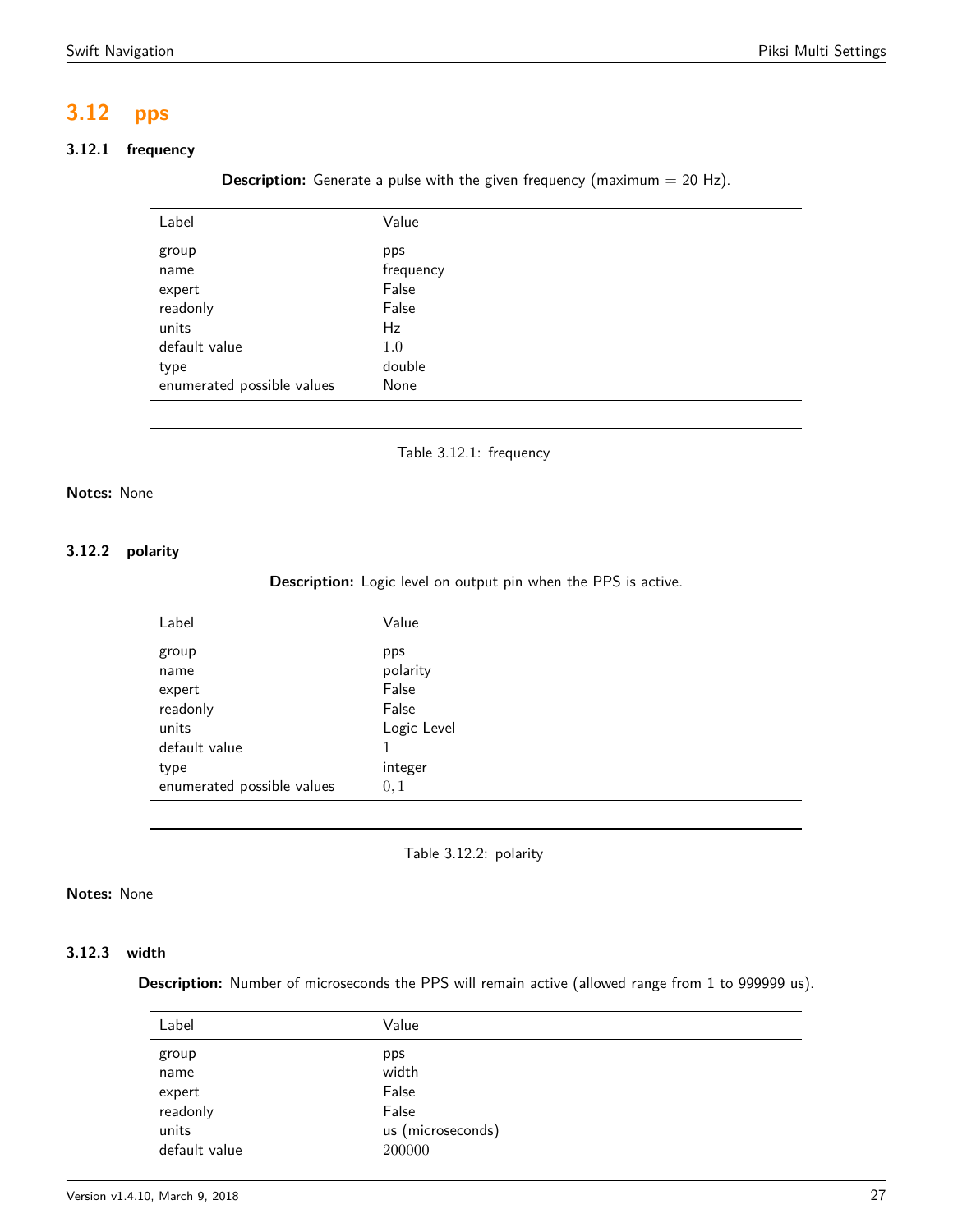## 3.12 pps

### 3.12.1 frequency

**Description:** Generate a pulse with the given frequency (maximum = 20 Hz).

| Label | Value |
|---|---|
| group | pps |
| name | frequency |
| expert | False |
| readonly | False |
| units | Hz |
| default value | 1.0 |
| type | double |
| enumerated possible values | None |

Table 3.12.1: frequency

**Notes:** None

### 3.12.2 polarity

**Description:** Logic level on output pin when the PPS is active.

| Label | Value |
|---|---|
| group | pps |
| name | polarity |
| expert | False |
| readonly | False |
| units | Logic Level |
| default value | 1 |
| type | integer |
| enumerated possible values | 0, 1 |

Table 3.12.2: polarity

**Notes:** None

### 3.12.3 width

**Description:** Number of microseconds the PPS will remain active (allowed range from 1 to 999999 us).

| Label | Value |
|---|---|
| group | pps |
| name | width |
| expert | False |
| readonly | False |
| units | us (microseconds) |
| default value | 200000 |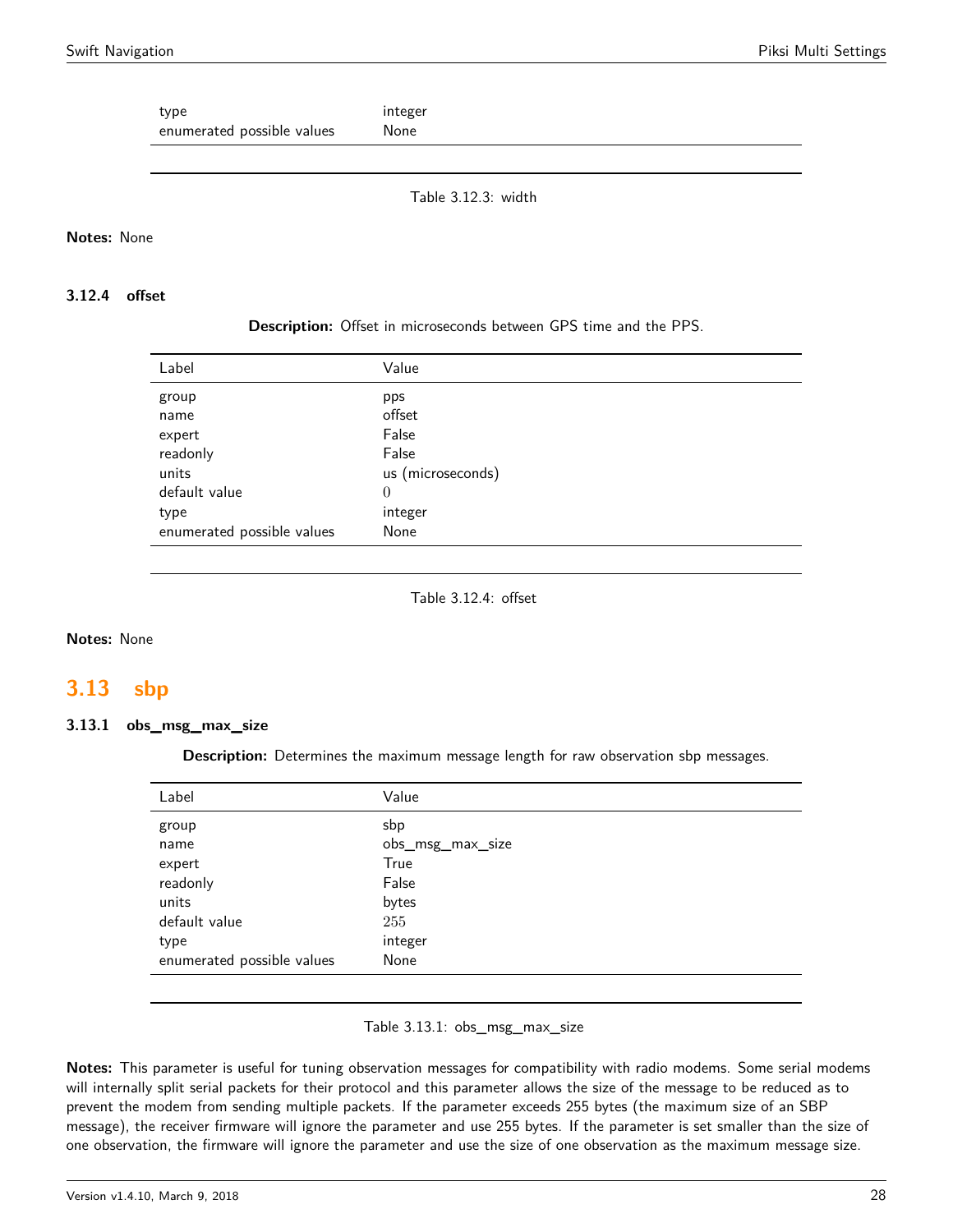| Label | Value |
| --- | --- |
| type | integer |
| enumerated possible values | None |

Table 3.12.3: width

**Notes:** None

### 3.12.4 offset

**Description:** Offset in microseconds between GPS time and the PPS.

| Label | Value |
| --- | --- |
| group | pps |
| name | offset |
| expert | False |
| readonly | False |
| units | us (microseconds) |
| default value | 0 |
| type | integer |
| enumerated possible values | None |

Table 3.12.4: offset

**Notes:** None

## 3.13 sbp

### 3.13.1 obs_msg_max_size

**Description:** Determines the maximum message length for raw observation sbp messages.

| Label | Value |
| --- | --- |
| group | sbp |
| name | obs_msg_max_size |
| expert | True |
| readonly | False |
| units | bytes |
| default value | 255 |
| type | integer |
| enumerated possible values | None |

Table 3.13.1: obs_msg_max_size

**Notes:** This parameter is useful for tuning observation messages for compatibility with radio modems. Some serial modems will internally split serial packets for their protocol and this parameter allows the size of the message to be reduced as to prevent the modem from sending multiple packets. If the parameter exceeds 255 bytes (the maximum size of an SBP message), the receiver firmware will ignore the parameter and use 255 bytes. If the parameter is set smaller than the size of one observation, the firmware will ignore the parameter and use the size of one observation as the maximum message size.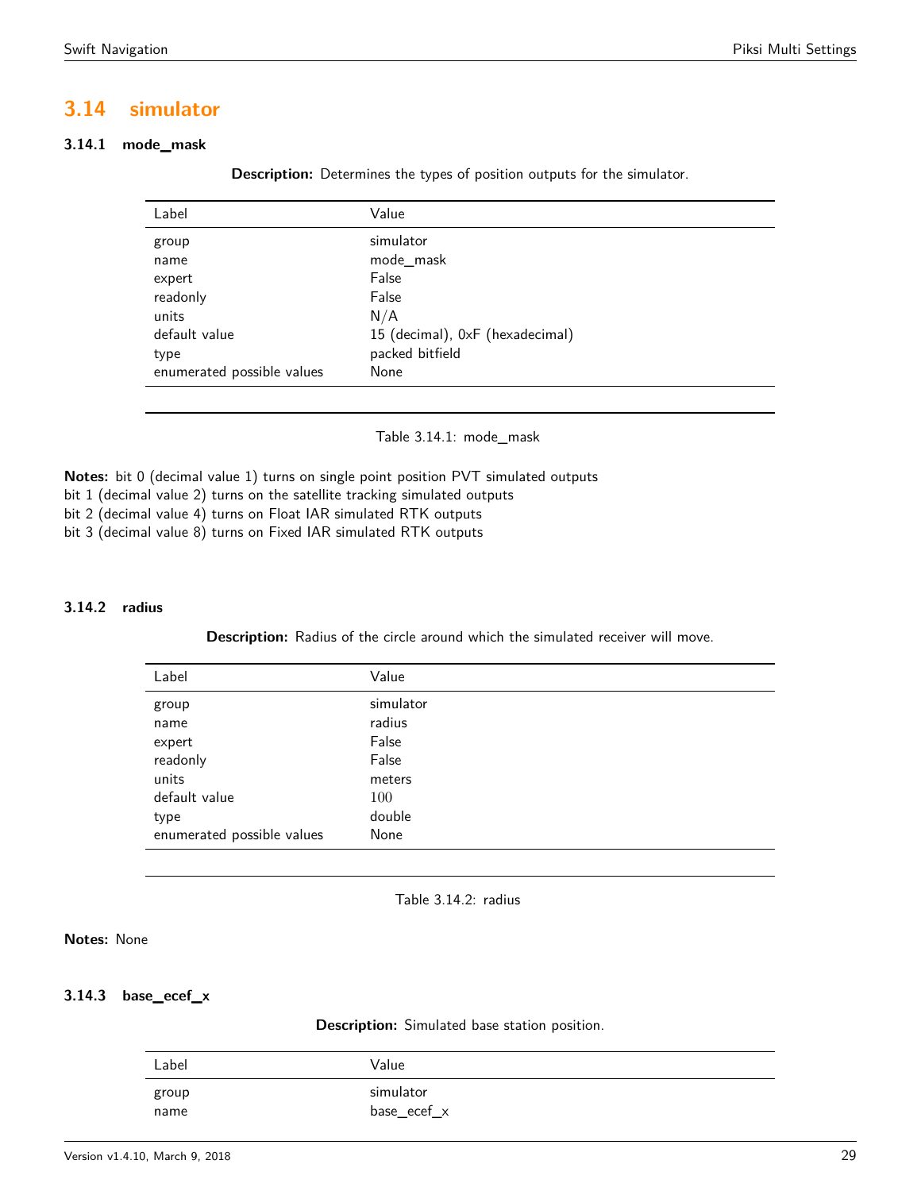## 3.14 simulator

### 3.14.1 mode_mask

**Description:** Determines the types of position outputs for the simulator.

| Label | Value |
| --- | --- |
| group | simulator |
| name | mode_mask |
| expert | False |
| readonly | False |
| units | N/A |
| default value | 15 (decimal), 0xF (hexadecimal) |
| type | packed bitfield |
| enumerated possible values | None |

Table 3.14.1: mode_mask

**Notes:** bit 0 (decimal value 1) turns on single point position PVT simulated outputs
bit 1 (decimal value 2) turns on the satellite tracking simulated outputs
bit 2 (decimal value 4) turns on Float IAR simulated RTK outputs
bit 3 (decimal value 8) turns on Fixed IAR simulated RTK outputs

### 3.14.2 radius

**Description:** Radius of the circle around which the simulated receiver will move.

| Label | Value |
| --- | --- |
| group | simulator |
| name | radius |
| expert | False |
| readonly | False |
| units | meters |
| default value | 100 |
| type | double |
| enumerated possible values | None |

Table 3.14.2: radius

**Notes:** None

### 3.14.3 base_ecef_x

**Description:** Simulated base station position.

| Label | Value |
| --- | --- |
| group | simulator |
| name | base_ecef_x |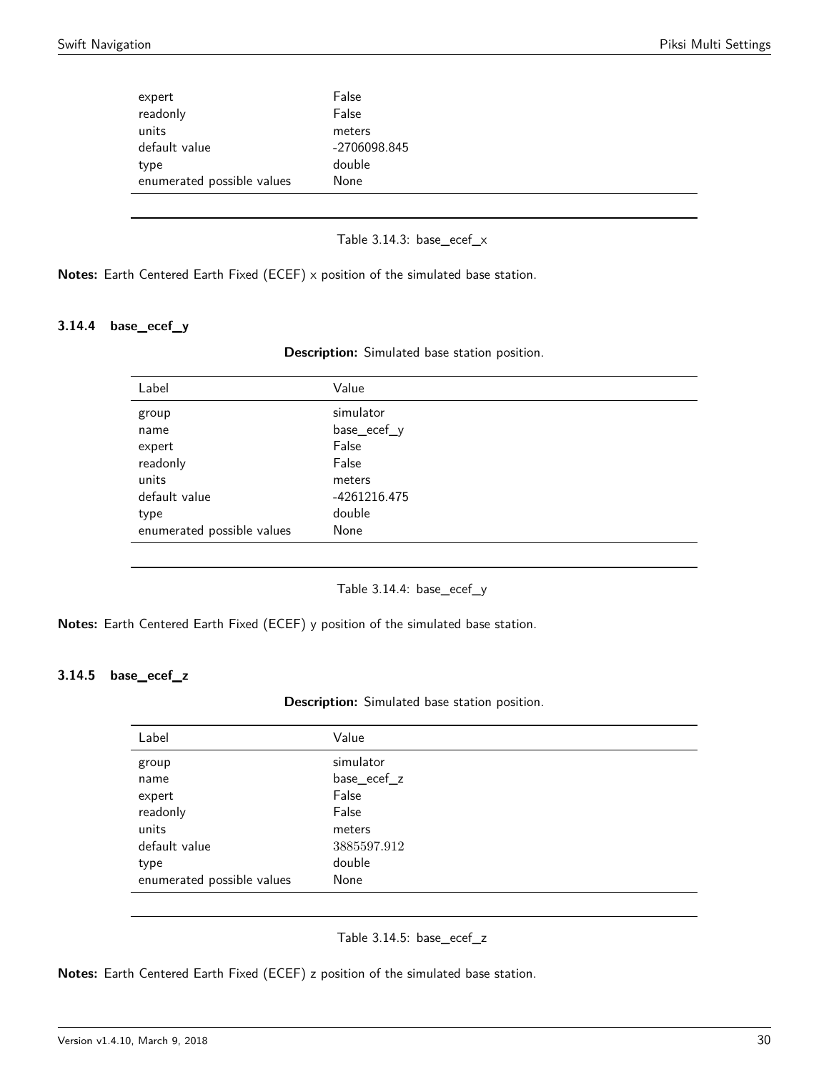| Label | Value |
|---|---|
| expert | False |
| readonly | False |
| units | meters |
| default value | -2706098.845 |
| type | double |
| enumerated possible values | None |

Table 3.14.3: base_ecef_x

**Notes:** Earth Centered Earth Fixed (ECEF) x position of the simulated base station.

### 3.14.4 base_ecef_y

**Description:** Simulated base station position.

| Label | Value |
|---|---|
| group | simulator |
| name | base_ecef_y |
| expert | False |
| readonly | False |
| units | meters |
| default value | -4261216.475 |
| type | double |
| enumerated possible values | None |

Table 3.14.4: base_ecef_y

**Notes:** Earth Centered Earth Fixed (ECEF) y position of the simulated base station.

### 3.14.5 base_ecef_z

**Description:** Simulated base station position.

| Label | Value |
|---|---|
| group | simulator |
| name | base_ecef_z |
| expert | False |
| readonly | False |
| units | meters |
| default value | 3885597.912 |
| type | double |
| enumerated possible values | None |

Table 3.14.5: base_ecef_z

**Notes:** Earth Centered Earth Fixed (ECEF) z position of the simulated base station.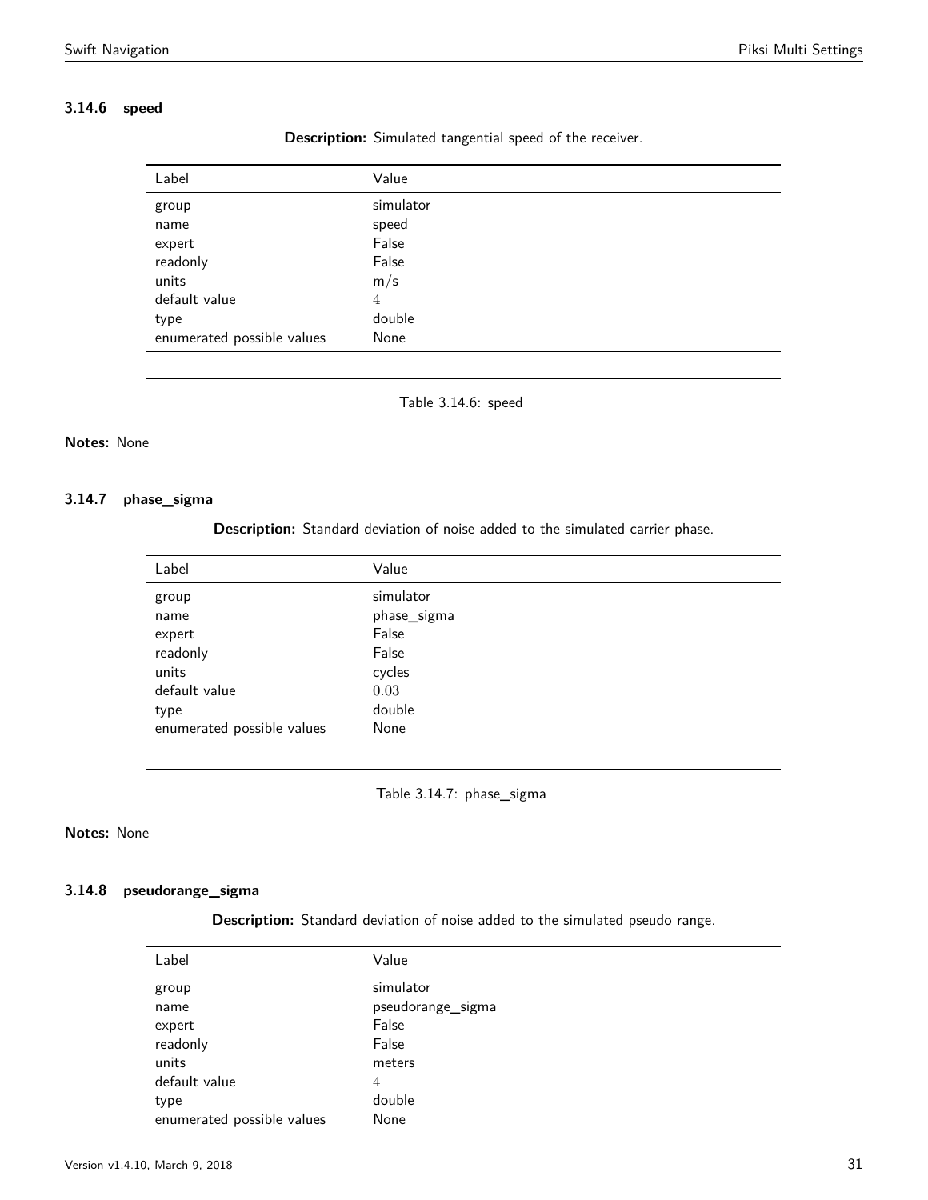### 3.14.6 speed

**Description:** Simulated tangential speed of the receiver.

| Label | Value |
|---|---|
| group | simulator |
| name | speed |
| expert | False |
| readonly | False |
| units | m/s |
| default value | 4 |
| type | double |
| enumerated possible values | None |

Table 3.14.6: speed

**Notes:** None

### 3.14.7 phase_sigma

**Description:** Standard deviation of noise added to the simulated carrier phase.

| Label | Value |
|---|---|
| group | simulator |
| name | phase_sigma |
| expert | False |
| readonly | False |
| units | cycles |
| default value | 0.03 |
| type | double |
| enumerated possible values | None |

Table 3.14.7: phase_sigma

**Notes:** None

### 3.14.8 pseudorange_sigma

**Description:** Standard deviation of noise added to the simulated pseudo range.

| Label | Value |
|---|---|
| group | simulator |
| name | pseudorange_sigma |
| expert | False |
| readonly | False |
| units | meters |
| default value | 4 |
| type | double |
| enumerated possible values | None |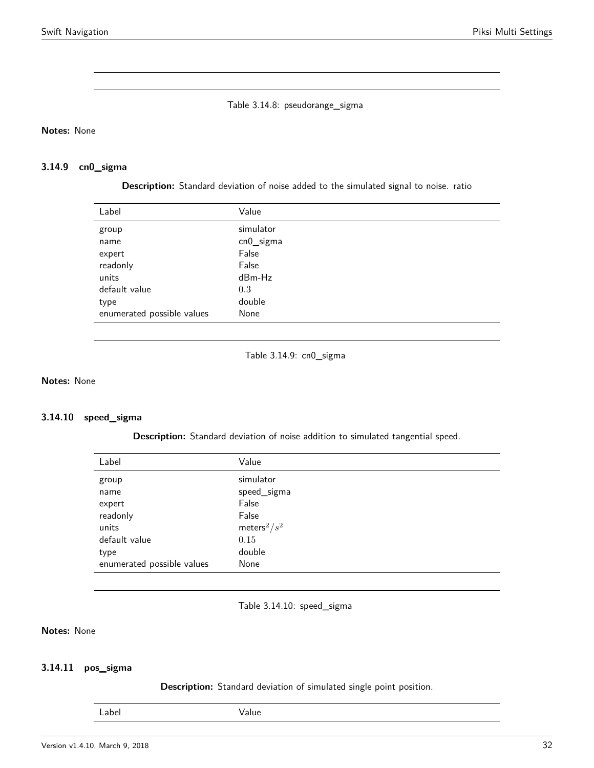Table 3.14.8: pseudorange_sigma

**Notes:** None

### 3.14.9 cn0_sigma

**Description:** Standard deviation of noise added to the simulated signal to noise. ratio

| Label | Value |
|---|---|
| group | simulator |
| name | cn0_sigma |
| expert | False |
| readonly | False |
| units | dBm-Hz |
| default value | $0.3$ |
| type | double |
| enumerated possible values | None |

Table 3.14.9: cn0_sigma

**Notes:** None

### 3.14.10 speed_sigma

**Description:** Standard deviation of noise addition to simulated tangential speed.

| Label | Value |
|---|---|
| group | simulator |
| name | speed_sigma |
| expert | False |
| readonly | False |
| units | meters$^2/s^2$ |
| default value | $0.15$ |
| type | double |
| enumerated possible values | None |

Table 3.14.10: speed_sigma

**Notes:** None

### 3.14.11 pos_sigma

**Description:** Standard deviation of simulated single point position.

| Label | Value |
|---|---|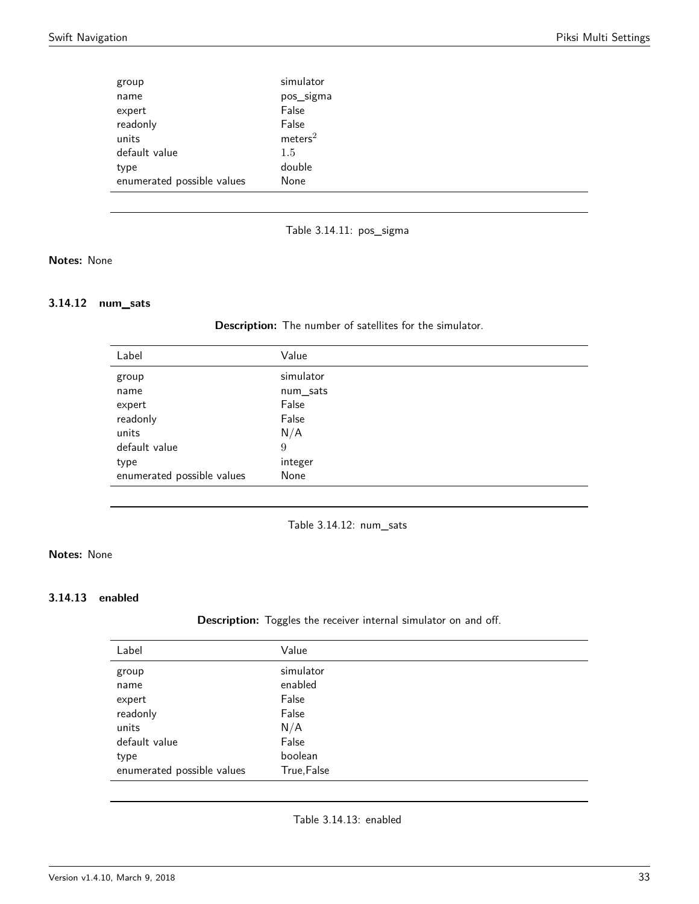| Label | Value |
|---|---|
| group | simulator |
| name | pos_sigma |
| expert | False |
| readonly | False |
| units | $meters^2$ |
| default value | 1.5 |
| type | double |
| enumerated possible values | None |

Table 3.14.11: pos_sigma

**Notes:** None

### 3.14.12 num_sats

**Description:** The number of satellites for the simulator.

| Label | Value |
|---|---|
| group | simulator |
| name | num_sats |
| expert | False |
| readonly | False |
| units | N/A |
| default value | 9 |
| type | integer |
| enumerated possible values | None |

Table 3.14.12: num_sats

**Notes:** None

### 3.14.13 enabled

**Description:** Toggles the receiver internal simulator on and off.

| Label | Value |
|---|---|
| group | simulator |
| name | enabled |
| expert | False |
| readonly | False |
| units | N/A |
| default value | False |
| type | boolean |
| enumerated possible values | True,False |

Table 3.14.13: enabled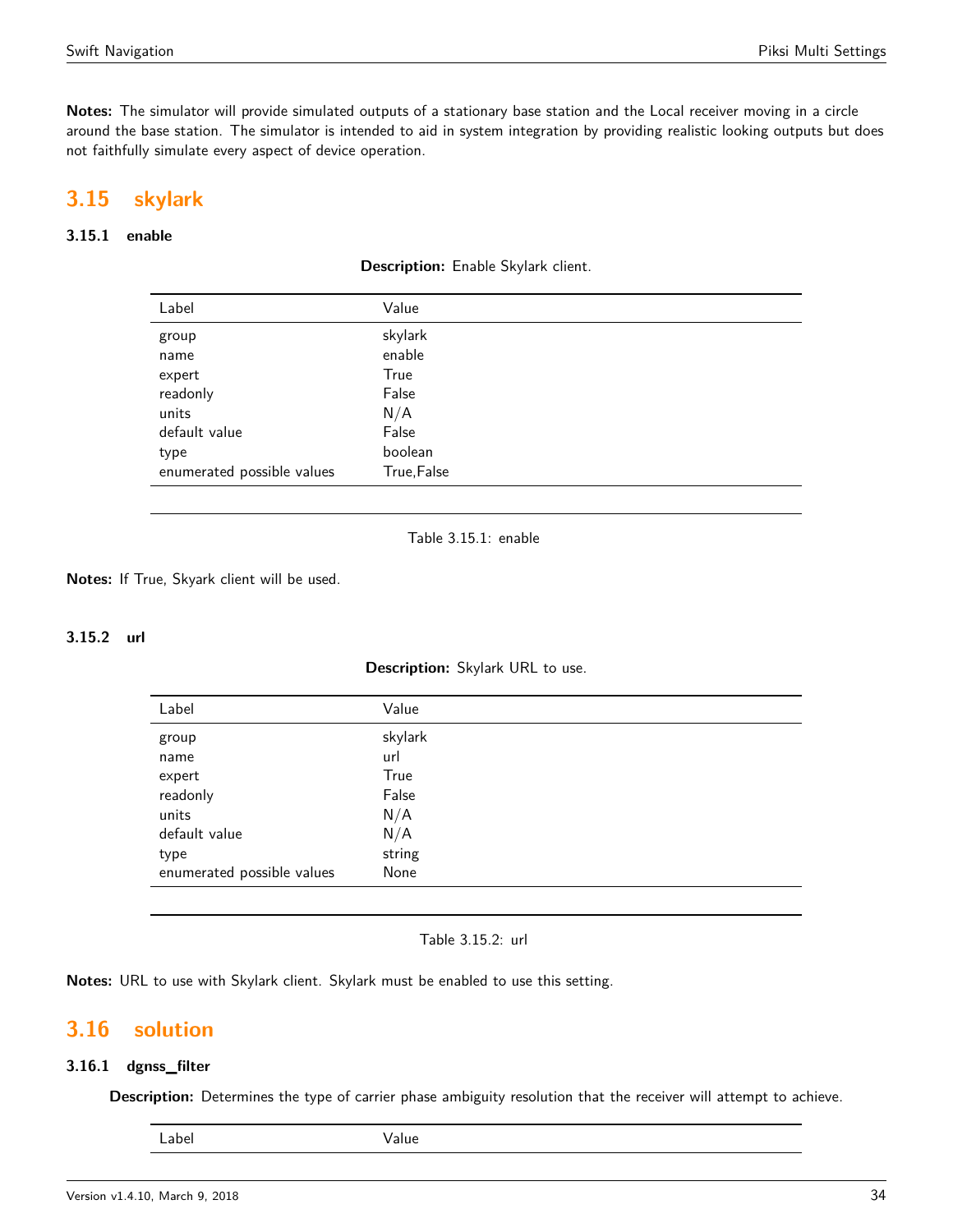**Notes:** The simulator will provide simulated outputs of a stationary base station and the Local receiver moving in a circle around the base station. The simulator is intended to aid in system integration by providing realistic looking outputs but does not faithfully simulate every aspect of device operation.

## 3.15 skylark

### 3.15.1 enable

**Description:** Enable Skylark client.

| Label | Value |
|---|---|
| group | skylark |
| name | enable |
| expert | True |
| readonly | False |
| units | N/A |
| default value | False |
| type | boolean |
| enumerated possible values | True,False |

Table 3.15.1: enable

**Notes:** If True, Skyark client will be used.

### 3.15.2 url

**Description:** Skylark URL to use.

| Label | Value |
|---|---|
| group | skylark |
| name | url |
| expert | True |
| readonly | False |
| units | N/A |
| default value | N/A |
| type | string |
| enumerated possible values | None |

Table 3.15.2: url

**Notes:** URL to use with Skylark client. Skylark must be enabled to use this setting.

## 3.16 solution

### 3.16.1 dgnss_filter

**Description:** Determines the type of carrier phase ambiguity resolution that the receiver will attempt to achieve.

| Label | Value |
|---|---|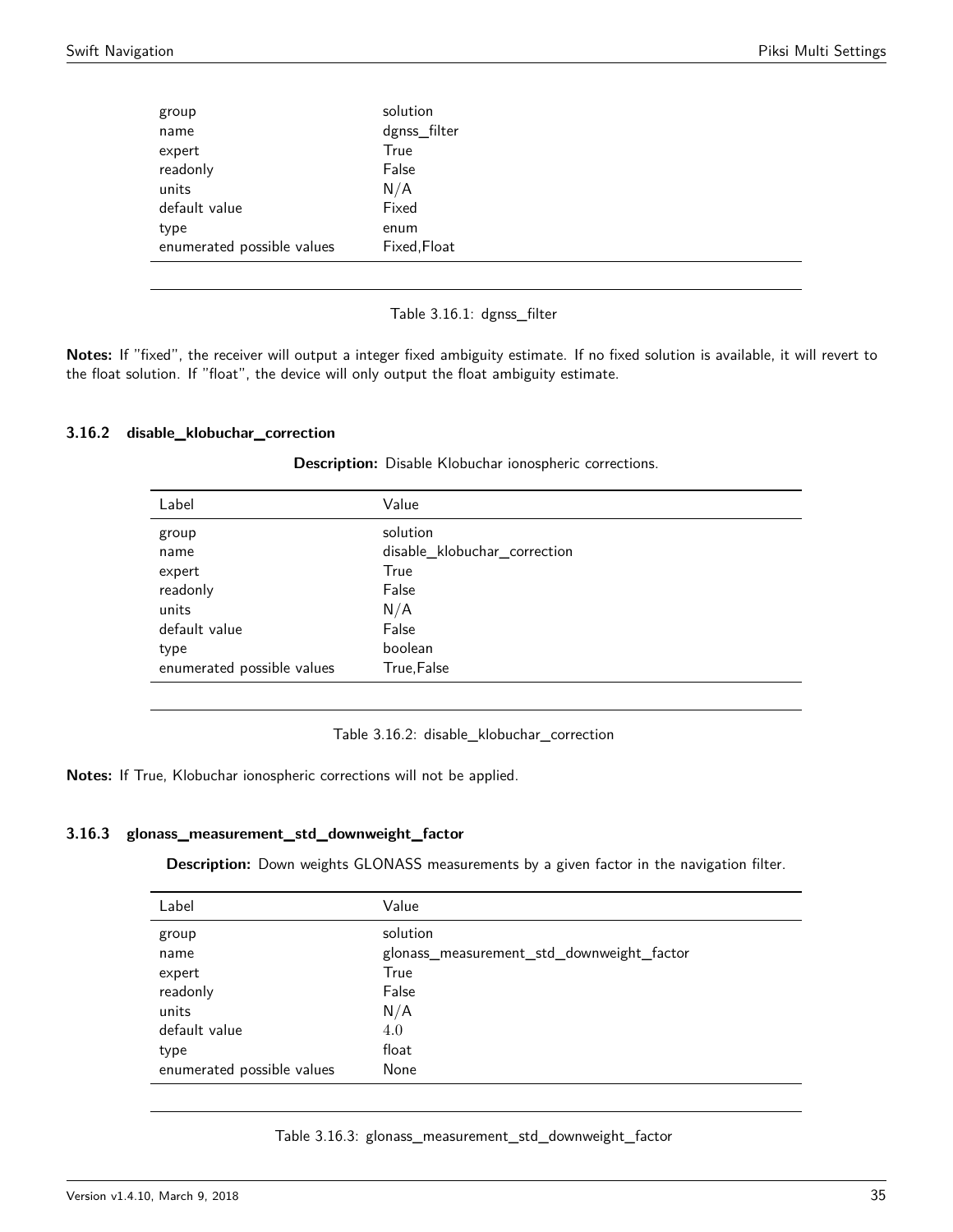| Label | Value |
|---|---|
| group | solution |
| name | dgnss_filter |
| expert | True |
| readonly | False |
| units | N/A |
| default value | Fixed |
| type | enum |
| enumerated possible values | Fixed,Float |

Table 3.16.1: dgnss_filter

**Notes:** If "fixed", the receiver will output a integer fixed ambiguity estimate. If no fixed solution is available, it will revert to the float solution. If "float", the device will only output the float ambiguity estimate.

### 3.16.2 disable_klobuchar_correction

**Description:** Disable Klobuchar ionospheric corrections.

| Label | Value |
|---|---|
| group | solution |
| name | disable_klobuchar_correction |
| expert | True |
| readonly | False |
| units | N/A |
| default value | False |
| type | boolean |
| enumerated possible values | True,False |

Table 3.16.2: disable_klobuchar_correction

**Notes:** If True, Klobuchar ionospheric corrections will not be applied.

### 3.16.3 glonass_measurement_std_downweight_factor

**Description:** Down weights GLONASS measurements by a given factor in the navigation filter.

| Label | Value |
|---|---|
| group | solution |
| name | glonass_measurement_std_downweight_factor |
| expert | True |
| readonly | False |
| units | N/A |
| default value | 4.0 |
| type | float |
| enumerated possible values | None |

Table 3.16.3: glonass_measurement_std_downweight_factor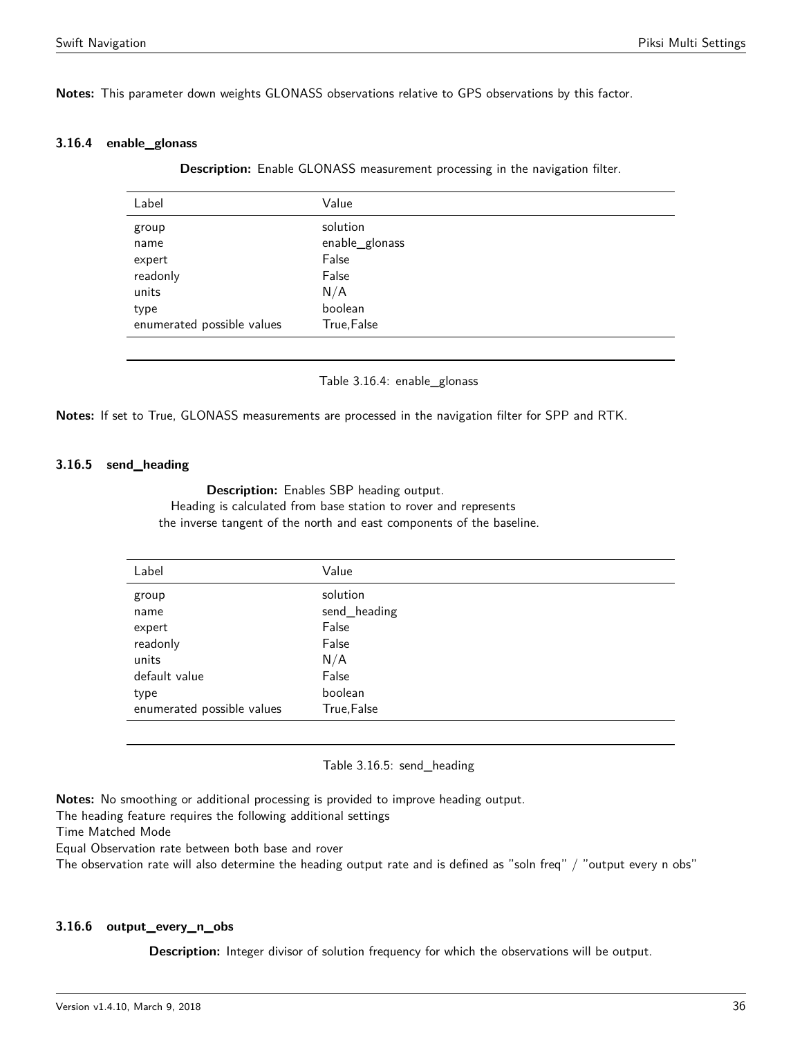**Notes:** This parameter down weights GLONASS observations relative to GPS observations by this factor.

### 3.16.4 enable_glonass

**Description:** Enable GLONASS measurement processing in the navigation filter.

| Label | Value |
|---|---|
| group | solution |
| name | enable_glonass |
| expert | False |
| readonly | False |
| units | N/A |
| type | boolean |
| enumerated possible values | True,False |

Table 3.16.4: enable_glonass

**Notes:** If set to True, GLONASS measurements are processed in the navigation filter for SPP and RTK.

### 3.16.5 send_heading

**Description:** Enables SBP heading output.
Heading is calculated from base station to rover and represents
the inverse tangent of the north and east components of the baseline.

| Label | Value |
|---|---|
| group | solution |
| name | send_heading |
| expert | False |
| readonly | False |
| units | N/A |
| default value | False |
| type | boolean |
| enumerated possible values | True,False |

Table 3.16.5: send_heading

**Notes:** No smoothing or additional processing is provided to improve heading output.
The heading feature requires the following additional settings
Time Matched Mode
Equal Observation rate between both base and rover
The observation rate will also determine the heading output rate and is defined as "soln freq" / "output every n obs"

### 3.16.6 output_every_n_obs

**Description:** Integer divisor of solution frequency for which the observations will be output.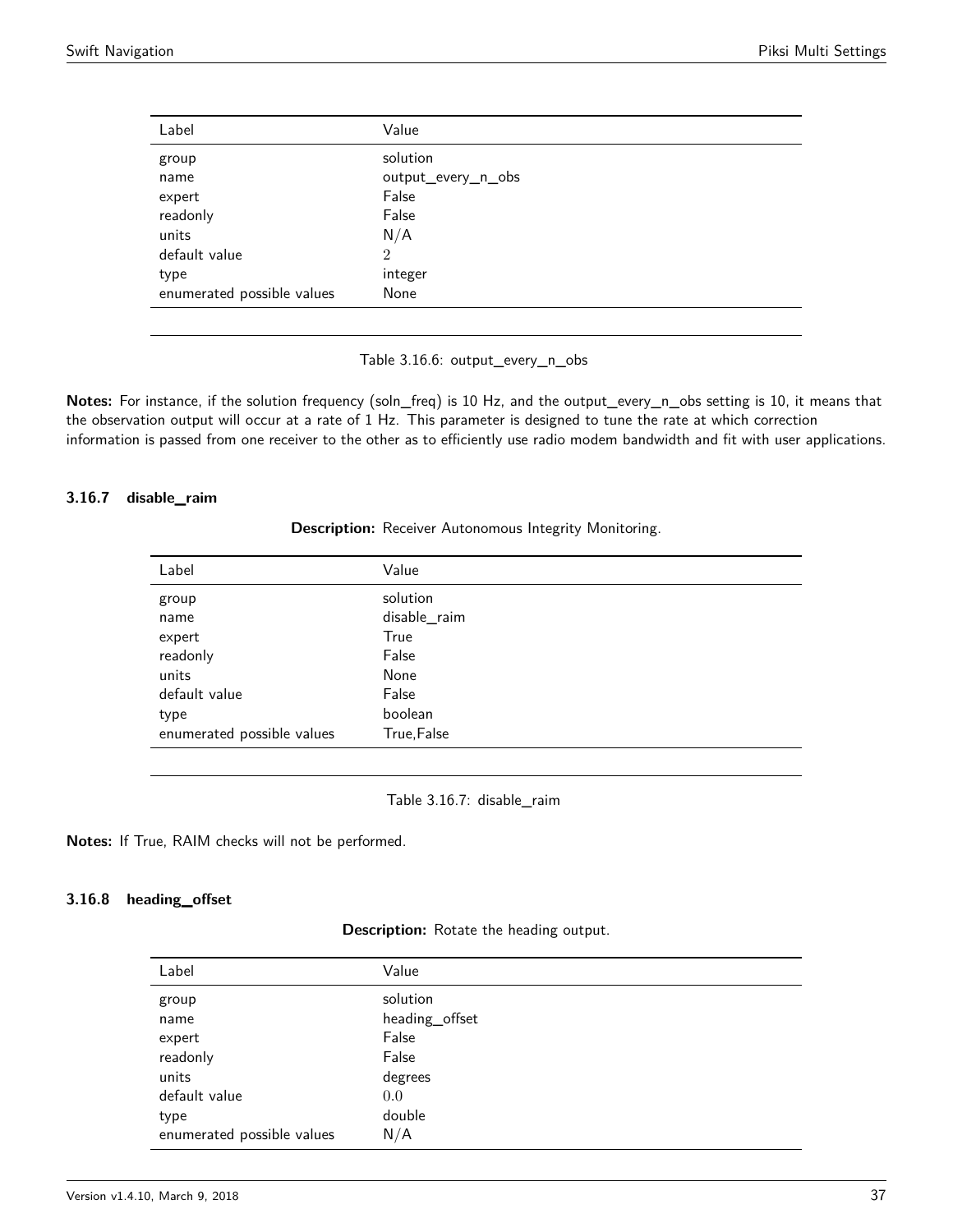| Label | Value |
|---|---|
| group | solution |
| name | output_every_n_obs |
| expert | False |
| readonly | False |
| units | N/A |
| default value | 2 |
| type | integer |
| enumerated possible values | None |

Table 3.16.6: output_every_n_obs

**Notes:** For instance, if the solution frequency (soln_freq) is 10 Hz, and the output_every_n_obs setting is 10, it means that the observation output will occur at a rate of 1 Hz. This parameter is designed to tune the rate at which correction information is passed from one receiver to the other as to efficiently use radio modem bandwidth and fit with user applications.

### 3.16.7 disable_raim

**Description:** Receiver Autonomous Integrity Monitoring.

| Label | Value |
|---|---|
| group | solution |
| name | disable_raim |
| expert | True |
| readonly | False |
| units | None |
| default value | False |
| type | boolean |
| enumerated possible values | True,False |

Table 3.16.7: disable_raim

**Notes:** If True, RAIM checks will not be performed.

### 3.16.8 heading_offset

**Description:** Rotate the heading output.

| Label | Value |
|---|---|
| group | solution |
| name | heading_offset |
| expert | False |
| readonly | False |
| units | degrees |
| default value | 0.0 |
| type | double |
| enumerated possible values | N/A |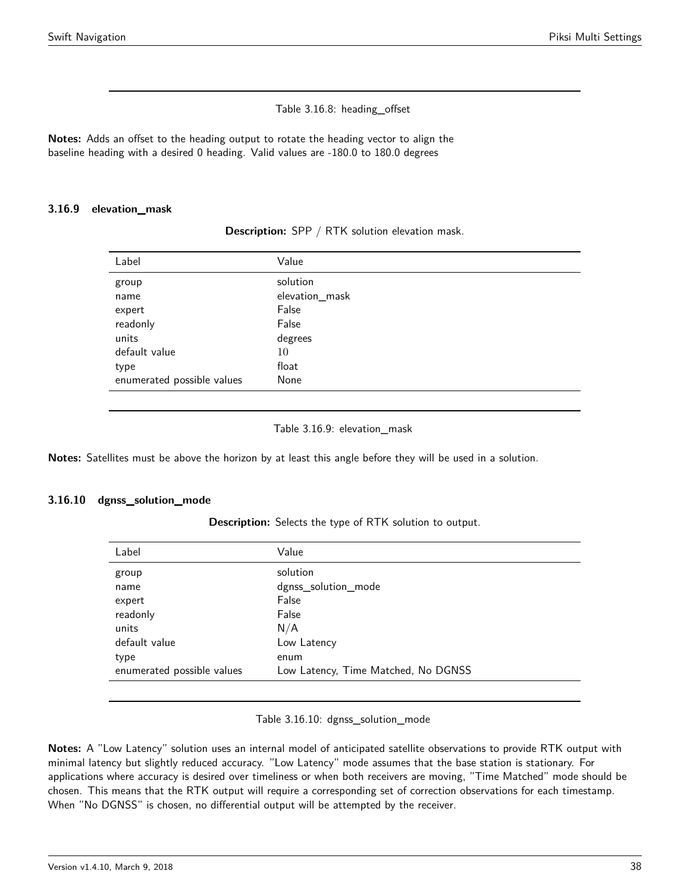Table 3.16.8: heading_offset

**Notes:** Adds an offset to the heading output to rotate the heading vector to align the baseline heading with a desired 0 heading. Valid values are -180.0 to 180.0 degrees

### 3.16.9 elevation_mask

**Description:** SPP / RTK solution elevation mask.

| Label | Value |
|---|---|
| group | solution |
| name | elevation_mask |
| expert | False |
| readonly | False |
| units | degrees |
| default value | 10 |
| type | float |
| enumerated possible values | None |

Table 3.16.9: elevation_mask

**Notes:** Satellites must be above the horizon by at least this angle before they will be used in a solution.

### 3.16.10 dgnss_solution_mode

**Description:** Selects the type of RTK solution to output.

| Label | Value |
|---|---|
| group | solution |
| name | dgnss_solution_mode |
| expert | False |
| readonly | False |
| units | N/A |
| default value | Low Latency |
| type | enum |
| enumerated possible values | Low Latency, Time Matched, No DGNSS |

Table 3.16.10: dgnss_solution_mode

**Notes:** A "Low Latency" solution uses an internal model of anticipated satellite observations to provide RTK output with minimal latency but slightly reduced accuracy. "Low Latency" mode assumes that the base station is stationary. For applications where accuracy is desired over timeliness or when both receivers are moving, "Time Matched" mode should be chosen. This means that the RTK output will require a corresponding set of correction observations for each timestamp. When "No DGNSS" is chosen, no differential output will be attempted by the receiver.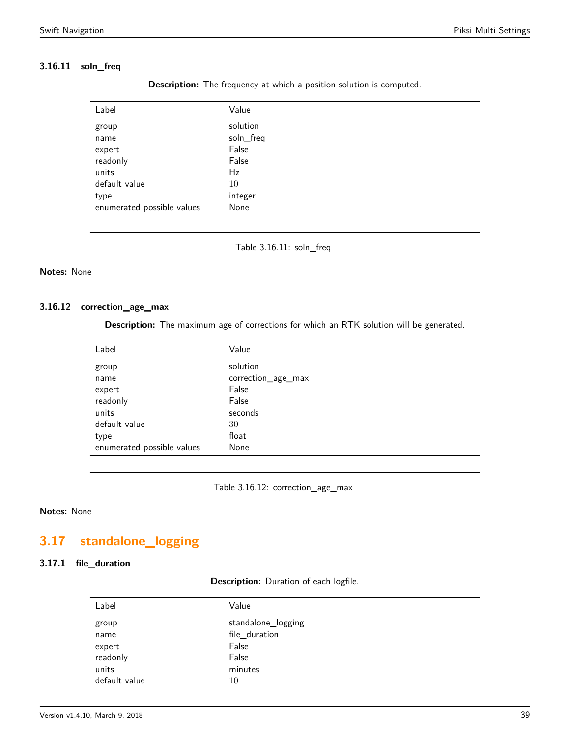#### 3.16.11 soln_freq

**Description:** The frequency at which a position solution is computed.

| Label | Value |
|---|---|
| group | solution |
| name | soln_freq |
| expert | False |
| readonly | False |
| units | Hz |
| default value | 10 |
| type | integer |
| enumerated possible values | None |

Table 3.16.11: soln_freq

**Notes:** None

#### 3.16.12 correction_age_max

**Description:** The maximum age of corrections for which an RTK solution will be generated.

| Label | Value |
|---|---|
| group | solution |
| name | correction_age_max |
| expert | False |
| readonly | False |
| units | seconds |
| default value | 30 |
| type | float |
| enumerated possible values | None |

Table 3.16.12: correction_age_max

**Notes:** None

## 3.17 standalone_logging

#### 3.17.1 file_duration

**Description:** Duration of each logfile.

| Label | Value |
|---|---|
| group | standalone_logging |
| name | file_duration |
| expert | False |
| readonly | False |
| units | minutes |
| default value | 10 |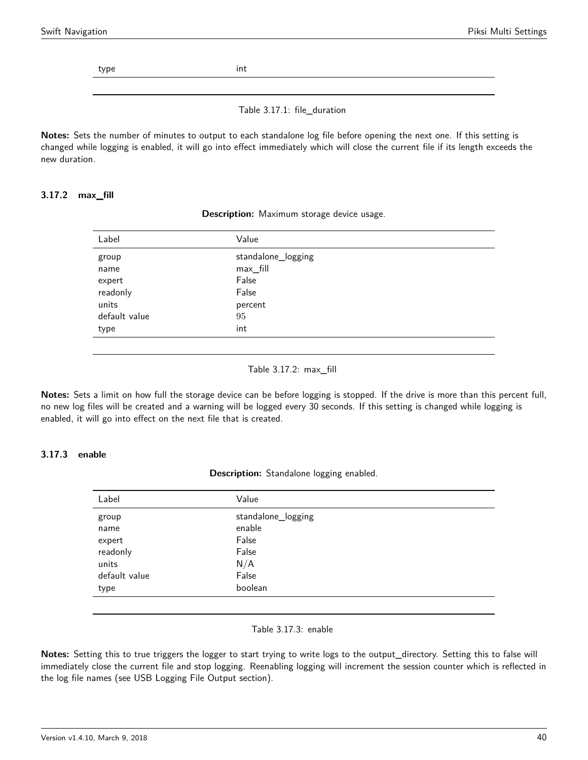| Label | Value |
| --- | --- |
| type | int |

Table 3.17.1: file_duration

**Notes:** Sets the number of minutes to output to each standalone log file before opening the next one. If this setting is changed while logging is enabled, it will go into effect immediately which will close the current file if its length exceeds the new duration.

### 3.17.2 max_fill

**Description:** Maximum storage device usage.

| Label | Value |
| --- | --- |
| group | standalone_logging |
| name | max_fill |
| expert | False |
| readonly | False |
| units | percent |
| default value | 95 |
| type | int |

Table 3.17.2: max_fill

**Notes:** Sets a limit on how full the storage device can be before logging is stopped. If the drive is more than this percent full, no new log files will be created and a warning will be logged every 30 seconds. If this setting is changed while logging is enabled, it will go into effect on the next file that is created.

### 3.17.3 enable

**Description:** Standalone logging enabled.

| Label | Value |
| --- | --- |
| group | standalone_logging |
| name | enable |
| expert | False |
| readonly | False |
| units | N/A |
| default value | False |
| type | boolean |

Table 3.17.3: enable

**Notes:** Setting this to true triggers the logger to start trying to write logs to the output_directory. Setting this to false will immediately close the current file and stop logging. Reenabling logging will increment the session counter which is reflected in the log file names (see USB Logging File Output section).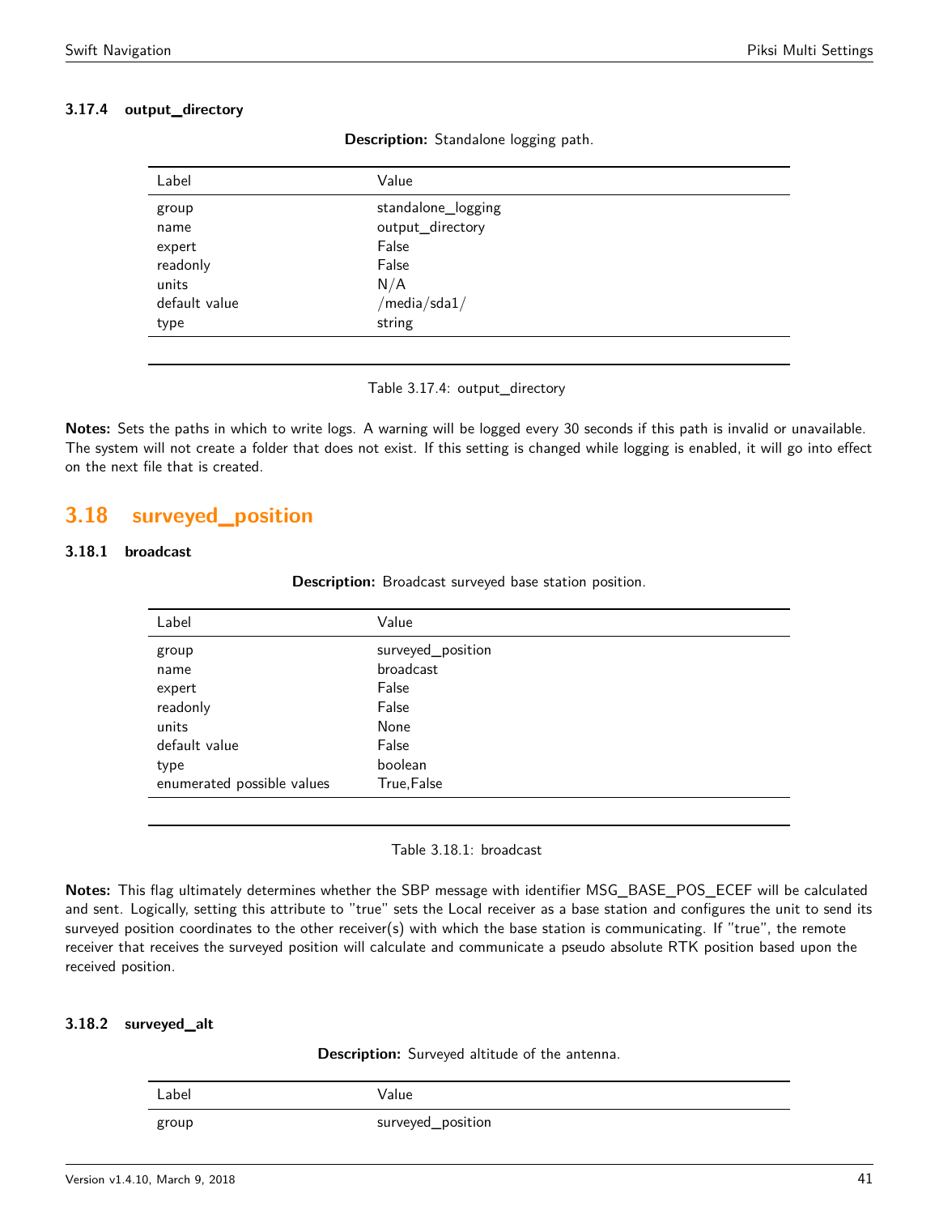### 3.17.4 output_directory

**Description:** Standalone logging path.

| Label | Value |
|---|---|
| group | standalone_logging |
| name | output_directory |
| expert | False |
| readonly | False |
| units | N/A |
| default value | /media/sda1/ |
| type | string |

Table 3.17.4: output_directory

**Notes:** Sets the paths in which to write logs. A warning will be logged every 30 seconds if this path is invalid or unavailable. The system will not create a folder that does not exist. If this setting is changed while logging is enabled, it will go into effect on the next file that is created.

## 3.18 surveyed_position

### 3.18.1 broadcast

**Description:** Broadcast surveyed base station position.

| Label | Value |
|---|---|
| group | surveyed_position |
| name | broadcast |
| expert | False |
| readonly | False |
| units | None |
| default value | False |
| type | boolean |
| enumerated possible values | True,False |

Table 3.18.1: broadcast

**Notes:** This flag ultimately determines whether the SBP message with identifier MSG_BASE_POS_ECEF will be calculated and sent. Logically, setting this attribute to "true" sets the Local receiver as a base station and configures the unit to send its surveyed position coordinates to the other receiver(s) with which the base station is communicating. If "true", the remote receiver that receives the surveyed position will calculate and communicate a pseudo absolute RTK position based upon the received position.

### 3.18.2 surveyed_alt

**Description:** Surveyed altitude of the antenna.

| Label | Value |
|---|---|
| group | surveyed_position |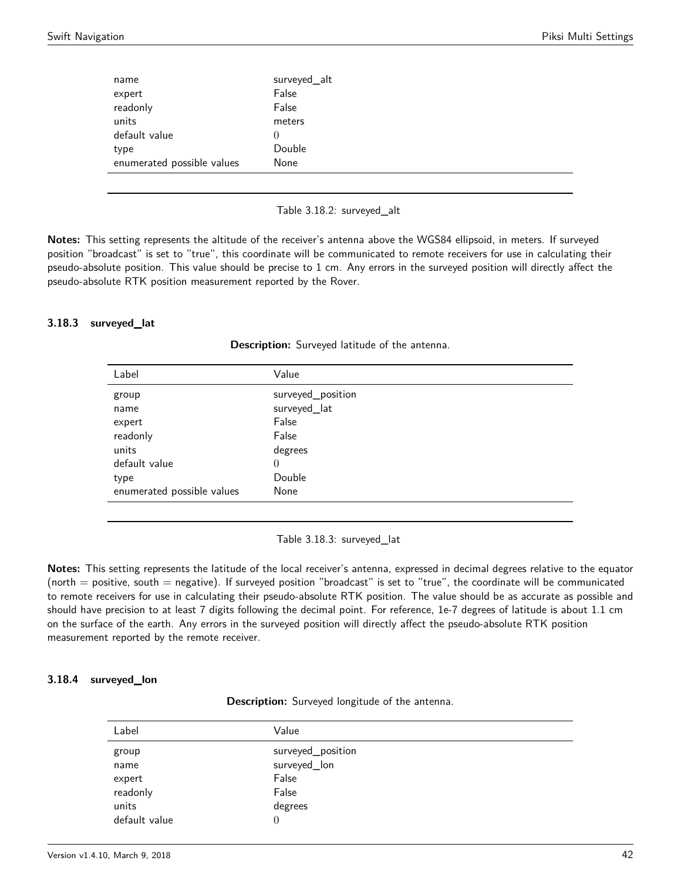| Label | Value |
|---|---|
| name | surveyed_alt |
| expert | False |
| readonly | False |
| units | meters |
| default value | 0 |
| type | Double |
| enumerated possible values | None |

Table 3.18.2: surveyed_alt

**Notes:** This setting represents the altitude of the receiver's antenna above the WGS84 ellipsoid, in meters. If surveyed position "broadcast" is set to "true", this coordinate will be communicated to remote receivers for use in calculating their pseudo-absolute position. This value should be precise to 1 cm. Any errors in the surveyed position will directly affect the pseudo-absolute RTK position measurement reported by the Rover.

### 3.18.3 surveyed_lat

**Description:** Surveyed latitude of the antenna.

| Label | Value |
|---|---|
| group | surveyed_position |
| name | surveyed_lat |
| expert | False |
| readonly | False |
| units | degrees |
| default value | 0 |
| type | Double |
| enumerated possible values | None |

Table 3.18.3: surveyed_lat

**Notes:** This setting represents the latitude of the local receiver's antenna, expressed in decimal degrees relative to the equator (north = positive, south = negative). If surveyed position "broadcast" is set to "true", the coordinate will be communicated to remote receivers for use in calculating their pseudo-absolute RTK position. The value should be as accurate as possible and should have precision to at least 7 digits following the decimal point. For reference, 1e-7 degrees of latitude is about 1.1 cm on the surface of the earth. Any errors in the surveyed position will directly affect the pseudo-absolute RTK position measurement reported by the remote receiver.

### 3.18.4 surveyed_lon

**Description:** Surveyed longitude of the antenna.

| Label | Value |
|---|---|
| group | surveyed_position |
| name | surveyed_lon |
| expert | False |
| readonly | False |
| units | degrees |
| default value | 0 |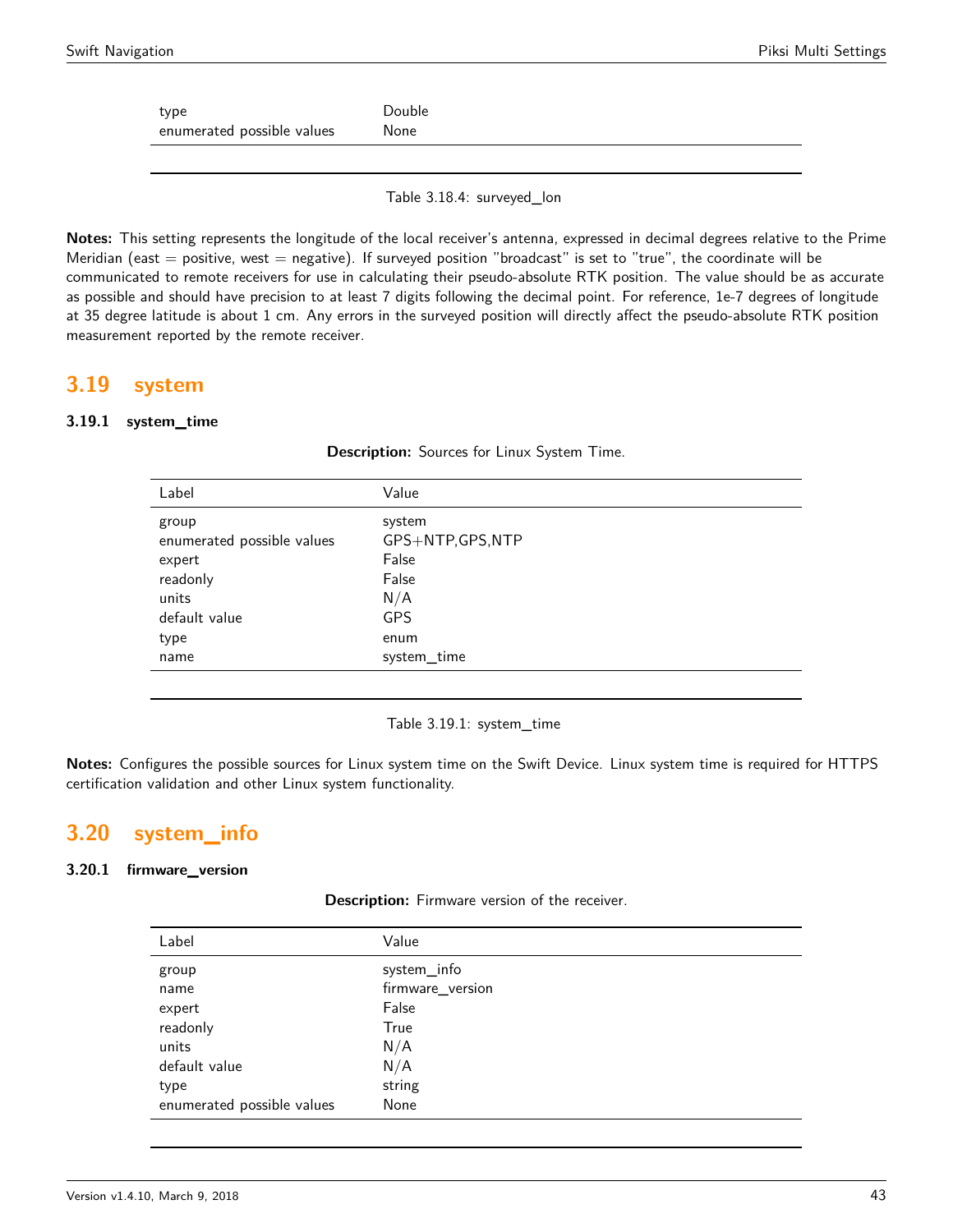| | |
|---|---|
| type | Double |
| enumerated possible values | None |

Table 3.18.4: surveyed_lon

**Notes:** This setting represents the longitude of the local receiver's antenna, expressed in decimal degrees relative to the Prime Meridian (east = positive, west = negative). If surveyed position "broadcast" is set to "true", the coordinate will be communicated to remote receivers for use in calculating their pseudo-absolute RTK position. The value should be as accurate as possible and should have precision to at least 7 digits following the decimal point. For reference, 1e-7 degrees of longitude at 35 degree latitude is about 1 cm. Any errors in the surveyed position will directly affect the pseudo-absolute RTK position measurement reported by the remote receiver.

## 3.19 system

### 3.19.1 system_time

**Description:** Sources for Linux System Time.

| Label | Value |
|---|---|
| group | system |
| enumerated possible values | GPS+NTP,GPS,NTP |
| expert | False |
| readonly | False |
| units | N/A |
| default value | GPS |
| type | enum |
| name | system_time |

Table 3.19.1: system_time

**Notes:** Configures the possible sources for Linux system time on the Swift Device. Linux system time is required for HTTPS certification validation and other Linux system functionality.

## 3.20 system_info

### 3.20.1 firmware_version

**Description:** Firmware version of the receiver.

| Label | Value |
|---|---|
| group | system_info |
| name | firmware_version |
| expert | False |
| readonly | True |
| units | N/A |
| default value | N/A |
| type | string |
| enumerated possible values | None |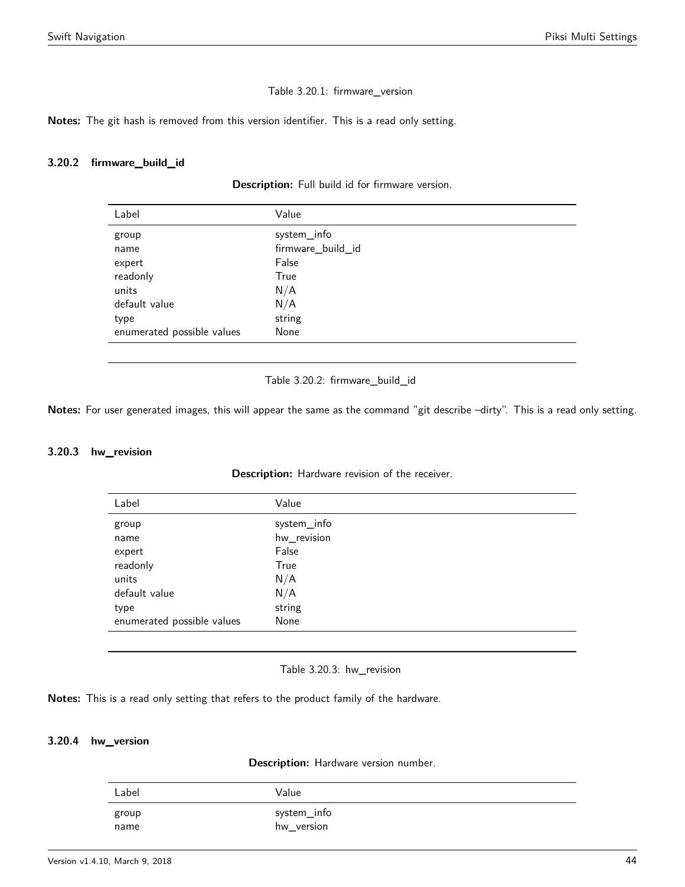Table 3.20.1: firmware_version

**Notes:** The git hash is removed from this version identifier. This is a read only setting.

### 3.20.2 firmware_build_id

**Description:** Full build id for firmware version.

| Label | Value |
|---|---|
| group | system_info |
| name | firmware_build_id |
| expert | False |
| readonly | True |
| units | N/A |
| default value | N/A |
| type | string |
| enumerated possible values | None |

Table 3.20.2: firmware_build_id

**Notes:** For user generated images, this will appear the same as the command "git describe –dirty". This is a read only setting.

### 3.20.3 hw_revision

**Description:** Hardware revision of the receiver.

| Label | Value |
|---|---|
| group | system_info |
| name | hw_revision |
| expert | False |
| readonly | True |
| units | N/A |
| default value | N/A |
| type | string |
| enumerated possible values | None |

Table 3.20.3: hw_revision

**Notes:** This is a read only setting that refers to the product family of the hardware.

### 3.20.4 hw_version

**Description:** Hardware version number.

| Label | Value |
|---|---|
| group | system_info |
| name | hw_version |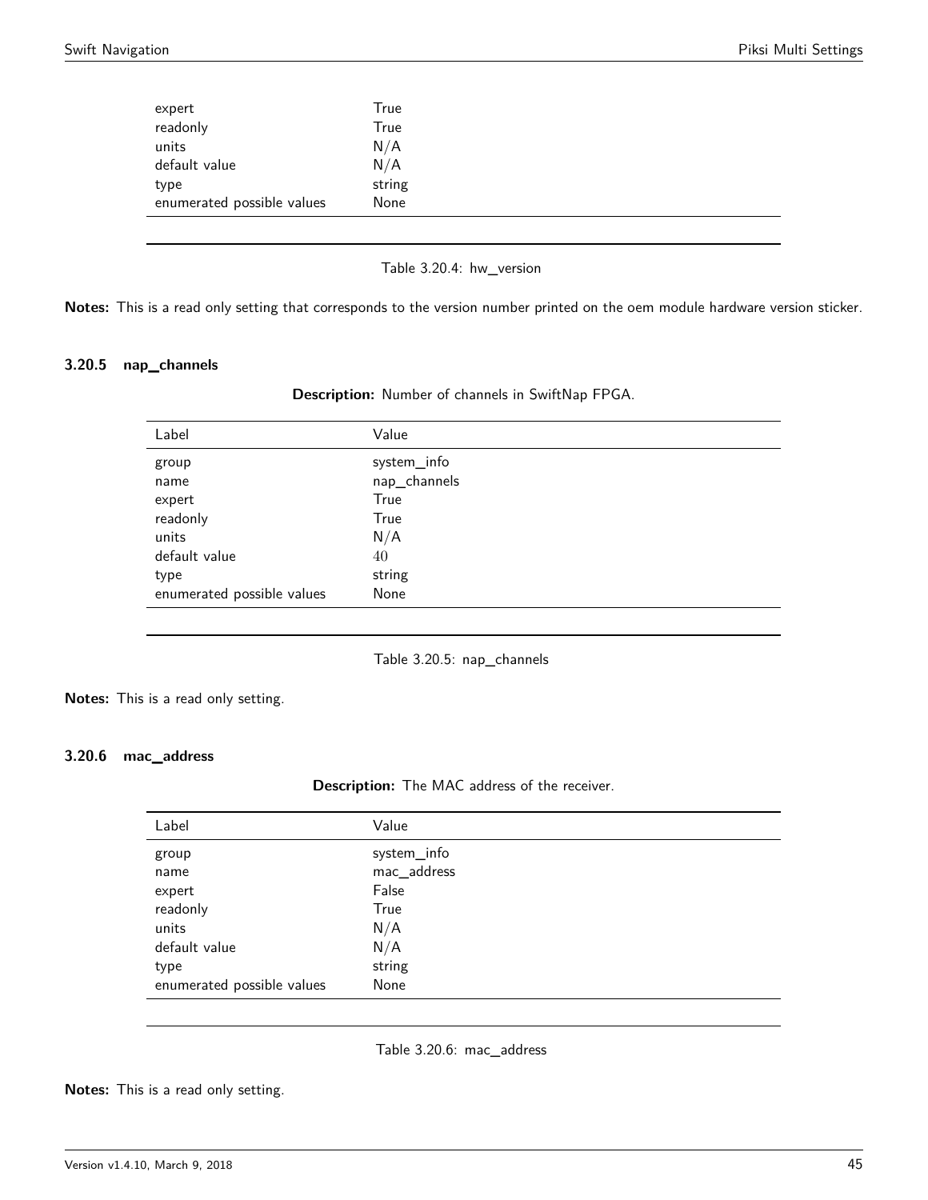| Label | Value |
|---|---|
| expert | True |
| readonly | True |
| units | N/A |
| default value | N/A |
| type | string |
| enumerated possible values | None |

Table 3.20.4: hw_version

**Notes:** This is a read only setting that corresponds to the version number printed on the oem module hardware version sticker.

### 3.20.5 nap_channels

**Description:** Number of channels in SwiftNap FPGA.

| Label | Value |
|---|---|
| group | system_info |
| name | nap_channels |
| expert | True |
| readonly | True |
| units | N/A |
| default value | 40 |
| type | string |
| enumerated possible values | None |

Table 3.20.5: nap_channels

**Notes:** This is a read only setting.

### 3.20.6 mac_address

**Description:** The MAC address of the receiver.

| Label | Value |
|---|---|
| group | system_info |
| name | mac_address |
| expert | False |
| readonly | True |
| units | N/A |
| default value | N/A |
| type | string |
| enumerated possible values | None |

Table 3.20.6: mac_address

**Notes:** This is a read only setting.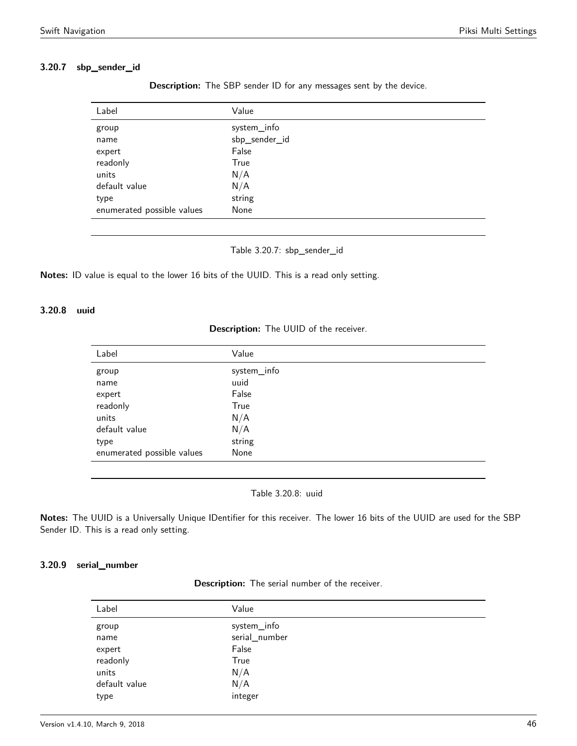### 3.20.7 sbp_sender_id

**Description:** The SBP sender ID for any messages sent by the device.

| Label | Value |
|---|---|
| group | system_info |
| name | sbp_sender_id |
| expert | False |
| readonly | True |
| units | N/A |
| default value | N/A |
| type | string |
| enumerated possible values | None |

Table 3.20.7: sbp_sender_id

**Notes:** ID value is equal to the lower 16 bits of the UUID. This is a read only setting.

### 3.20.8 uuid

**Description:** The UUID of the receiver.

| Label | Value |
|---|---|
| group | system_info |
| name | uuid |
| expert | False |
| readonly | True |
| units | N/A |
| default value | N/A |
| type | string |
| enumerated possible values | None |

Table 3.20.8: uuid

**Notes:** The UUID is a Universally Unique IDentifier for this receiver. The lower 16 bits of the UUID are used for the SBP Sender ID. This is a read only setting.

### 3.20.9 serial_number

**Description:** The serial number of the receiver.

| Label | Value |
|---|---|
| group | system_info |
| name | serial_number |
| expert | False |
| readonly | True |
| units | N/A |
| default value | N/A |
| type | integer |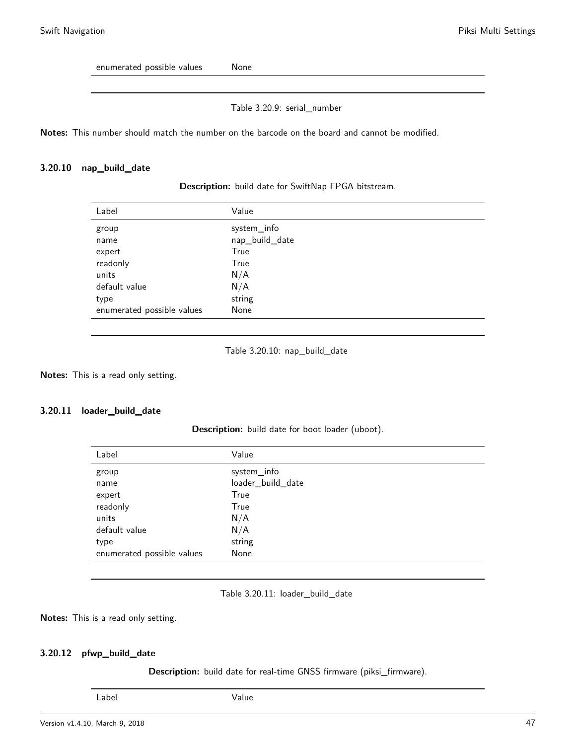| Label | Value |
|---|---|
| enumerated possible values | None |

Table 3.20.9: serial_number

**Notes:** This number should match the number on the barcode on the board and cannot be modified.

### 3.20.10 nap_build_date

**Description:** build date for SwiftNap FPGA bitstream.

| Label | Value |
|---|---|
| group | system_info |
| name | nap_build_date |
| expert | True |
| readonly | True |
| units | N/A |
| default value | N/A |
| type | string |
| enumerated possible values | None |

Table 3.20.10: nap_build_date

**Notes:** This is a read only setting.

### 3.20.11 loader_build_date

**Description:** build date for boot loader (uboot).

| Label | Value |
|---|---|
| group | system_info |
| name | loader_build_date |
| expert | True |
| readonly | True |
| units | N/A |
| default value | N/A |
| type | string |
| enumerated possible values | None |

Table 3.20.11: loader_build_date

**Notes:** This is a read only setting.

### 3.20.12 pfwp_build_date

**Description:** build date for real-time GNSS firmware (piksi_firmware).

| Label | Value |
|---|---|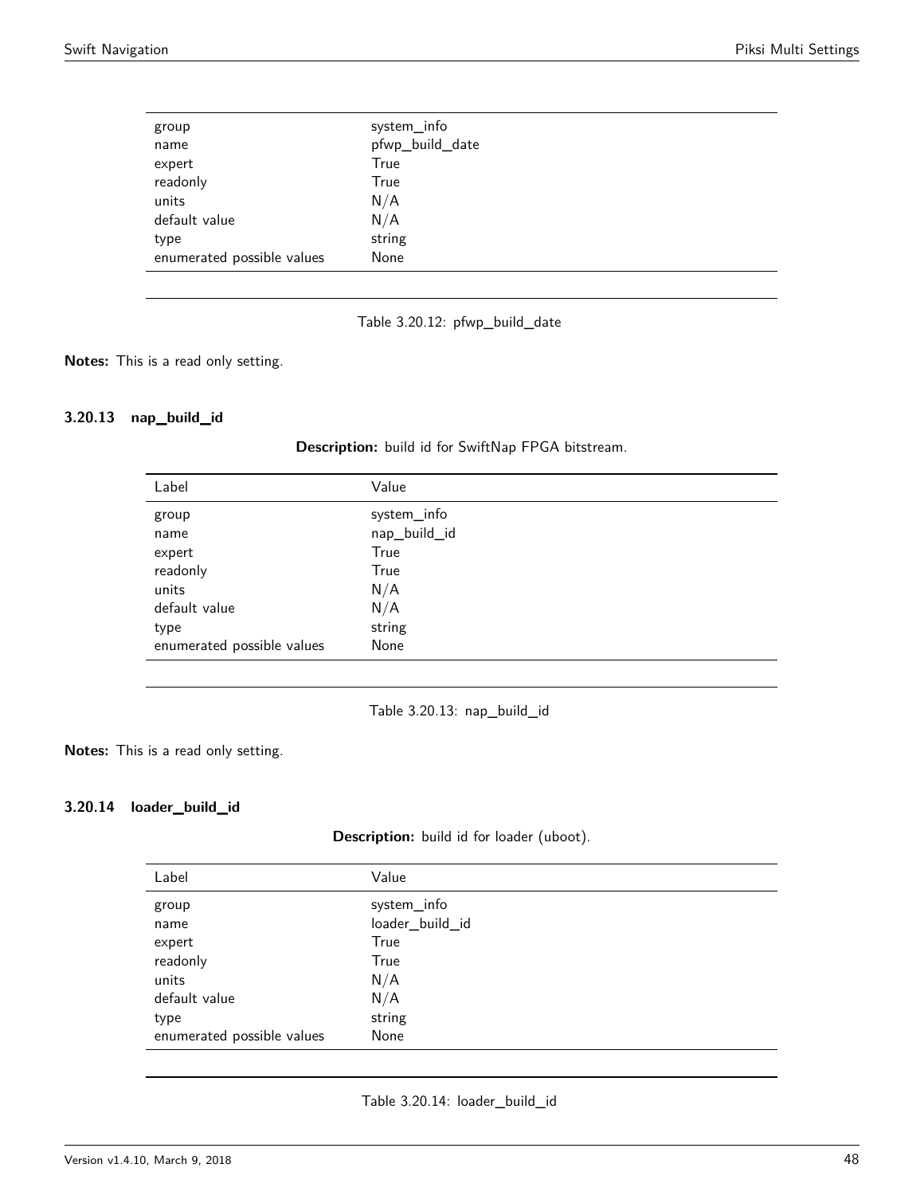| | |
|---|---|
| group | system_info |
| name | pfwp_build_date |
| expert | True |
| readonly | True |
| units | N/A |
| default value | N/A |
| type | string |
| enumerated possible values | None |

Table 3.20.12: pfwp_build_date

**Notes:** This is a read only setting.

### 3.20.13 nap_build_id

**Description:** build id for SwiftNap FPGA bitstream.

| Label | Value |
|---|---|
| group | system_info |
| name | nap_build_id |
| expert | True |
| readonly | True |
| units | N/A |
| default value | N/A |
| type | string |
| enumerated possible values | None |

Table 3.20.13: nap_build_id

**Notes:** This is a read only setting.

### 3.20.14 loader_build_id

**Description:** build id for loader (uboot).

| Label | Value |
|---|---|
| group | system_info |
| name | loader_build_id |
| expert | True |
| readonly | True |
| units | N/A |
| default value | N/A |
| type | string |
| enumerated possible values | None |

Table 3.20.14: loader_build_id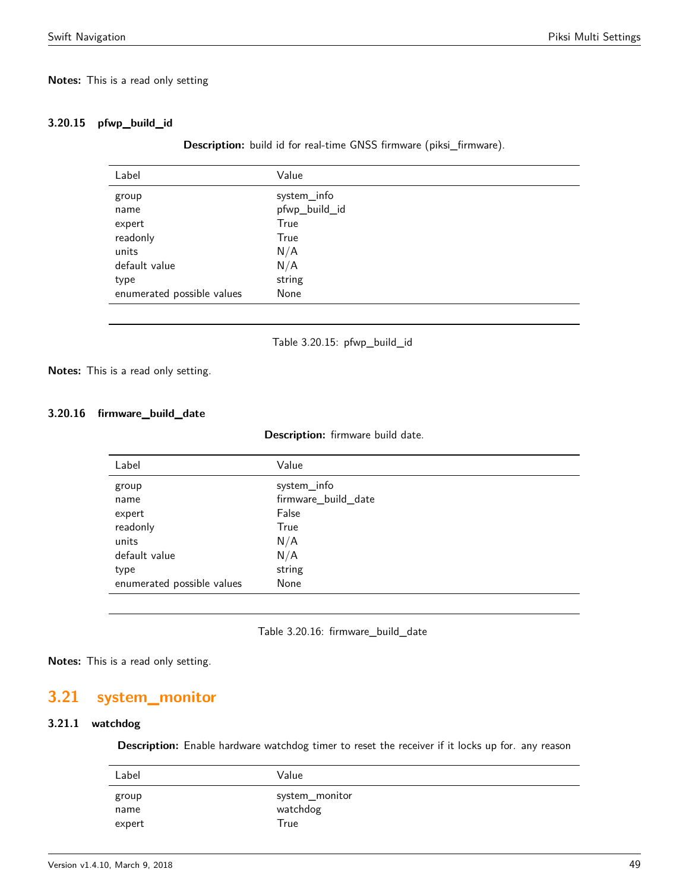**Notes:** This is a read only setting

### 3.20.15 pfwp_build_id

**Description:** build id for real-time GNSS firmware (piksi_firmware).

| Label | Value |
|---|---|
| group | system_info |
| name | pfwp_build_id |
| expert | True |
| readonly | True |
| units | N/A |
| default value | N/A |
| type | string |
| enumerated possible values | None |

Table 3.20.15: pfwp_build_id

**Notes:** This is a read only setting.

### 3.20.16 firmware_build_date

**Description:** firmware build date.

| Label | Value |
|---|---|
| group | system_info |
| name | firmware_build_date |
| expert | False |
| readonly | True |
| units | N/A |
| default value | N/A |
| type | string |
| enumerated possible values | None |

Table 3.20.16: firmware_build_date

**Notes:** This is a read only setting.

## 3.21 system_monitor

### 3.21.1 watchdog

**Description:** Enable hardware watchdog timer to reset the receiver if it locks up for. any reason

| Label | Value |
|---|---|
| group | system_monitor |
| name | watchdog |
| expert | True |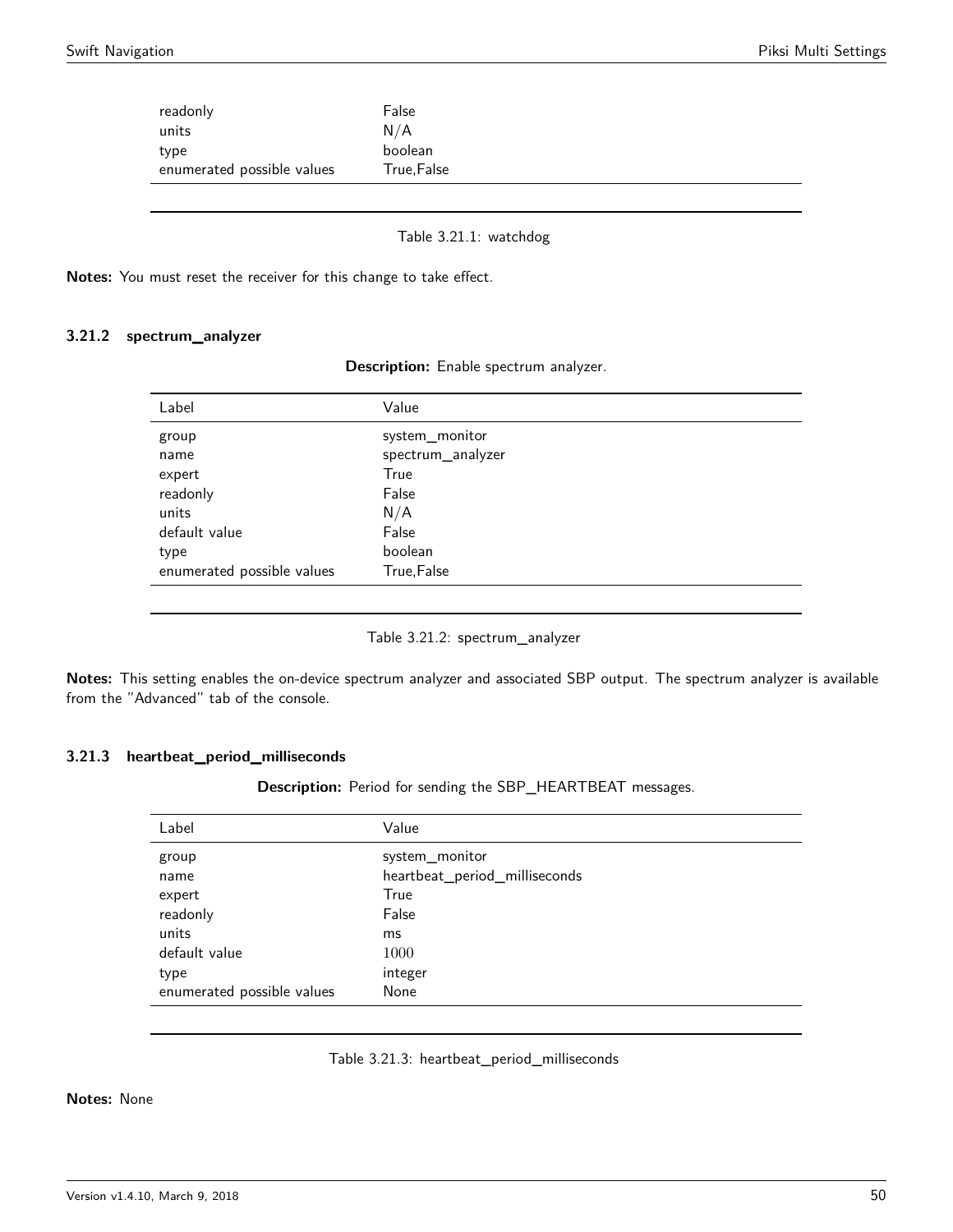| | |
|---|---|
| readonly | False |
| units | N/A |
| type | boolean |
| enumerated possible values | True,False |

Table 3.21.1: watchdog

**Notes:** You must reset the receiver for this change to take effect.

### 3.21.2 spectrum_analyzer

**Description:** Enable spectrum analyzer.

| Label | Value |
|---|---|
| group | system_monitor |
| name | spectrum_analyzer |
| expert | True |
| readonly | False |
| units | N/A |
| default value | False |
| type | boolean |
| enumerated possible values | True,False |

Table 3.21.2: spectrum_analyzer

**Notes:** This setting enables the on-device spectrum analyzer and associated SBP output. The spectrum analyzer is available from the "Advanced" tab of the console.

### 3.21.3 heartbeat_period_milliseconds

**Description:** Period for sending the SBP_HEARTBEAT messages.

| Label | Value |
|---|---|
| group | system_monitor |
| name | heartbeat_period_milliseconds |
| expert | True |
| readonly | False |
| units | ms |
| default value | 1000 |
| type | integer |
| enumerated possible values | None |

Table 3.21.3: heartbeat_period_milliseconds

**Notes:** None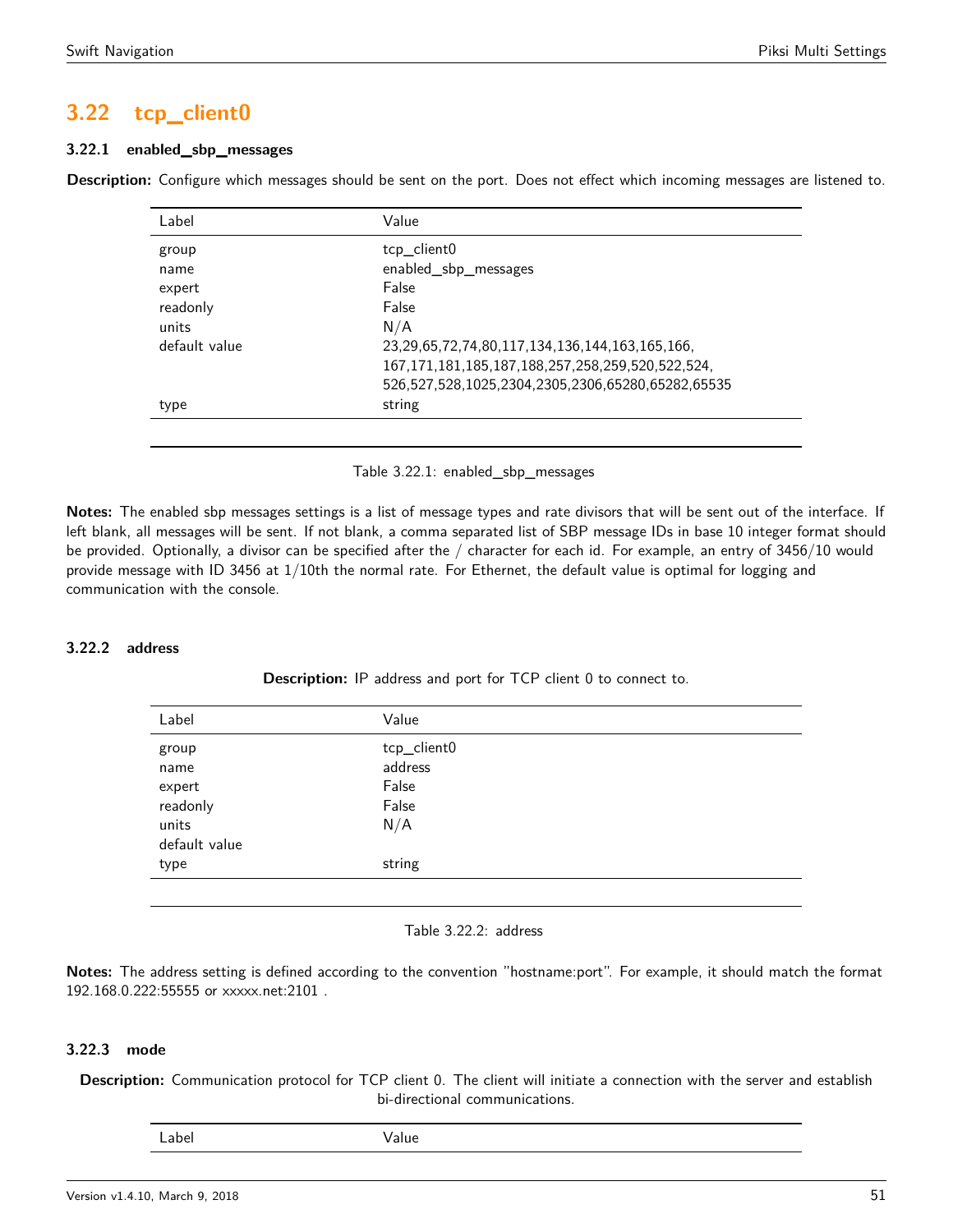## 3.22 tcp_client0

### 3.22.1 enabled_sbp_messages

**Description:** Configure which messages should be sent on the port. Does not effect which incoming messages are listened to.

| Label | Value |
|---|---|
| group | tcp_client0 |
| name | enabled_sbp_messages |
| expert | False |
| readonly | False |
| units | N/A |
| default value | 23,29,65,72,74,80,117,134,136,144,163,165,166, 167,171,181,185,187,188,257,258,259,520,522,524, 526,527,528,1025,2304,2305,2306,65280,65282,65535 |
| type | string |

Table 3.22.1: enabled_sbp_messages

**Notes:** The enabled sbp messages settings is a list of message types and rate divisors that will be sent out of the interface. If left blank, all messages will be sent. If not blank, a comma separated list of SBP message IDs in base 10 integer format should be provided. Optionally, a divisor can be specified after the / character for each id. For example, an entry of 3456/10 would provide message with ID 3456 at 1/10th the normal rate. For Ethernet, the default value is optimal for logging and communication with the console.

### 3.22.2 address

**Description:** IP address and port for TCP client 0 to connect to.

| Label | Value |
|---|---|
| group | tcp_client0 |
| name | address |
| expert | False |
| readonly | False |
| units | N/A |
| default value | |
| type | string |

Table 3.22.2: address

**Notes:** The address setting is defined according to the convention "hostname:port". For example, it should match the format 192.168.0.222:55555 or xxxxx.net:2101 .

### 3.22.3 mode

**Description:** Communication protocol for TCP client 0. The client will initiate a connection with the server and establish bi-directional communications.

| Label | Value |
|---|---|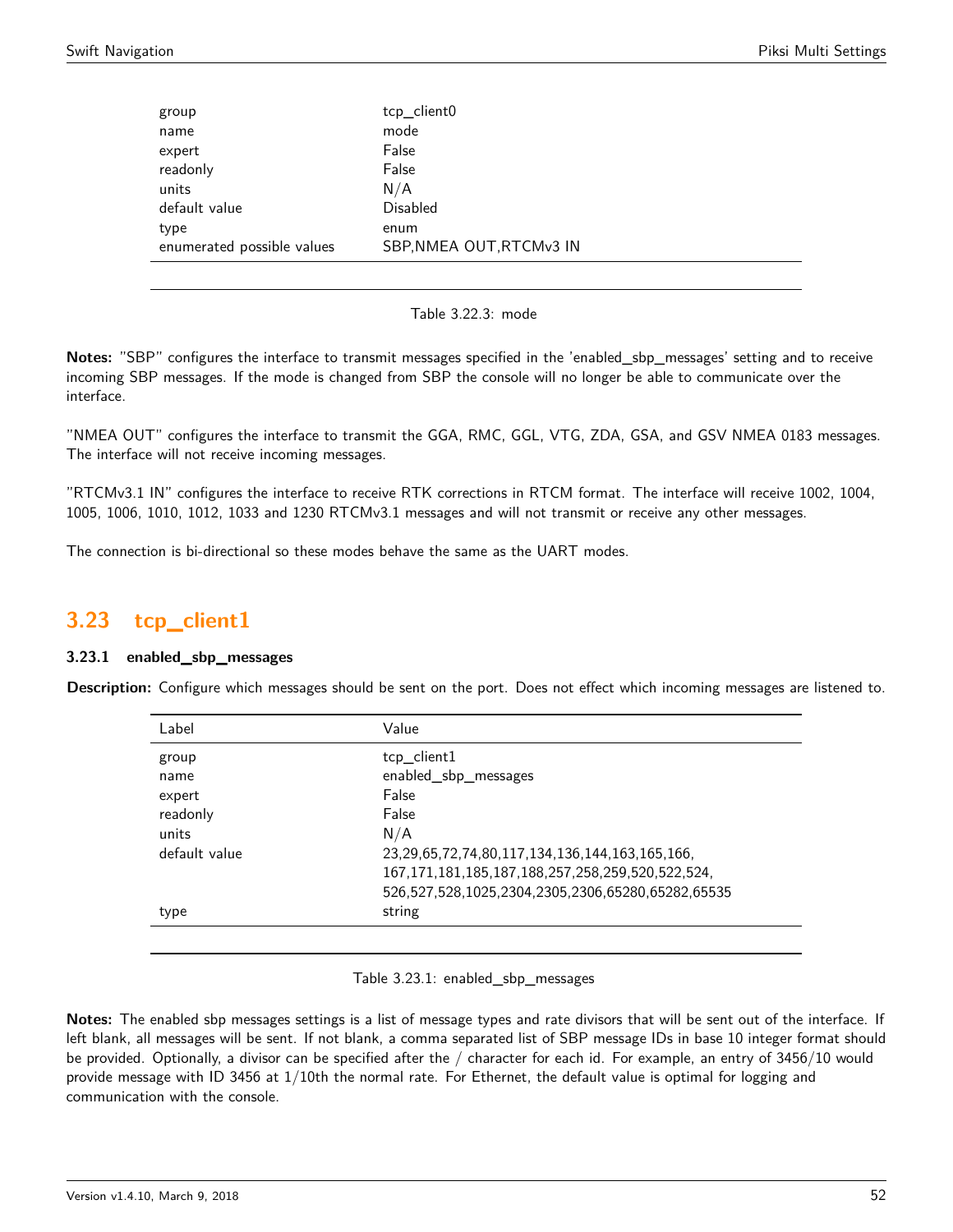| | |
|---|---|
| group | tcp_client0 |
| name | mode |
| expert | False |
| readonly | False |
| units | N/A |
| default value | Disabled |
| type | enum |
| enumerated possible values | SBP,NMEA OUT,RTCMv3 IN |

Table 3.22.3: mode

**Notes:** "SBP" configures the interface to transmit messages specified in the 'enabled_sbp_messages' setting and to receive incoming SBP messages. If the mode is changed from SBP the console will no longer be able to communicate over the interface.

"NMEA OUT" configures the interface to transmit the GGA, RMC, GGL, VTG, ZDA, GSA, and GSV NMEA 0183 messages. The interface will not receive incoming messages.

"RTCMv3.1 IN" configures the interface to receive RTK corrections in RTCM format. The interface will receive 1002, 1004, 1005, 1006, 1010, 1012, 1033 and 1230 RTCMv3.1 messages and will not transmit or receive any other messages.

The connection is bi-directional so these modes behave the same as the UART modes.

## 3.23 tcp_client1

### 3.23.1 enabled_sbp_messages

**Description:** Configure which messages should be sent on the port. Does not effect which incoming messages are listened to.

| Label | Value |
|---|---|
| group | tcp_client1 |
| name | enabled_sbp_messages |
| expert | False |
| readonly | False |
| units | N/A |
| default value | 23,29,65,72,74,80,117,134,136,144,163,165,166,167,171,181,185,187,188,257,258,259,520,522,524,526,527,528,1025,2304,2305,2306,65280,65282,65535 |
| type | string |

Table 3.23.1: enabled_sbp_messages

**Notes:** The enabled sbp messages settings is a list of message types and rate divisors that will be sent out of the interface. If left blank, all messages will be sent. If not blank, a comma separated list of SBP message IDs in base 10 integer format should be provided. Optionally, a divisor can be specified after the / character for each id. For example, an entry of 3456/10 would provide message with ID 3456 at 1/10th the normal rate. For Ethernet, the default value is optimal for logging and communication with the console.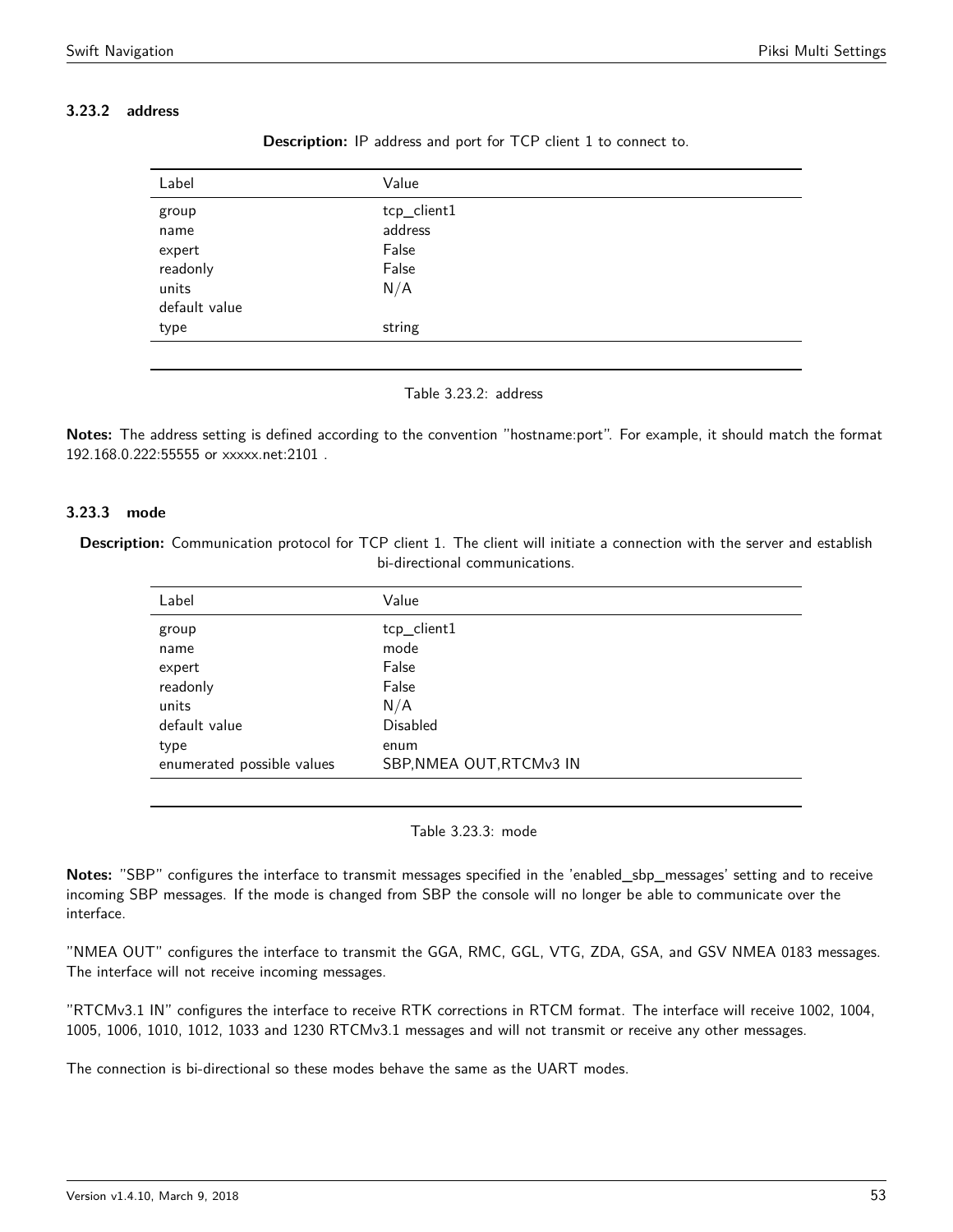### 3.23.2 address

**Description:** IP address and port for TCP client 1 to connect to.

| Label | Value |
|---|---|
| group | tcp_client1 |
| name | address |
| expert | False |
| readonly | False |
| units | N/A |
| default value | |
| type | string |

Table 3.23.2: address

**Notes:** The address setting is defined according to the convention "hostname:port". For example, it should match the format 192.168.0.222:55555 or xxxxx.net:2101 .

### 3.23.3 mode

**Description:** Communication protocol for TCP client 1. The client will initiate a connection with the server and establish bi-directional communications.

| Label | Value |
|---|---|
| group | tcp_client1 |
| name | mode |
| expert | False |
| readonly | False |
| units | N/A |
| default value | Disabled |
| type | enum |
| enumerated possible values | SBP,NMEA OUT,RTCMv3 IN |

Table 3.23.3: mode

**Notes:** "SBP" configures the interface to transmit messages specified in the 'enabled_sbp_messages' setting and to receive incoming SBP messages. If the mode is changed from SBP the console will no longer be able to communicate over the interface.

"NMEA OUT" configures the interface to transmit the GGA, RMC, GGL, VTG, ZDA, GSA, and GSV NMEA 0183 messages. The interface will not receive incoming messages.

"RTCMv3.1 IN" configures the interface to receive RTK corrections in RTCM format. The interface will receive 1002, 1004, 1005, 1006, 1010, 1012, 1033 and 1230 RTCMv3.1 messages and will not transmit or receive any other messages.

The connection is bi-directional so these modes behave the same as the UART modes.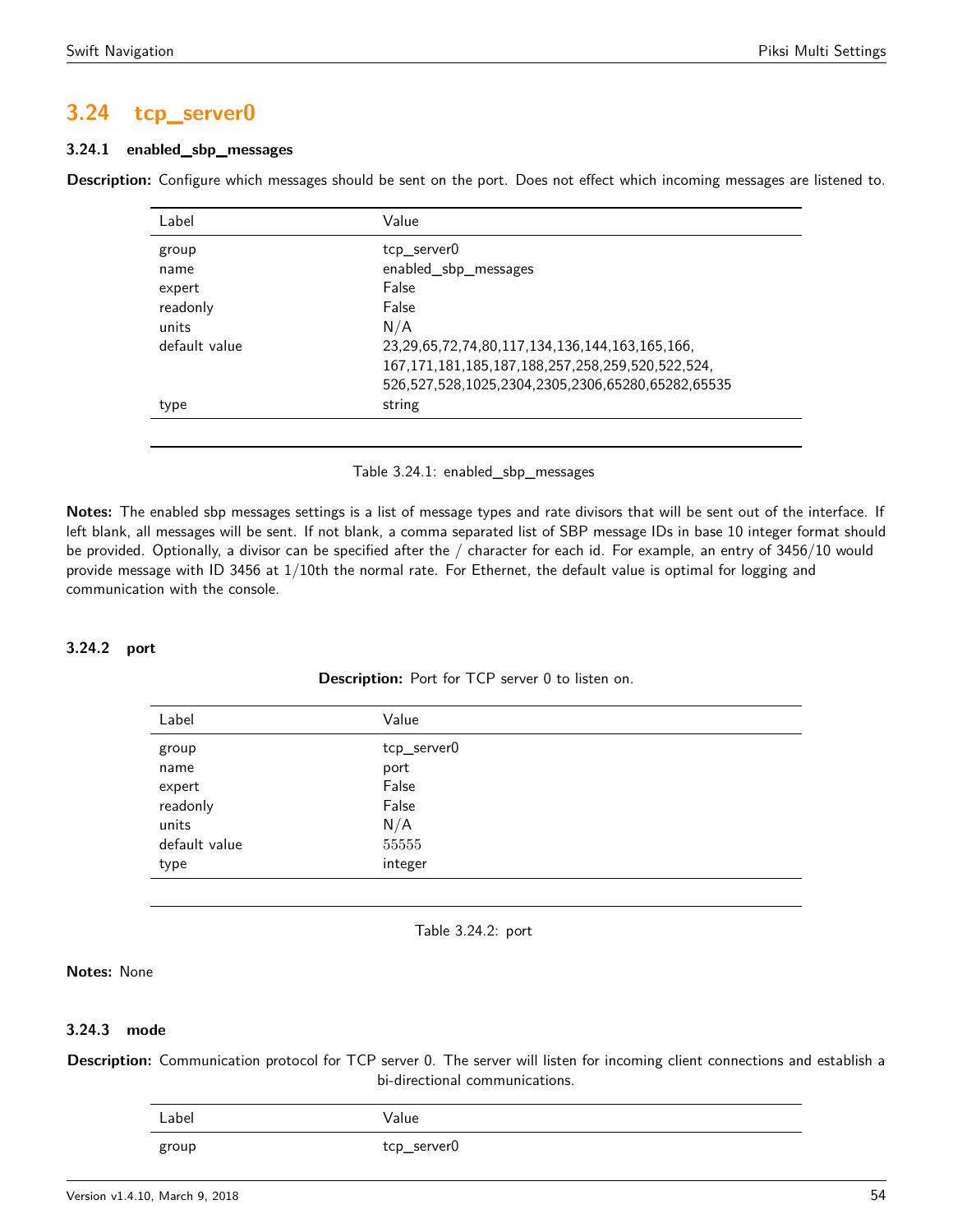## 3.24 tcp_server0

### 3.24.1 enabled_sbp_messages

**Description:** Configure which messages should be sent on the port. Does not effect which incoming messages are listened to.

| Label | Value |
|---|---|
| group | tcp_server0 |
| name | enabled_sbp_messages |
| expert | False |
| readonly | False |
| units | N/A |
| default value | 23,29,65,72,74,80,117,134,136,144,163,165,166, 167,171,181,185,187,188,257,258,259,520,522,524, 526,527,528,1025,2304,2305,2306,65280,65282,65535 |
| type | string |

Table 3.24.1: enabled_sbp_messages

**Notes:** The enabled sbp messages settings is a list of message types and rate divisors that will be sent out of the interface. If left blank, all messages will be sent. If not blank, a comma separated list of SBP message IDs in base 10 integer format should be provided. Optionally, a divisor can be specified after the / character for each id. For example, an entry of 3456/10 would provide message with ID 3456 at 1/10th the normal rate. For Ethernet, the default value is optimal for logging and communication with the console.

### 3.24.2 port

**Description:** Port for TCP server 0 to listen on.

| Label | Value |
|---|---|
| group | tcp_server0 |
| name | port |
| expert | False |
| readonly | False |
| units | N/A |
| default value | 55555 |
| type | integer |

Table 3.24.2: port

**Notes:** None

### 3.24.3 mode

**Description:** Communication protocol for TCP server 0. The server will listen for incoming client connections and establish a bi-directional communications.

| Label | Value |
|---|---|
| group | tcp_server0 |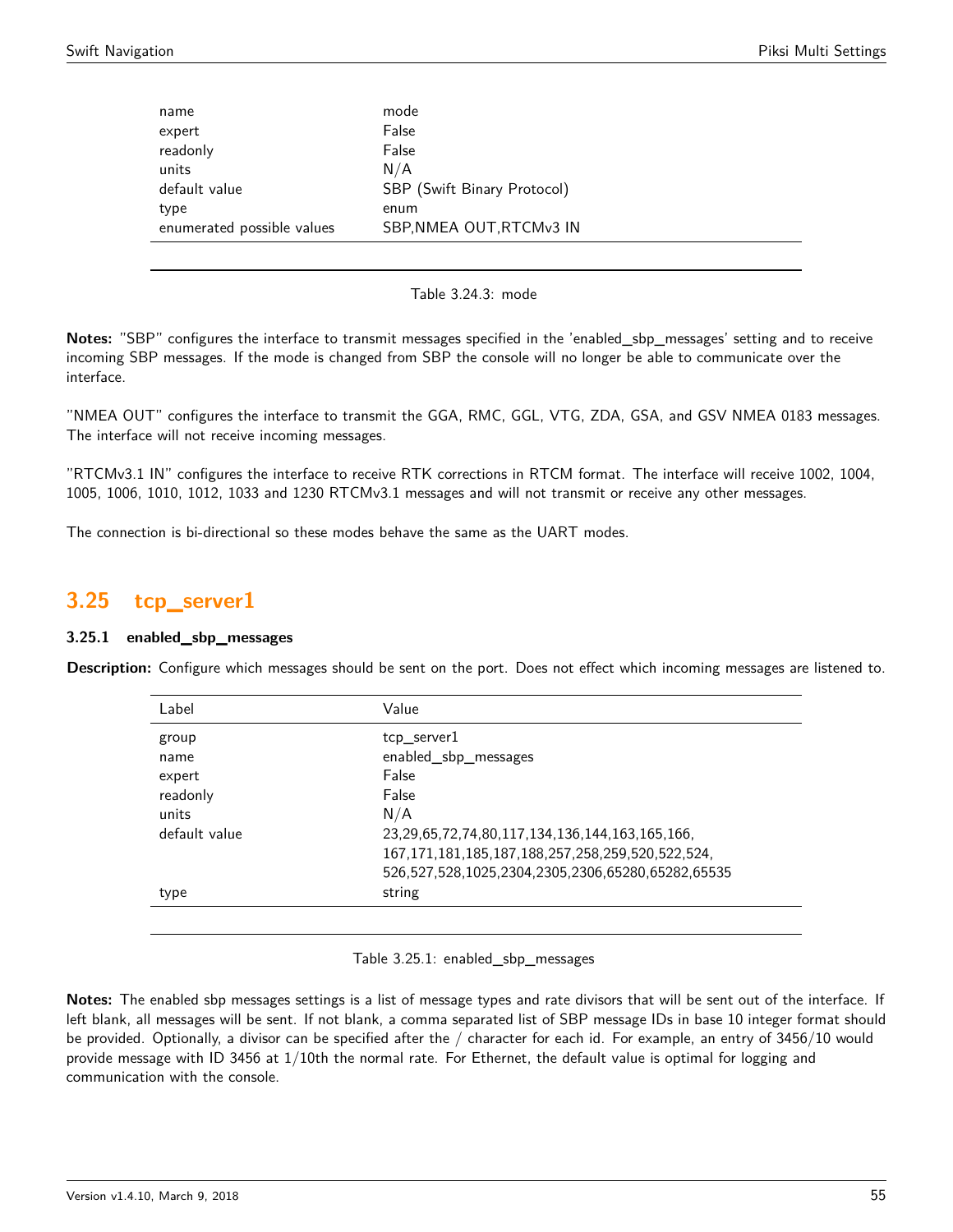| | |
|---|---|
| name | mode |
| expert | False |
| readonly | False |
| units | N/A |
| default value | SBP (Swift Binary Protocol) |
| type | enum |
| enumerated possible values | SBP,NMEA OUT,RTCMv3 IN |

Table 3.24.3: mode

**Notes:** "SBP" configures the interface to transmit messages specified in the 'enabled_sbp_messages' setting and to receive incoming SBP messages. If the mode is changed from SBP the console will no longer be able to communicate over the interface.

"NMEA OUT" configures the interface to transmit the GGA, RMC, GGL, VTG, ZDA, GSA, and GSV NMEA 0183 messages. The interface will not receive incoming messages.

"RTCMv3.1 IN" configures the interface to receive RTK corrections in RTCM format. The interface will receive 1002, 1004, 1005, 1006, 1010, 1012, 1033 and 1230 RTCMv3.1 messages and will not transmit or receive any other messages.

The connection is bi-directional so these modes behave the same as the UART modes.

## 3.25 tcp_server1

### 3.25.1 enabled_sbp_messages

**Description:** Configure which messages should be sent on the port. Does not effect which incoming messages are listened to.

| Label | Value |
|---|---|
| group | tcp_server1 |
| name | enabled_sbp_messages |
| expert | False |
| readonly | False |
| units | N/A |
| default value | 23,29,65,72,74,80,117,134,136,144,163,165,166, 167,171,181,185,187,188,257,258,259,520,522,524, 526,527,528,1025,2304,2305,2306,65280,65282,65535 |
| type | string |

Table 3.25.1: enabled_sbp_messages

**Notes:** The enabled sbp messages settings is a list of message types and rate divisors that will be sent out of the interface. If left blank, all messages will be sent. If not blank, a comma separated list of SBP message IDs in base 10 integer format should be provided. Optionally, a divisor can be specified after the / character for each id. For example, an entry of 3456/10 would provide message with ID 3456 at 1/10th the normal rate. For Ethernet, the default value is optimal for logging and communication with the console.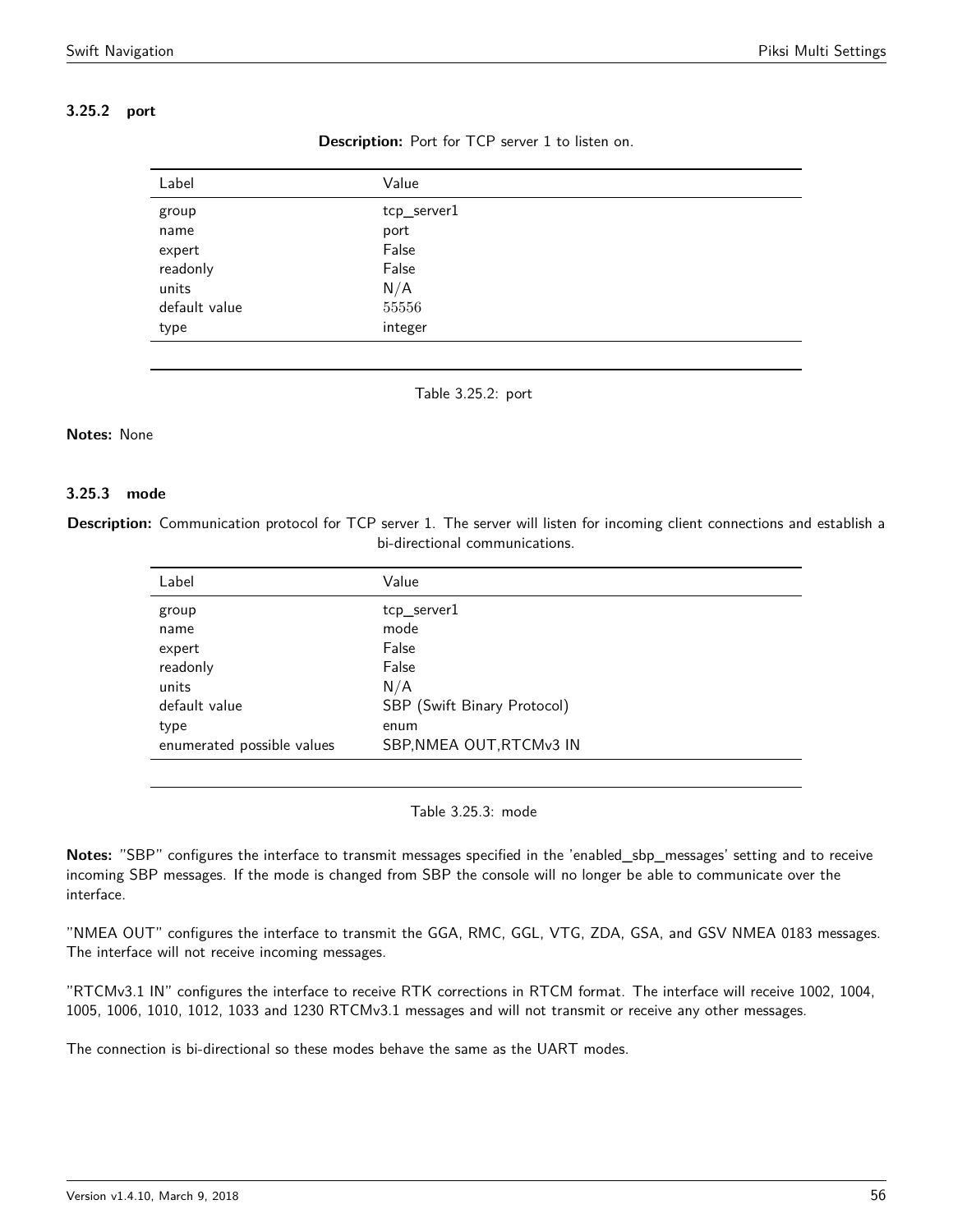### 3.25.2 port

**Description:** Port for TCP server 1 to listen on.

| Label | Value |
|---|---|
| group | tcp_server1 |
| name | port |
| expert | False |
| readonly | False |
| units | N/A |
| default value | 55556 |
| type | integer |

Table 3.25.2: port

**Notes:** None

### 3.25.3 mode

**Description:** Communication protocol for TCP server 1. The server will listen for incoming client connections and establish a bi-directional communications.

| Label | Value |
|---|---|
| group | tcp_server1 |
| name | mode |
| expert | False |
| readonly | False |
| units | N/A |
| default value | SBP (Swift Binary Protocol) |
| type | enum |
| enumerated possible values | SBP,NMEA OUT,RTCMv3 IN |

Table 3.25.3: mode

**Notes:** "SBP" configures the interface to transmit messages specified in the 'enabled_sbp_messages' setting and to receive incoming SBP messages. If the mode is changed from SBP the console will no longer be able to communicate over the interface.

"NMEA OUT" configures the interface to transmit the GGA, RMC, GGL, VTG, ZDA, GSA, and GSV NMEA 0183 messages. The interface will not receive incoming messages.

"RTCMv3.1 IN" configures the interface to receive RTK corrections in RTCM format. The interface will receive 1002, 1004, 1005, 1006, 1010, 1012, 1033 and 1230 RTCMv3.1 messages and will not transmit or receive any other messages.

The connection is bi-directional so these modes behave the same as the UART modes.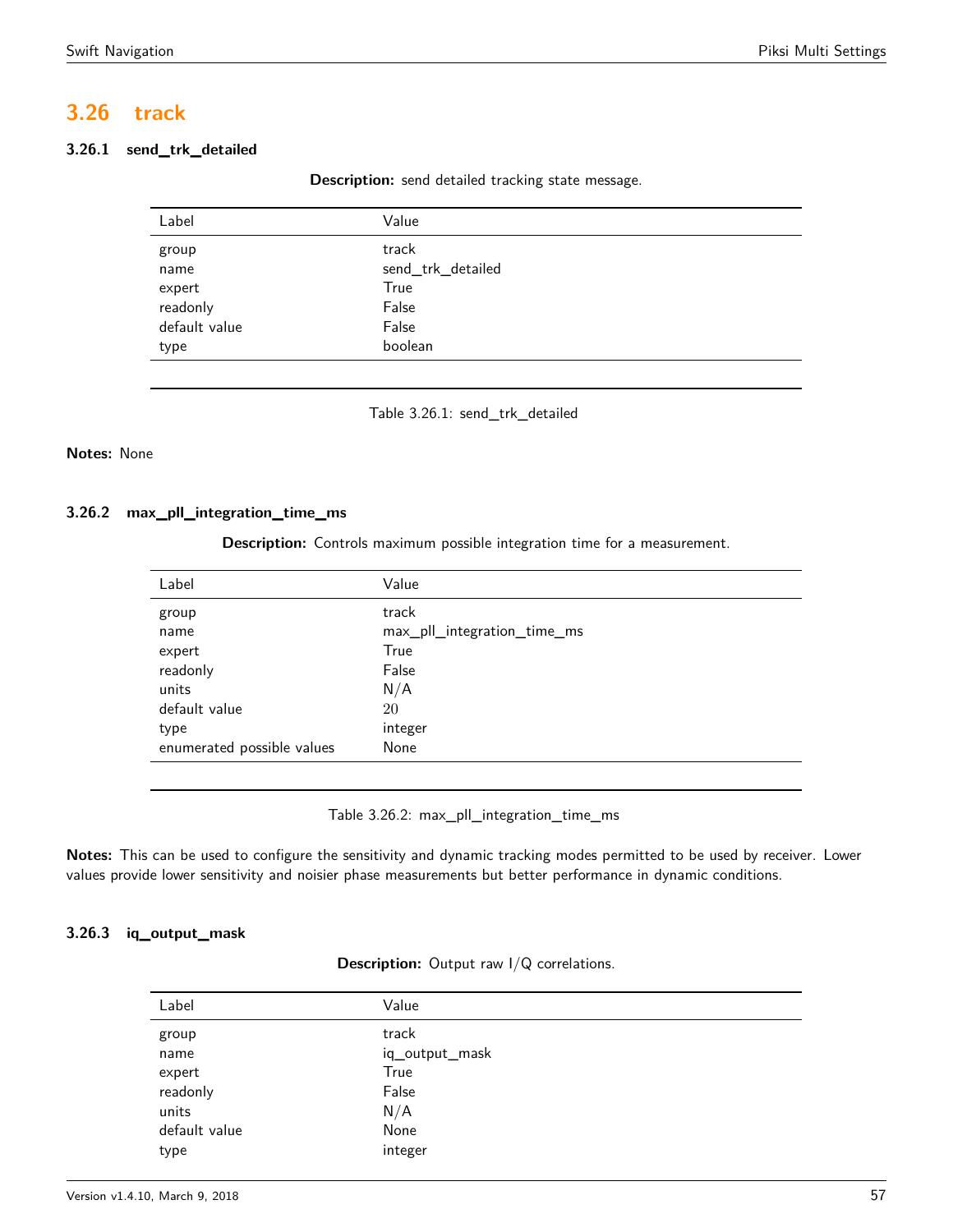## 3.26 track

### 3.26.1 send_trk_detailed

**Description:** send detailed tracking state message.

| Label | Value |
|---|---|
| group | track |
| name | send_trk_detailed |
| expert | True |
| readonly | False |
| default value | False |
| type | boolean |

Table 3.26.1: send_trk_detailed

**Notes:** None

### 3.26.2 max_pll_integration_time_ms

**Description:** Controls maximum possible integration time for a measurement.

| Label | Value |
|---|---|
| group | track |
| name | max_pll_integration_time_ms |
| expert | True |
| readonly | False |
| units | N/A |
| default value | 20 |
| type | integer |
| enumerated possible values | None |

Table 3.26.2: max_pll_integration_time_ms

**Notes:** This can be used to configure the sensitivity and dynamic tracking modes permitted to be used by receiver. Lower values provide lower sensitivity and noisier phase measurements but better performance in dynamic conditions.

### 3.26.3 iq_output_mask

**Description:** Output raw I/Q correlations.

| Label | Value |
|---|---|
| group | track |
| name | iq_output_mask |
| expert | True |
| readonly | False |
| units | N/A |
| default value | None |
| type | integer |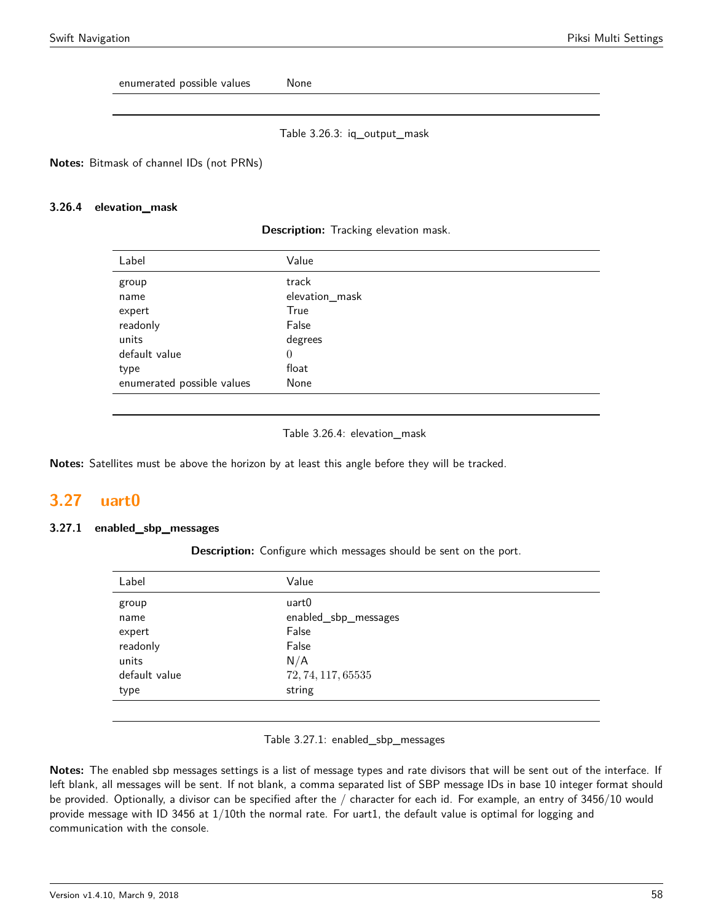| | |
|---|---|
| enumerated possible values | None |

Table 3.26.3: iq_output_mask

**Notes:** Bitmask of channel IDs (not PRNs)

### 3.26.4 elevation_mask

**Description:** Tracking elevation mask.

| Label | Value |
|---|---|
| group | track |
| name | elevation_mask |
| expert | True |
| readonly | False |
| units | degrees |
| default value | 0 |
| type | float |
| enumerated possible values | None |

Table 3.26.4: elevation_mask

**Notes:** Satellites must be above the horizon by at least this angle before they will be tracked.

## 3.27 uart0

### 3.27.1 enabled_sbp_messages

**Description:** Configure which messages should be sent on the port.

| Label | Value |
|---|---|
| group | uart0 |
| name | enabled_sbp_messages |
| expert | False |
| readonly | False |
| units | N/A |
| default value | 72, 74, 117, 65535 |
| type | string |

Table 3.27.1: enabled_sbp_messages

**Notes:** The enabled sbp messages settings is a list of message types and rate divisors that will be sent out of the interface. If left blank, all messages will be sent. If not blank, a comma separated list of SBP message IDs in base 10 integer format should be provided. Optionally, a divisor can be specified after the / character for each id. For example, an entry of 3456/10 would provide message with ID 3456 at 1/10th the normal rate. For uart1, the default value is optimal for logging and communication with the console.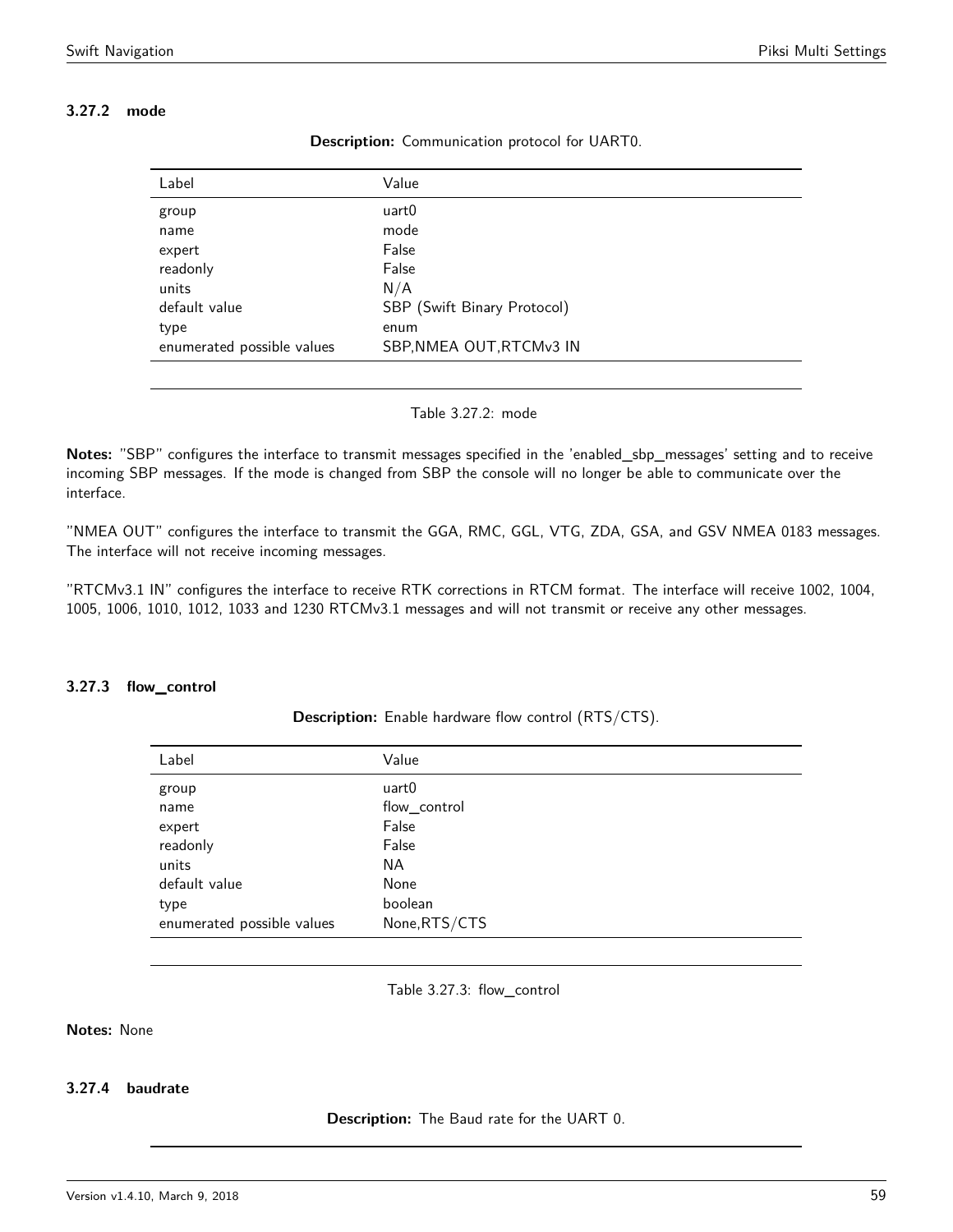### 3.27.2 mode

**Description:** Communication protocol for UART0.

| Label | Value |
|---|---|
| group | uart0 |
| name | mode |
| expert | False |
| readonly | False |
| units | N/A |
| default value | SBP (Swift Binary Protocol) |
| type | enum |
| enumerated possible values | SBP,NMEA OUT,RTCMv3 IN |

Table 3.27.2: mode

**Notes:** "SBP" configures the interface to transmit messages specified in the 'enabled_sbp_messages' setting and to receive incoming SBP messages. If the mode is changed from SBP the console will no longer be able to communicate over the interface.

"NMEA OUT" configures the interface to transmit the GGA, RMC, GGL, VTG, ZDA, GSA, and GSV NMEA 0183 messages. The interface will not receive incoming messages.

"RTCMv3.1 IN" configures the interface to receive RTK corrections in RTCM format. The interface will receive 1002, 1004, 1005, 1006, 1010, 1012, 1033 and 1230 RTCMv3.1 messages and will not transmit or receive any other messages.

### 3.27.3 flow_control

**Description:** Enable hardware flow control (RTS/CTS).

| Label | Value |
|---|---|
| group | uart0 |
| name | flow_control |
| expert | False |
| readonly | False |
| units | NA |
| default value | None |
| type | boolean |
| enumerated possible values | None,RTS/CTS |

Table 3.27.3: flow_control

**Notes:** None

### 3.27.4 baudrate

**Description:** The Baud rate for the UART 0.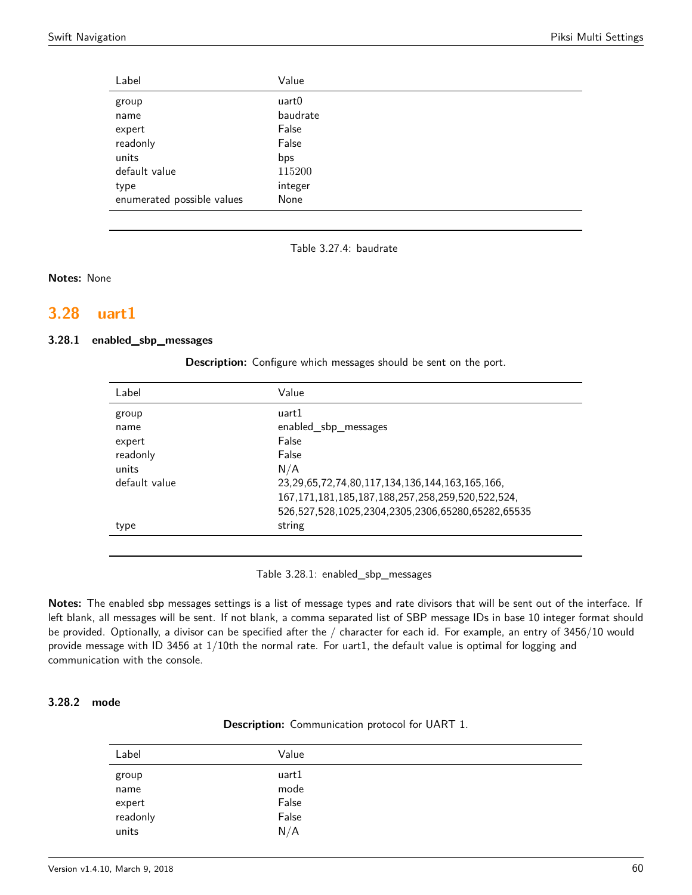| Label | Value |
|---|---|
| group | uart0 |
| name | baudrate |
| expert | False |
| readonly | False |
| units | bps |
| default value | 115200 |
| type | integer |
| enumerated possible values | None |

Table 3.27.4: baudrate

**Notes:** None

## 3.28 uart1

### 3.28.1 enabled_sbp_messages

**Description:** Configure which messages should be sent on the port.

| Label | Value |
|---|---|
| group | uart1 |
| name | enabled_sbp_messages |
| expert | False |
| readonly | False |
| units | N/A |
| default value | 23,29,65,72,74,80,117,134,136,144,163,165,166,167,171,181,185,187,188,257,258,259,520,522,524,526,527,528,1025,2304,2305,2306,65280,65282,65535 |
| type | string |

Table 3.28.1: enabled_sbp_messages

**Notes:** The enabled sbp messages settings is a list of message types and rate divisors that will be sent out of the interface. If left blank, all messages will be sent. If not blank, a comma separated list of SBP message IDs in base 10 integer format should be provided. Optionally, a divisor can be specified after the / character for each id. For example, an entry of 3456/10 would provide message with ID 3456 at 1/10th the normal rate. For uart1, the default value is optimal for logging and communication with the console.

### 3.28.2 mode

**Description:** Communication protocol for UART 1.

| Label | Value |
|---|---|
| group | uart1 |
| name | mode |
| expert | False |
| readonly | False |
| units | N/A |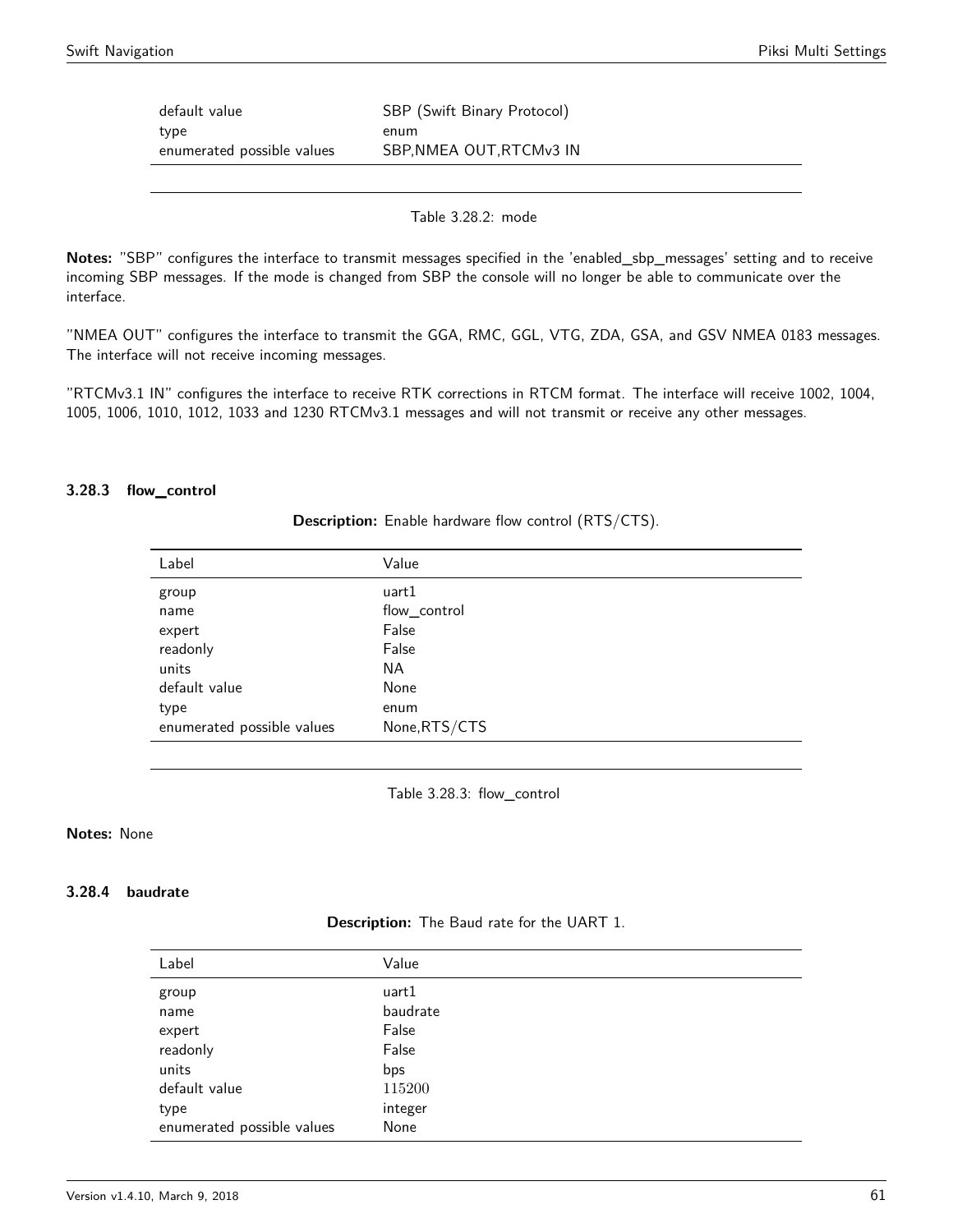| | |
|---|---|
| default value | SBP (Swift Binary Protocol) |
| type | enum |
| enumerated possible values | SBP,NMEA OUT,RTCMv3 IN |

Table 3.28.2: mode

**Notes:** "SBP" configures the interface to transmit messages specified in the 'enabled_sbp_messages' setting and to receive incoming SBP messages. If the mode is changed from SBP the console will no longer be able to communicate over the interface.

"NMEA OUT" configures the interface to transmit the GGA, RMC, GGL, VTG, ZDA, GSA, and GSV NMEA 0183 messages. The interface will not receive incoming messages.

"RTCMv3.1 IN" configures the interface to receive RTK corrections in RTCM format. The interface will receive 1002, 1004, 1005, 1006, 1010, 1012, 1033 and 1230 RTCMv3.1 messages and will not transmit or receive any other messages.

### 3.28.3 flow_control

**Description:** Enable hardware flow control (RTS/CTS).

| Label | Value |
|---|---|
| group | uart1 |
| name | flow_control |
| expert | False |
| readonly | False |
| units | NA |
| default value | None |
| type | enum |
| enumerated possible values | None,RTS/CTS |

Table 3.28.3: flow_control

**Notes:** None

### 3.28.4 baudrate

**Description:** The Baud rate for the UART 1.

| Label | Value |
|---|---|
| group | uart1 |
| name | baudrate |
| expert | False |
| readonly | False |
| units | bps |
| default value | 115200 |
| type | integer |
| enumerated possible values | None |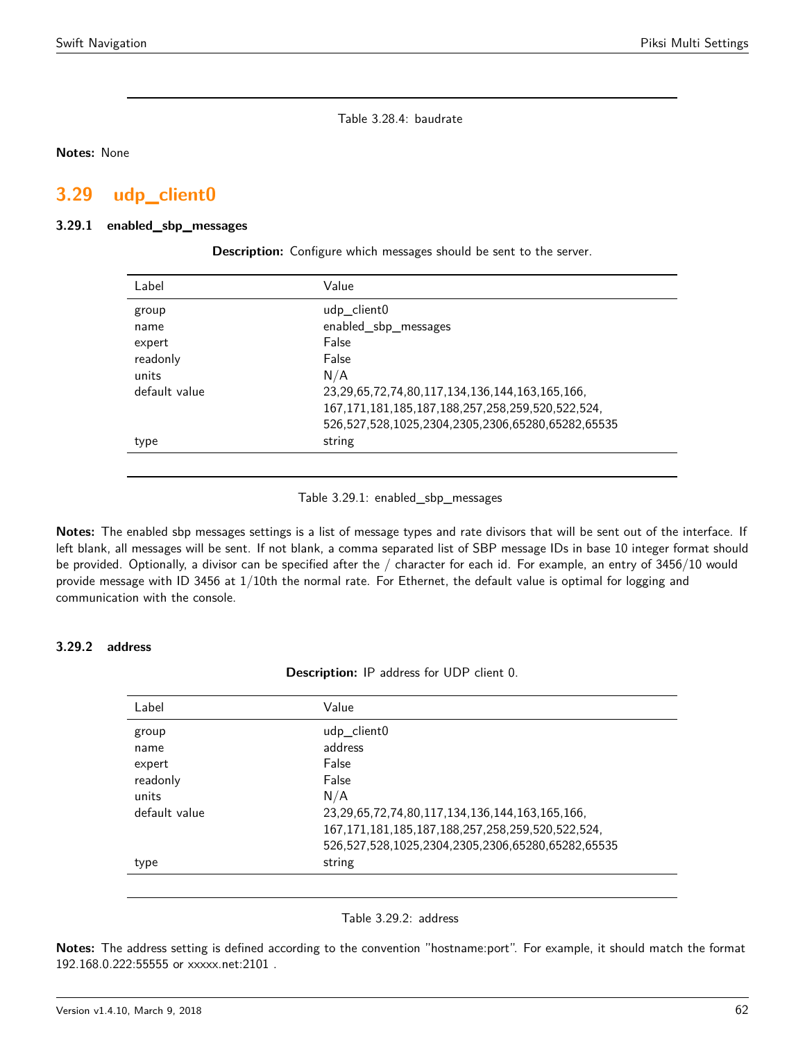Table 3.28.4: baudrate

**Notes:** None

## 3.29 udp_client0

### 3.29.1 enabled_sbp_messages

**Description:** Configure which messages should be sent to the server.

| Label | Value |
| --- | --- |
| group | udp_client0 |
| name | enabled_sbp_messages |
| expert | False |
| readonly | False |
| units | N/A |
| default value | 23,29,65,72,74,80,117,134,136,144,163,165,166,167,171,181,185,187,188,257,258,259,520,522,524,526,527,528,1025,2304,2305,2306,65280,65282,65535 |
| type | string |

Table 3.29.1: enabled_sbp_messages

**Notes:** The enabled sbp messages settings is a list of message types and rate divisors that will be sent out of the interface. If left blank, all messages will be sent. If not blank, a comma separated list of SBP message IDs in base 10 integer format should be provided. Optionally, a divisor can be specified after the / character for each id. For example, an entry of 3456/10 would provide message with ID 3456 at 1/10th the normal rate. For Ethernet, the default value is optimal for logging and communication with the console.

### 3.29.2 address

**Description:** IP address for UDP client 0.

| Label | Value |
| --- | --- |
| group | udp_client0 |
| name | address |
| expert | False |
| readonly | False |
| units | N/A |
| default value | 23,29,65,72,74,80,117,134,136,144,163,165,166,167,171,181,185,187,188,257,258,259,520,522,524,526,527,528,1025,2304,2305,2306,65280,65282,65535 |
| type | string |

Table 3.29.2: address

**Notes:** The address setting is defined according to the convention "hostname:port". For example, it should match the format 192.168.0.222:55555 or xxxxx.net:2101 .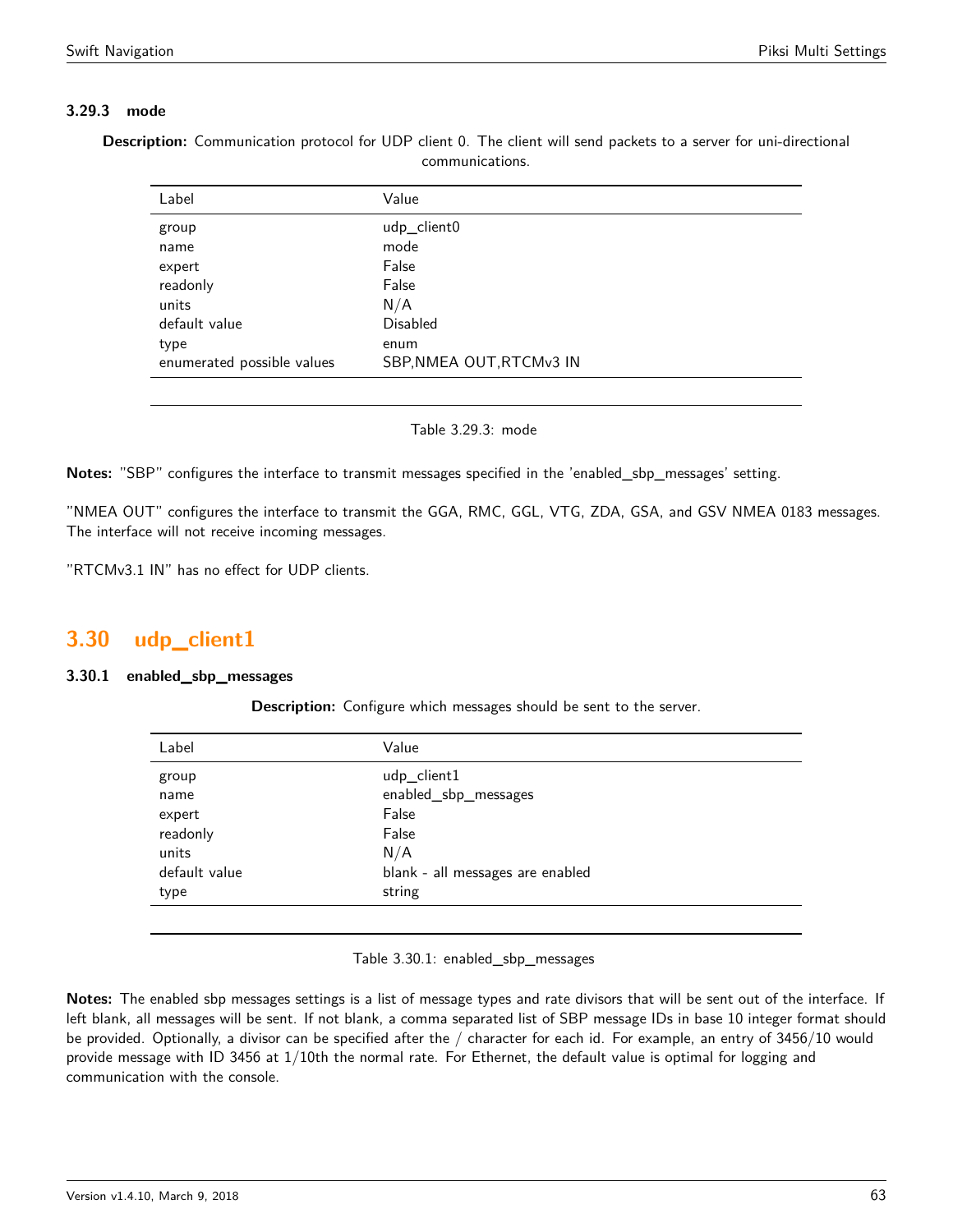### 3.29.3 mode

**Description:** Communication protocol for UDP client 0. The client will send packets to a server for uni-directional communications.

| Label | Value |
|---|---|
| group | udp_client0 |
| name | mode |
| expert | False |
| readonly | False |
| units | N/A |
| default value | Disabled |
| type | enum |
| enumerated possible values | SBP,NMEA OUT,RTCMv3 IN |

Table 3.29.3: mode

**Notes:** "SBP" configures the interface to transmit messages specified in the 'enabled_sbp_messages' setting.

"NMEA OUT" configures the interface to transmit the GGA, RMC, GGL, VTG, ZDA, GSA, and GSV NMEA 0183 messages. The interface will not receive incoming messages.

"RTCMv3.1 IN" has no effect for UDP clients.

## 3.30 udp_client1

### 3.30.1 enabled_sbp_messages

**Description:** Configure which messages should be sent to the server.

| Label | Value |
|---|---|
| group | udp_client1 |
| name | enabled_sbp_messages |
| expert | False |
| readonly | False |
| units | N/A |
| default value | blank - all messages are enabled |
| type | string |

Table 3.30.1: enabled_sbp_messages

**Notes:** The enabled sbp messages settings is a list of message types and rate divisors that will be sent out of the interface. If left blank, all messages will be sent. If not blank, a comma separated list of SBP message IDs in base 10 integer format should be provided. Optionally, a divisor can be specified after the / character for each id. For example, an entry of 3456/10 would provide message with ID 3456 at 1/10th the normal rate. For Ethernet, the default value is optimal for logging and communication with the console.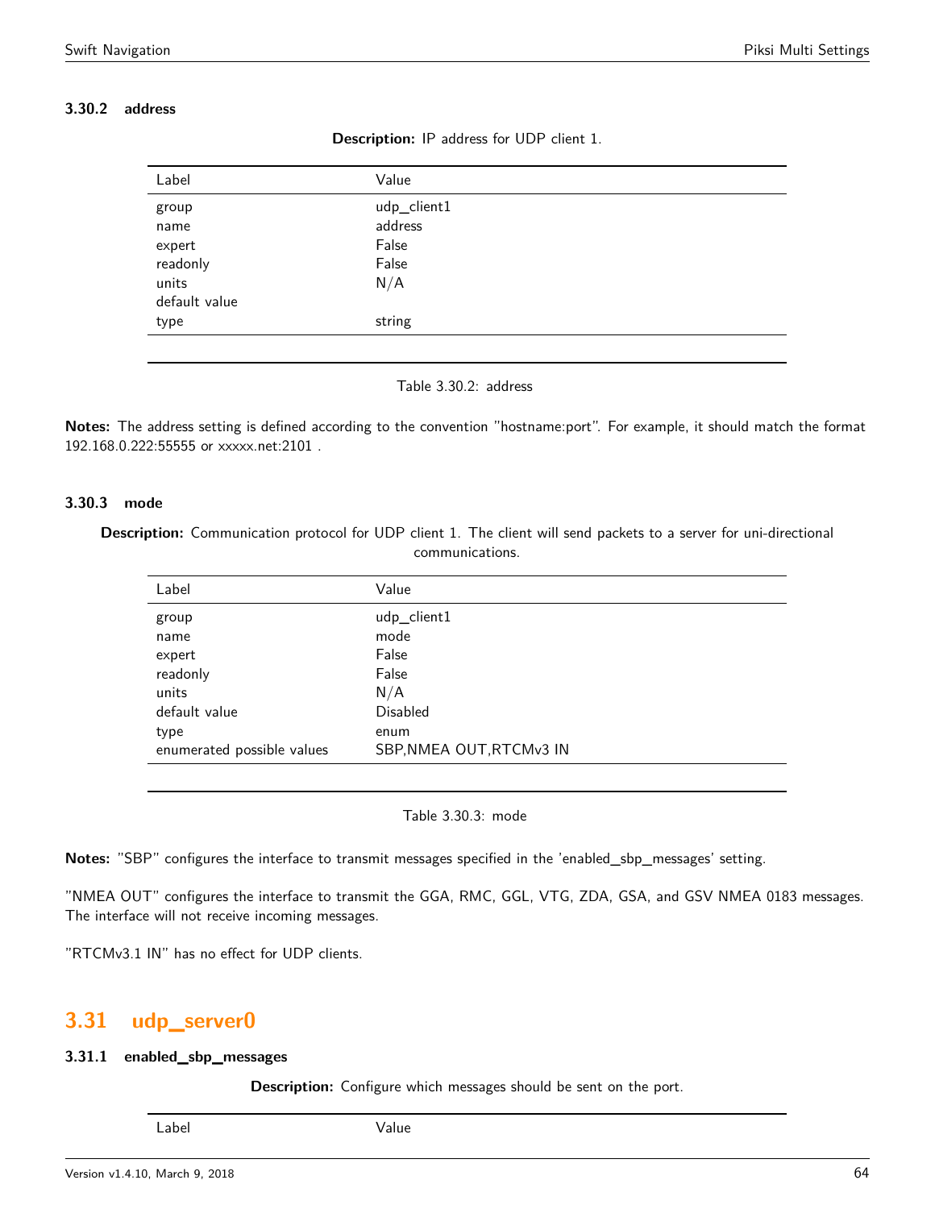### 3.30.2 address

**Description:** IP address for UDP client 1.

| Label | Value |
|---|---|
| group | udp_client1 |
| name | address |
| expert | False |
| readonly | False |
| units | N/A |
| default value | |
| type | string |

Table 3.30.2: address

**Notes:** The address setting is defined according to the convention "hostname:port". For example, it should match the format 192.168.0.222:55555 or xxxxx.net:2101 .

### 3.30.3 mode

**Description:** Communication protocol for UDP client 1. The client will send packets to a server for uni-directional communications.

| Label | Value |
|---|---|
| group | udp_client1 |
| name | mode |
| expert | False |
| readonly | False |
| units | N/A |
| default value | Disabled |
| type | enum |
| enumerated possible values | SBP,NMEA OUT,RTCMv3 IN |

Table 3.30.3: mode

**Notes:** "SBP" configures the interface to transmit messages specified in the 'enabled_sbp_messages' setting.

"NMEA OUT" configures the interface to transmit the GGA, RMC, GGL, VTG, ZDA, GSA, and GSV NMEA 0183 messages. The interface will not receive incoming messages.

"RTCMv3.1 IN" has no effect for UDP clients.

## 3.31 udp_server0

### 3.31.1 enabled_sbp_messages

**Description:** Configure which messages should be sent on the port.

| Label | Value |
|---|---|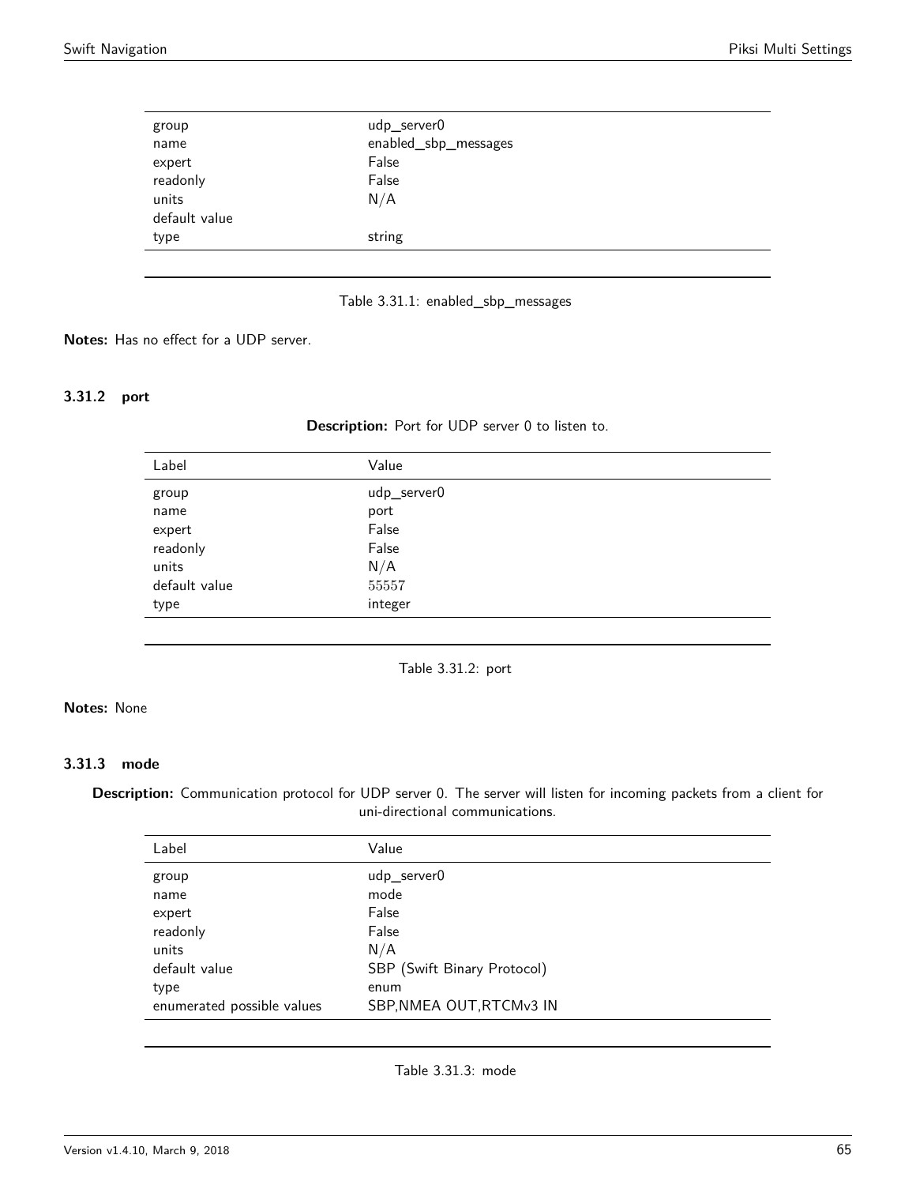| | |
|---|---|
| group | udp_server0 |
| name | enabled_sbp_messages |
| expert | False |
| readonly | False |
| units | N/A |
| default value | |
| type | string |

Table 3.31.1: enabled_sbp_messages

**Notes:** Has no effect for a UDP server.

### 3.31.2 port

**Description:** Port for UDP server 0 to listen to.

| Label | Value |
|---|---|
| group | udp_server0 |
| name | port |
| expert | False |
| readonly | False |
| units | N/A |
| default value | 55557 |
| type | integer |

Table 3.31.2: port

**Notes:** None

### 3.31.3 mode

**Description:** Communication protocol for UDP server 0. The server will listen for incoming packets from a client for uni-directional communications.

| Label | Value |
|---|---|
| group | udp_server0 |
| name | mode |
| expert | False |
| readonly | False |
| units | N/A |
| default value | SBP (Swift Binary Protocol) |
| type | enum |
| enumerated possible values | SBP,NMEA OUT,RTCMv3 IN |

Table 3.31.3: mode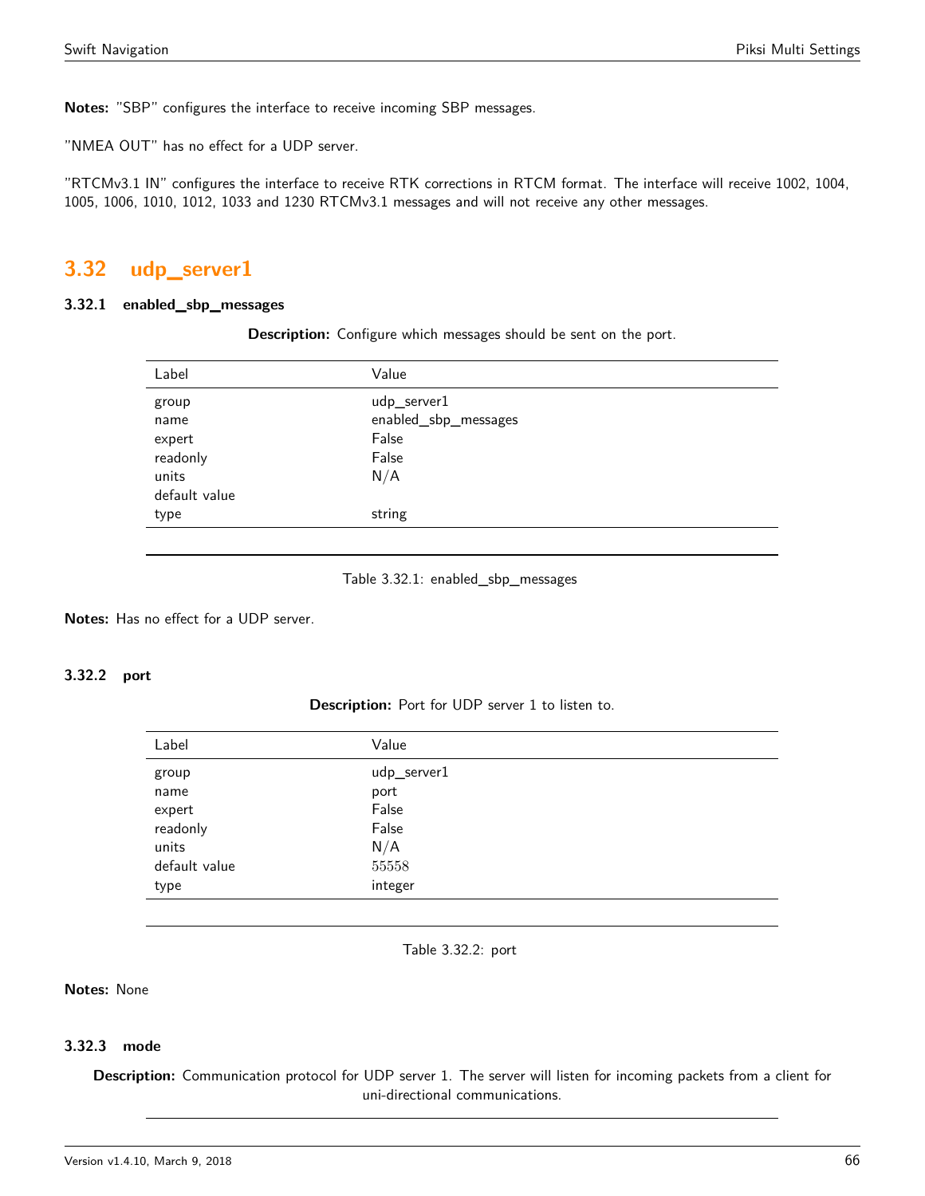**Notes:** "SBP" configures the interface to receive incoming SBP messages.

"NMEA OUT" has no effect for a UDP server.

"RTCMv3.1 IN" configures the interface to receive RTK corrections in RTCM format. The interface will receive 1002, 1004, 1005, 1006, 1010, 1012, 1033 and 1230 RTCMv3.1 messages and will not receive any other messages.

## 3.32 udp_server1

### 3.32.1 enabled_sbp_messages

**Description:** Configure which messages should be sent on the port.

| Label | Value |
|---|---|
| group | udp_server1 |
| name | enabled_sbp_messages |
| expert | False |
| readonly | False |
| units | N/A |
| default value | |
| type | string |

Table 3.32.1: enabled_sbp_messages

**Notes:** Has no effect for a UDP server.

### 3.32.2 port

**Description:** Port for UDP server 1 to listen to.

| Label | Value |
|---|---|
| group | udp_server1 |
| name | port |
| expert | False |
| readonly | False |
| units | N/A |
| default value | 55558 |
| type | integer |

Table 3.32.2: port

**Notes:** None

### 3.32.3 mode

**Description:** Communication protocol for UDP server 1. The server will listen for incoming packets from a client for uni-directional communications.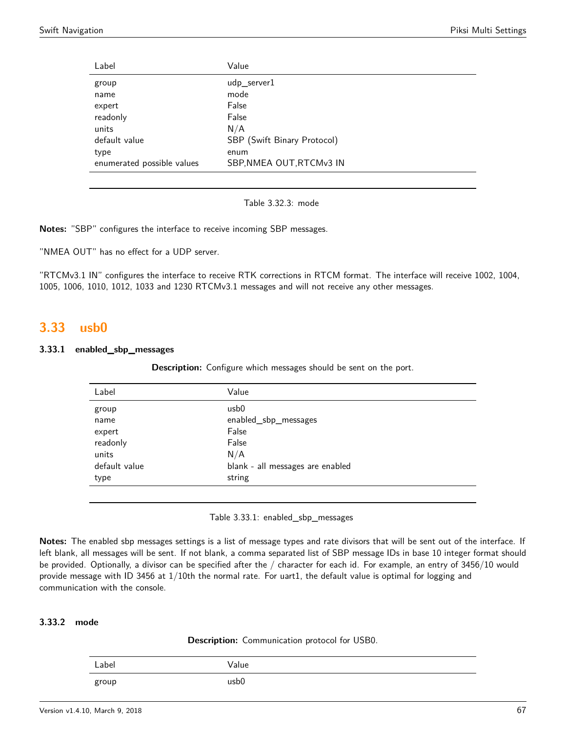| Label | Value |
|---|---|
| group | udp_server1 |
| name | mode |
| expert | False |
| readonly | False |
| units | N/A |
| default value | SBP (Swift Binary Protocol) |
| type | enum |
| enumerated possible values | SBP,NMEA OUT,RTCMv3 IN |

Table 3.32.3: mode

**Notes:** "SBP" configures the interface to receive incoming SBP messages.

"NMEA OUT" has no effect for a UDP server.

"RTCMv3.1 IN" configures the interface to receive RTK corrections in RTCM format. The interface will receive 1002, 1004, 1005, 1006, 1010, 1012, 1033 and 1230 RTCMv3.1 messages and will not receive any other messages.

## 3.33 usb0

### 3.33.1 enabled_sbp_messages

**Description:** Configure which messages should be sent on the port.

| Label | Value |
|---|---|
| group | usb0 |
| name | enabled_sbp_messages |
| expert | False |
| readonly | False |
| units | N/A |
| default value | blank - all messages are enabled |
| type | string |

Table 3.33.1: enabled_sbp_messages

**Notes:** The enabled sbp messages settings is a list of message types and rate divisors that will be sent out of the interface. If left blank, all messages will be sent. If not blank, a comma separated list of SBP message IDs in base 10 integer format should be provided. Optionally, a divisor can be specified after the / character for each id. For example, an entry of 3456/10 would provide message with ID 3456 at 1/10th the normal rate. For uart1, the default value is optimal for logging and communication with the console.

### 3.33.2 mode

**Description:** Communication protocol for USB0.

| Label | Value |
|---|---|
| group | usb0 |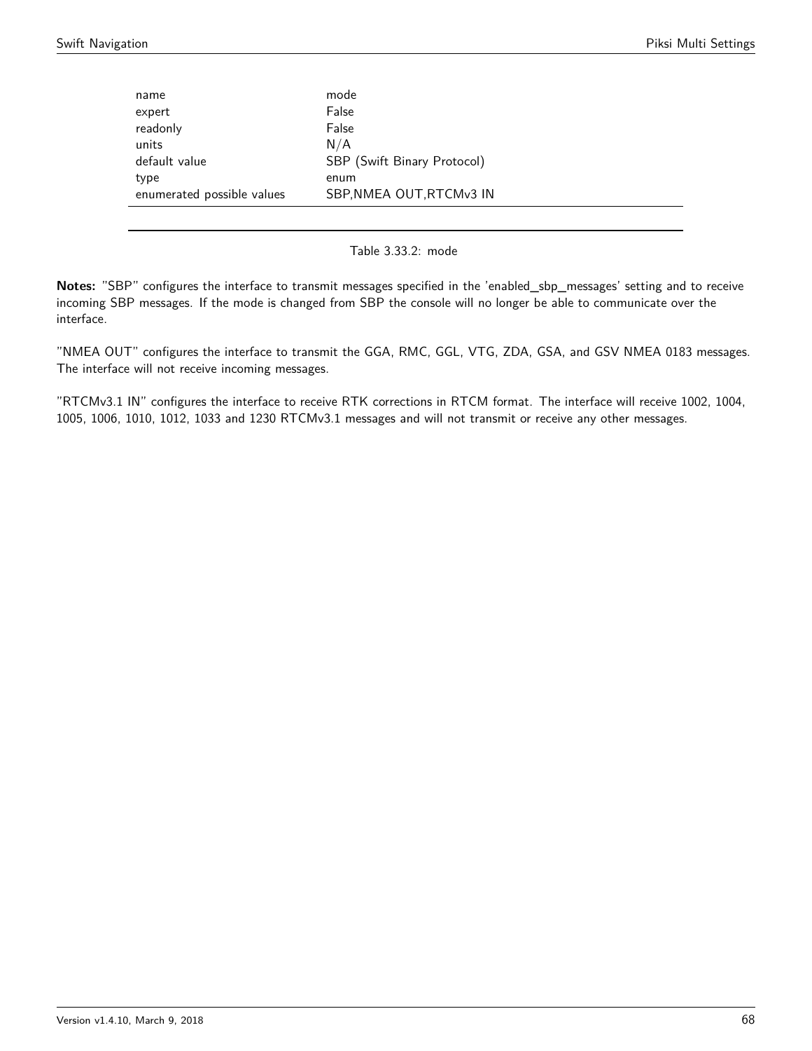| | |
|---|---|
| name | mode |
| expert | False |
| readonly | False |
| units | N/A |
| default value | SBP (Swift Binary Protocol) |
| type | enum |
| enumerated possible values | SBP,NMEA OUT,RTCMv3 IN |

Table 3.33.2: mode

**Notes:** "SBP" configures the interface to transmit messages specified in the 'enabled_sbp_messages' setting and to receive incoming SBP messages. If the mode is changed from SBP the console will no longer be able to communicate over the interface.

"NMEA OUT" configures the interface to transmit the GGA, RMC, GGL, VTG, ZDA, GSA, and GSV NMEA 0183 messages. The interface will not receive incoming messages.

"RTCMv3.1 IN" configures the interface to receive RTK corrections in RTCM format. The interface will receive 1002, 1004, 1005, 1006, 1010, 1012, 1033 and 1230 RTCMv3.1 messages and will not transmit or receive any other messages.